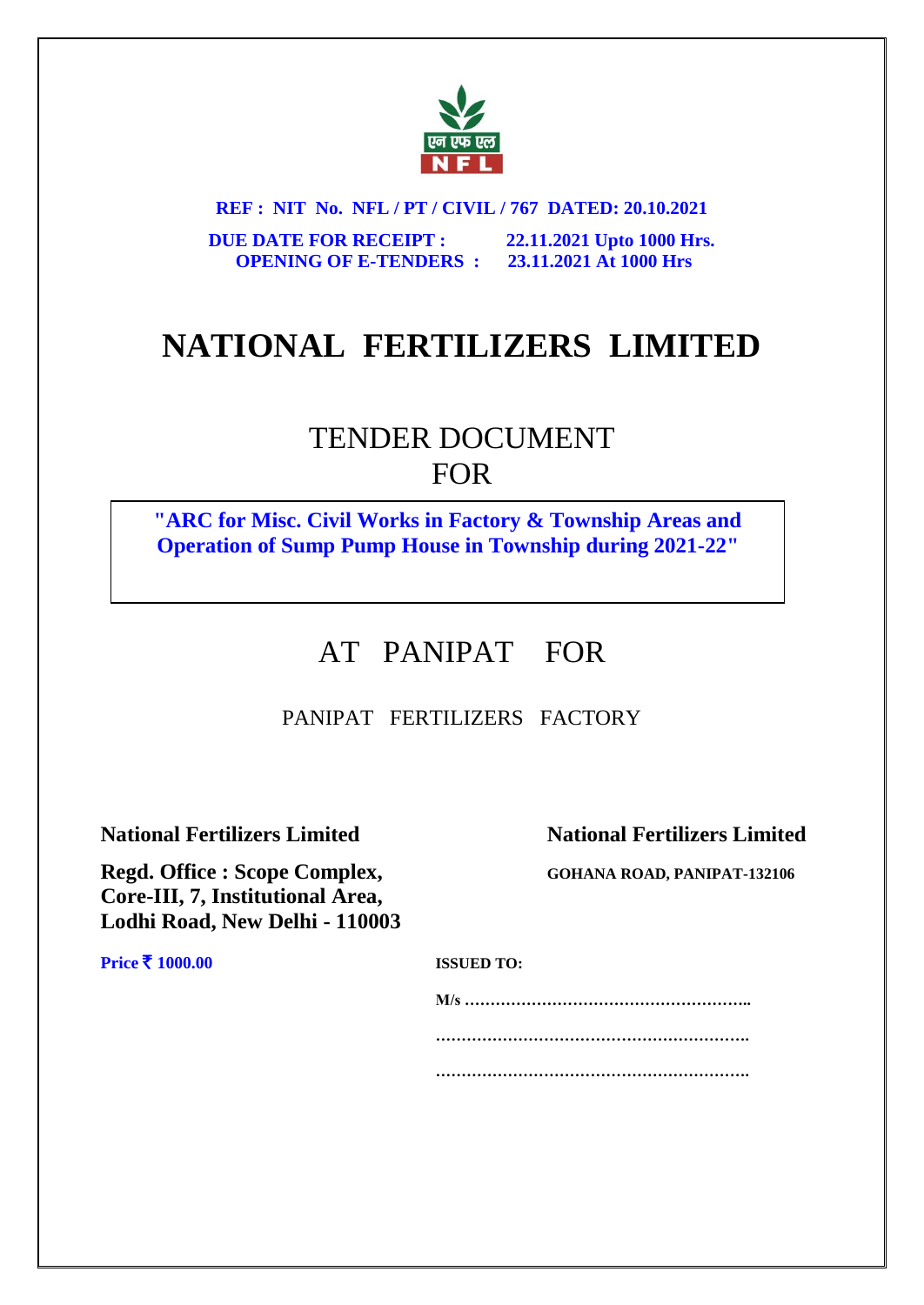एन एफ एल
NFL

**REF : NIT No. NFL / PT / CIVIL / 767 DATED: 20.10.2021**

**DUE DATE FOR RECEIPT : 22.11.2021 Upto 1000 Hrs.**
**OPENING OF E-TENDERS : 23.11.2021 At 1000 Hrs**

# NATIONAL FERTILIZERS LIMITED

## TENDER DOCUMENT
## FOR

**"ARC for Misc. Civil Works in Factory & Township Areas and Operation of Sump Pump House in Township during 2021-22"**

## AT PANIPAT FOR

PANIPAT FERTILIZERS FACTORY

**National Fertilizers Limited**

**Regd. Office : Scope Complex,**
**Core-III, 7, Institutional Area,**
**Lodhi Road, New Delhi - 110003**

**National Fertilizers Limited**

**GOHANA ROAD, PANIPAT-132106**

**Price ₹ 1000.00**

**ISSUED TO:**

**M/s ………………………………………………..**

**…………………………………………………….**

**…………………………………………………….**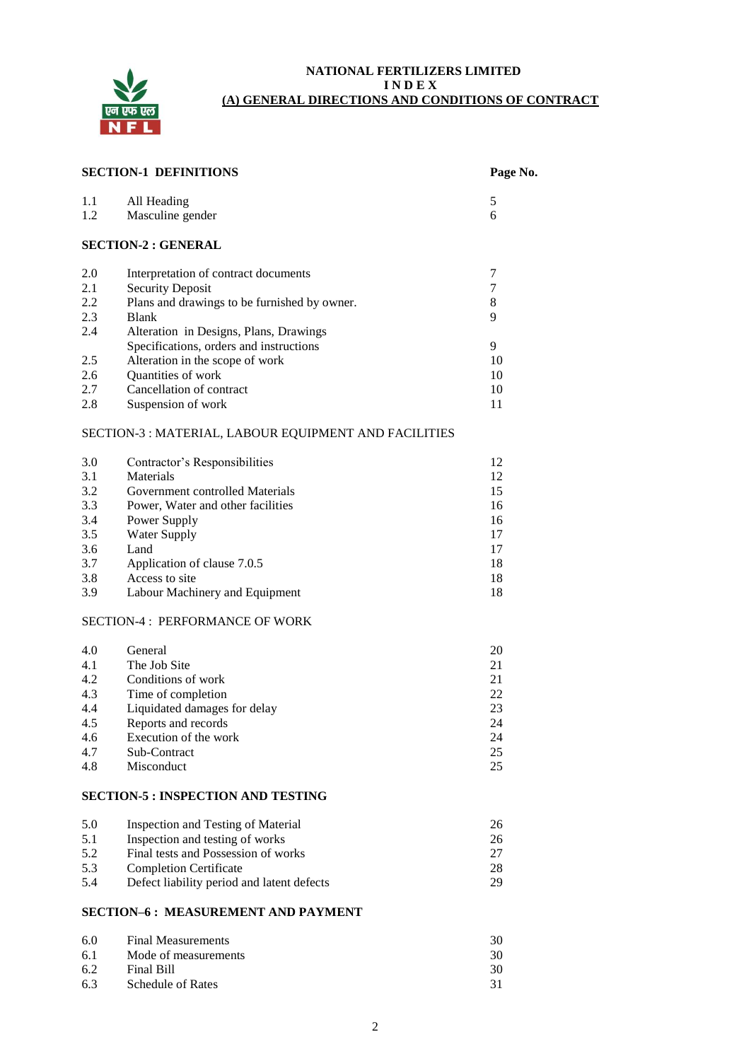**NATIONAL FERTILIZERS LIMITED**
**I N D E X**
**(A) GENERAL DIRECTIONS AND CONDITIONS OF CONTRACT**

| **SECTION-1 DEFINITIONS** | | **Page No.** |
|---|---|---|
| 1.1 | All Heading | 5 |
| 1.2 | Masculine gender | 6 |
| **SECTION-2 : GENERAL** | | |
| 2.0 | Interpretation of contract documents | 7 |
| 2.1 | Security Deposit | 7 |
| 2.2 | Plans and drawings to be furnished by owner. | 8 |
| 2.3 | Blank | 9 |
| 2.4 | Alteration in Designs, Plans, Drawings Specifications, orders and instructions | 9 |
| 2.5 | Alteration in the scope of work | 10 |
| 2.6 | Quantities of work | 10 |
| 2.7 | Cancellation of contract | 10 |
| 2.8 | Suspension of work | 11 |
| SECTION-3 : MATERIAL, LABOUR EQUIPMENT AND FACILITIES | | |
| 3.0 | Contractor's Responsibilities | 12 |
| 3.1 | Materials | 12 |
| 3.2 | Government controlled Materials | 15 |
| 3.3 | Power, Water and other facilities | 16 |
| 3.4 | Power Supply | 16 |
| 3.5 | Water Supply | 17 |
| 3.6 | Land | 17 |
| 3.7 | Application of clause 7.0.5 | 18 |
| 3.8 | Access to site | 18 |
| 3.9 | Labour Machinery and Equipment | 18 |
| SECTION-4 : PERFORMANCE OF WORK | | |
| 4.0 | General | 20 |
| 4.1 | The Job Site | 21 |
| 4.2 | Conditions of work | 21 |
| 4.3 | Time of completion | 22 |
| 4.4 | Liquidated damages for delay | 23 |
| 4.5 | Reports and records | 24 |
| 4.6 | Execution of the work | 24 |
| 4.7 | Sub-Contract | 25 |
| 4.8 | Misconduct | 25 |
| **SECTION-5 : INSPECTION AND TESTING** | | |
| 5.0 | Inspection and Testing of Material | 26 |
| 5.1 | Inspection and testing of works | 26 |
| 5.2 | Final tests and Possession of works | 27 |
| 5.3 | Completion Certificate | 28 |
| 5.4 | Defect liability period and latent defects | 29 |
| **SECTION–6 : MEASUREMENT AND PAYMENT** | | |
| 6.0 | Final Measurements | 30 |
| 6.1 | Mode of measurements | 30 |
| 6.2 | Final Bill | 30 |
| 6.3 | Schedule of Rates | 31 |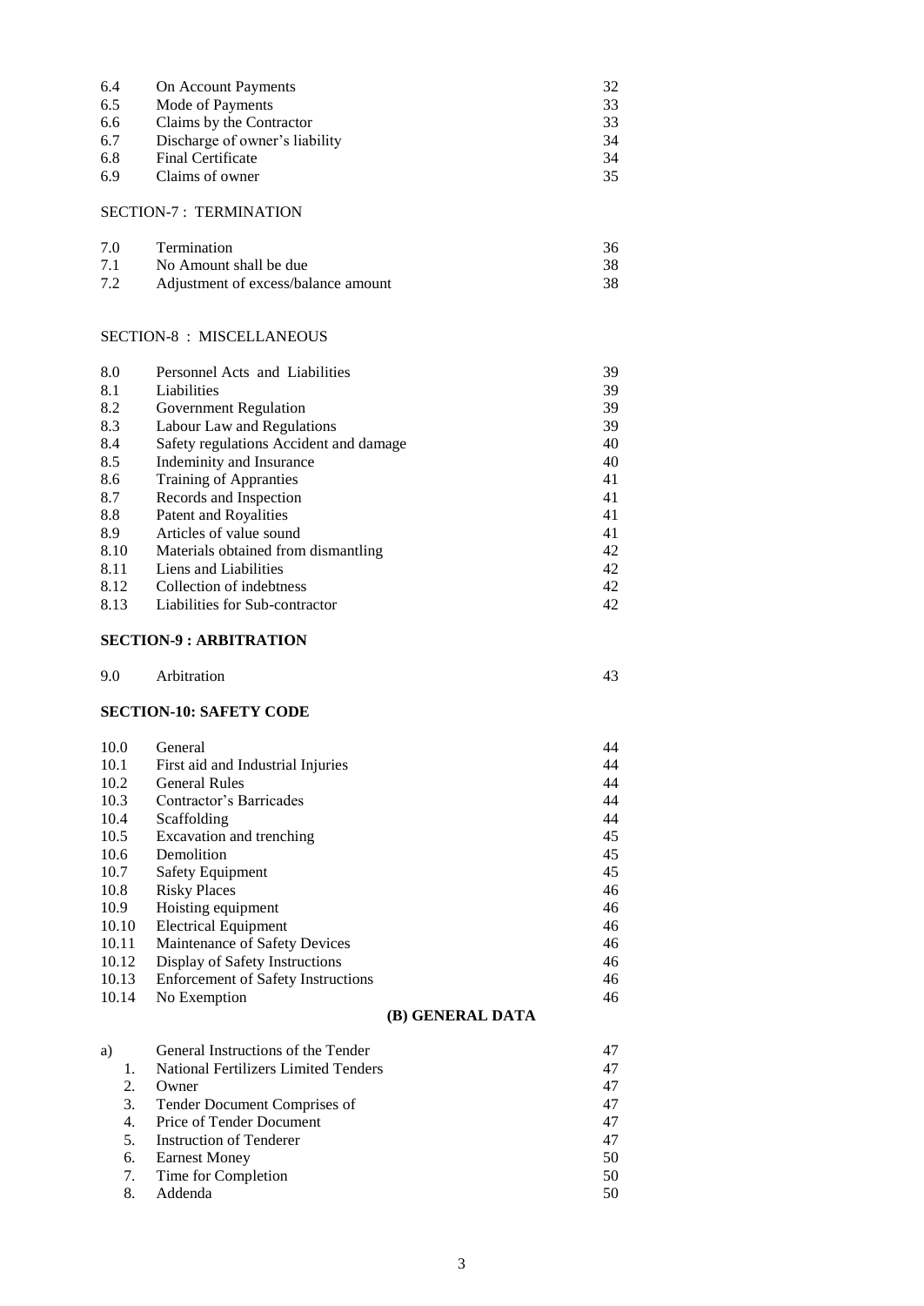| | | |
|---|---|---|
| 6.4 | On Account Payments | 32 |
| 6.5 | Mode of Payments | 33 |
| 6.6 | Claims by the Contractor | 33 |
| 6.7 | Discharge of owner's liability | 34 |
| 6.8 | Final Certificate | 34 |
| 6.9 | Claims of owner | 35 |

SECTION-7 : TERMINATION

| | | |
|---|---|---|
| 7.0 | Termination | 36 |
| 7.1 | No Amount shall be due | 38 |
| 7.2 | Adjustment of excess/balance amount | 38 |

SECTION-8 : MISCELLANEOUS

| | | |
|---|---|---|
| 8.0 | Personnel Acts and Liabilities | 39 |
| 8.1 | Liabilities | 39 |
| 8.2 | Government Regulation | 39 |
| 8.3 | Labour Law and Regulations | 39 |
| 8.4 | Safety regulations Accident and damage | 40 |
| 8.5 | Indeminity and Insurance | 40 |
| 8.6 | Training of Appranties | 41 |
| 8.7 | Records and Inspection | 41 |
| 8.8 | Patent and Royalities | 41 |
| 8.9 | Articles of value sound | 41 |
| 8.10 | Materials obtained from dismantling | 42 |
| 8.11 | Liens and Liabilities | 42 |
| 8.12 | Collection of indebtness | 42 |
| 8.13 | Liabilities for Sub-contractor | 42 |

**SECTION-9 : ARBITRATION**

| | | |
|---|---|---|
| 9.0 | Arbitration | 43 |

**SECTION-10: SAFETY CODE**

| | | |
|---|---|---|
| 10.0 | General | 44 |
| 10.1 | First aid and Industrial Injuries | 44 |
| 10.2 | General Rules | 44 |
| 10.3 | Contractor's Barricades | 44 |
| 10.4 | Scaffolding | 44 |
| 10.5 | Excavation and trenching | 45 |
| 10.6 | Demolition | 45 |
| 10.7 | Safety Equipment | 45 |
| 10.8 | Risky Places | 46 |
| 10.9 | Hoisting equipment | 46 |
| 10.10 | Electrical Equipment | 46 |
| 10.11 | Maintenance of Safety Devices | 46 |
| 10.12 | Display of Safety Instructions | 46 |
| 10.13 | Enforcement of Safety Instructions | 46 |
| 10.14 | No Exemption | 46 |

**(B) GENERAL DATA**

| | | |
|---|---|---|
| a) | General Instructions of the Tender | 47 |
| 1. | National Fertilizers Limited Tenders | 47 |
| 2. | Owner | 47 |
| 3. | Tender Document Comprises of | 47 |
| 4. | Price of Tender Document | 47 |
| 5. | Instruction of Tenderer | 47 |
| 6. | Earnest Money | 50 |
| 7. | Time for Completion | 50 |
| 8. | Addenda | 50 |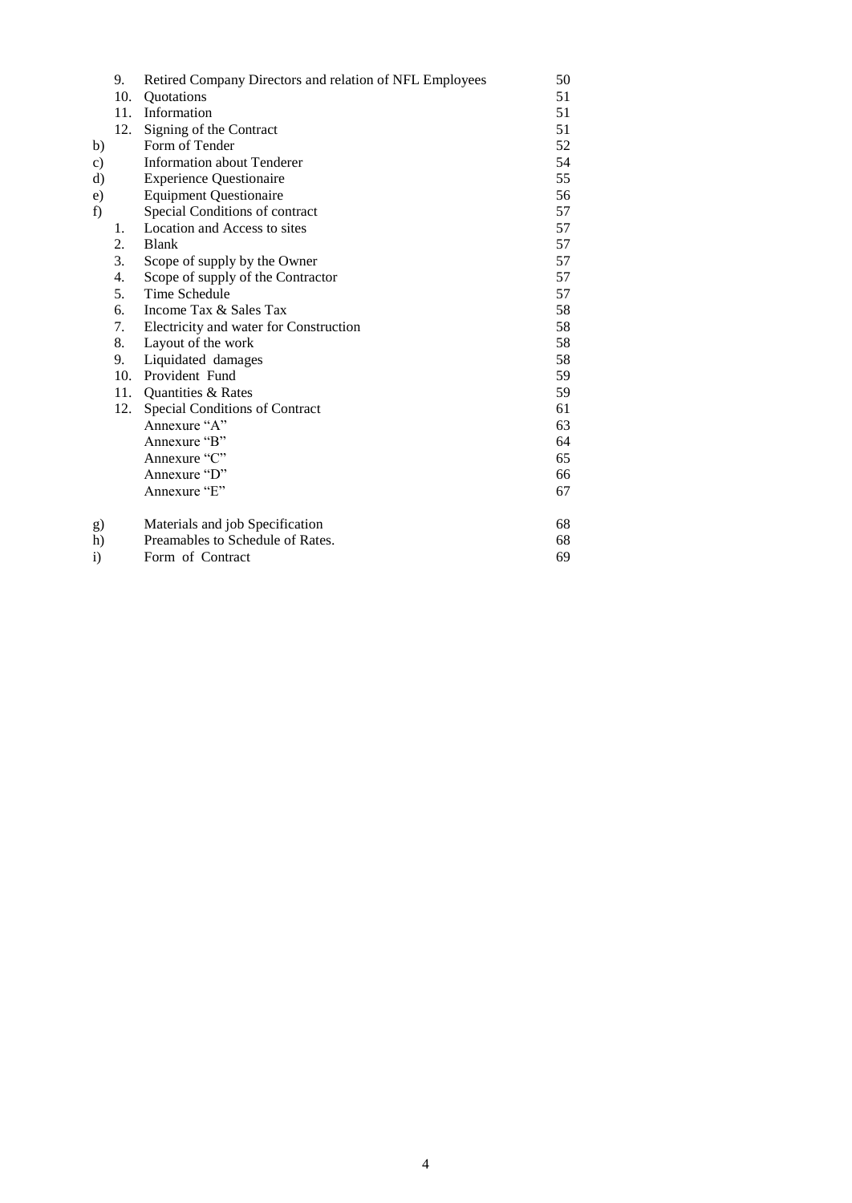| | | | |
|---|---|---|---|
| | 9. | Retired Company Directors and relation of NFL Employees | 50 |
| | 10. | Quotations | 51 |
| | 11. | Information | 51 |
| | 12. | Signing of the Contract | 51 |
| b) | | Form of Tender | 52 |
| c) | | Information about Tenderer | 54 |
| d) | | Experience Questionaire | 55 |
| e) | | Equipment Questionaire | 56 |
| f) | | Special Conditions of contract | 57 |
| | 1. | Location and Access to sites | 57 |
| | 2. | Blank | 57 |
| | 3. | Scope of supply by the Owner | 57 |
| | 4. | Scope of supply of the Contractor | 57 |
| | 5. | Time Schedule | 57 |
| | 6. | Income Tax & Sales Tax | 58 |
| | 7. | Electricity and water for Construction | 58 |
| | 8. | Layout of the work | 58 |
| | 9. | Liquidated damages | 58 |
| | 10. | Provident Fund | 59 |
| | 11. | Quantities & Rates | 59 |
| | 12. | Special Conditions of Contract | 61 |
| | | Annexure "A" | 63 |
| | | Annexure "B" | 64 |
| | | Annexure "C" | 65 |
| | | Annexure "D" | 66 |
| | | Annexure "E" | 67 |
| g) | | Materials and job Specification | 68 |
| h) | | Preamables to Schedule of Rates. | 68 |
| i) | | Form of Contract | 69 |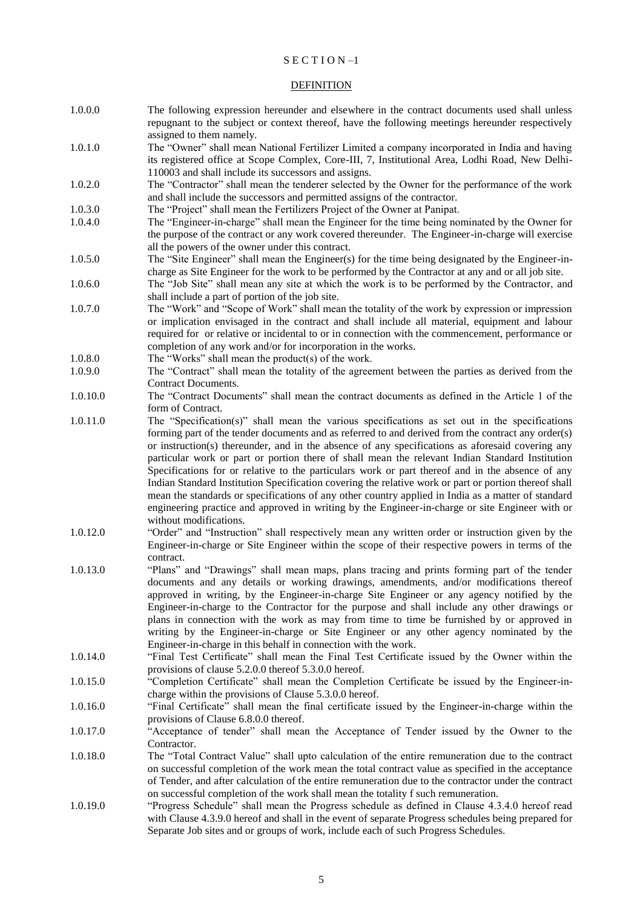# S E C T I O N –1

## DEFINITION

1.0.0.0 The following expression hereunder and elsewhere in the contract documents used shall unless repugnant to the subject or context thereof, have the following meetings hereunder respectively assigned to them namely.

1.0.1.0 The "Owner" shall mean National Fertilizer Limited a company incorporated in India and having its registered office at Scope Complex, Core-III, 7, Institutional Area, Lodhi Road, New Delhi-110003 and shall include its successors and assigns.

1.0.2.0 The "Contractor" shall mean the tenderer selected by the Owner for the performance of the work and shall include the successors and permitted assigns of the contractor.

1.0.3.0 The "Project" shall mean the Fertilizers Project of the Owner at Panipat.

1.0.4.0 The "Engineer-in-charge" shall mean the Engineer for the time being nominated by the Owner for the purpose of the contract or any work covered thereunder. The Engineer-in-charge will exercise all the powers of the owner under this contract.

1.0.5.0 The "Site Engineer" shall mean the Engineer(s) for the time being designated by the Engineer-in-charge as Site Engineer for the work to be performed by the Contractor at any and or all job site.

1.0.6.0 The "Job Site" shall mean any site at which the work is to be performed by the Contractor, and shall include a part of portion of the job site.

1.0.7.0 The "Work" and "Scope of Work" shall mean the totality of the work by expression or impression or implication envisaged in the contract and shall include all material, equipment and labour required for or relative or incidental to or in connection with the commencement, performance or completion of any work and/or for incorporation in the works.

1.0.8.0 The "Works" shall mean the product(s) of the work.

1.0.9.0 The "Contract" shall mean the totality of the agreement between the parties as derived from the Contract Documents.

1.0.10.0 The "Contract Documents" shall mean the contract documents as defined in the Article 1 of the form of Contract.

1.0.11.0 The "Specification(s)" shall mean the various specifications as set out in the specifications forming part of the tender documents and as referred to and derived from the contract any order(s) or instruction(s) thereunder, and in the absence of any specifications as aforesaid covering any particular work or part or portion there of shall mean the relevant Indian Standard Institution Specifications for or relative to the particulars work or part thereof and in the absence of any Indian Standard Institution Specification covering the relative work or part or portion thereof shall mean the standards or specifications of any other country applied in India as a matter of standard engineering practice and approved in writing by the Engineer-in-charge or site Engineer with or without modifications.

1.0.12.0 "Order" and "Instruction" shall respectively mean any written order or instruction given by the Engineer-in-charge or Site Engineer within the scope of their respective powers in terms of the contract.

1.0.13.0 "Plans" and "Drawings" shall mean maps, plans tracing and prints forming part of the tender documents and any details or working drawings, amendments, and/or modifications thereof approved in writing, by the Engineer-in-charge Site Engineer or any agency notified by the Engineer-in-charge to the Contractor for the purpose and shall include any other drawings or plans in connection with the work as may from time to time be furnished by or approved in writing by the Engineer-in-charge or Site Engineer or any other agency nominated by the Engineer-in-charge in this behalf in connection with the work.

1.0.14.0 "Final Test Certificate" shall mean the Final Test Certificate issued by the Owner within the provisions of clause 5.2.0.0 thereof 5.3.0.0 hereof.

1.0.15.0 "Completion Certificate" shall mean the Completion Certificate be issued by the Engineer-in-charge within the provisions of Clause 5.3.0.0 hereof.

1.0.16.0 "Final Certificate" shall mean the final certificate issued by the Engineer-in-charge within the provisions of Clause 6.8.0.0 thereof.

1.0.17.0 "Acceptance of tender" shall mean the Acceptance of Tender issued by the Owner to the Contractor.

1.0.18.0 The "Total Contract Value" shall upto calculation of the entire remuneration due to the contract on successful completion of the work mean the total contract value as specified in the acceptance of Tender, and after calculation of the entire remuneration due to the contractor under the contract on successful completion of the work shall mean the totality f such remuneration.

1.0.19.0 "Progress Schedule" shall mean the Progress schedule as defined in Clause 4.3.4.0 hereof read with Clause 4.3.9.0 hereof and shall in the event of separate Progress schedules being prepared for Separate Job sites and or groups of work, include each of such Progress Schedules.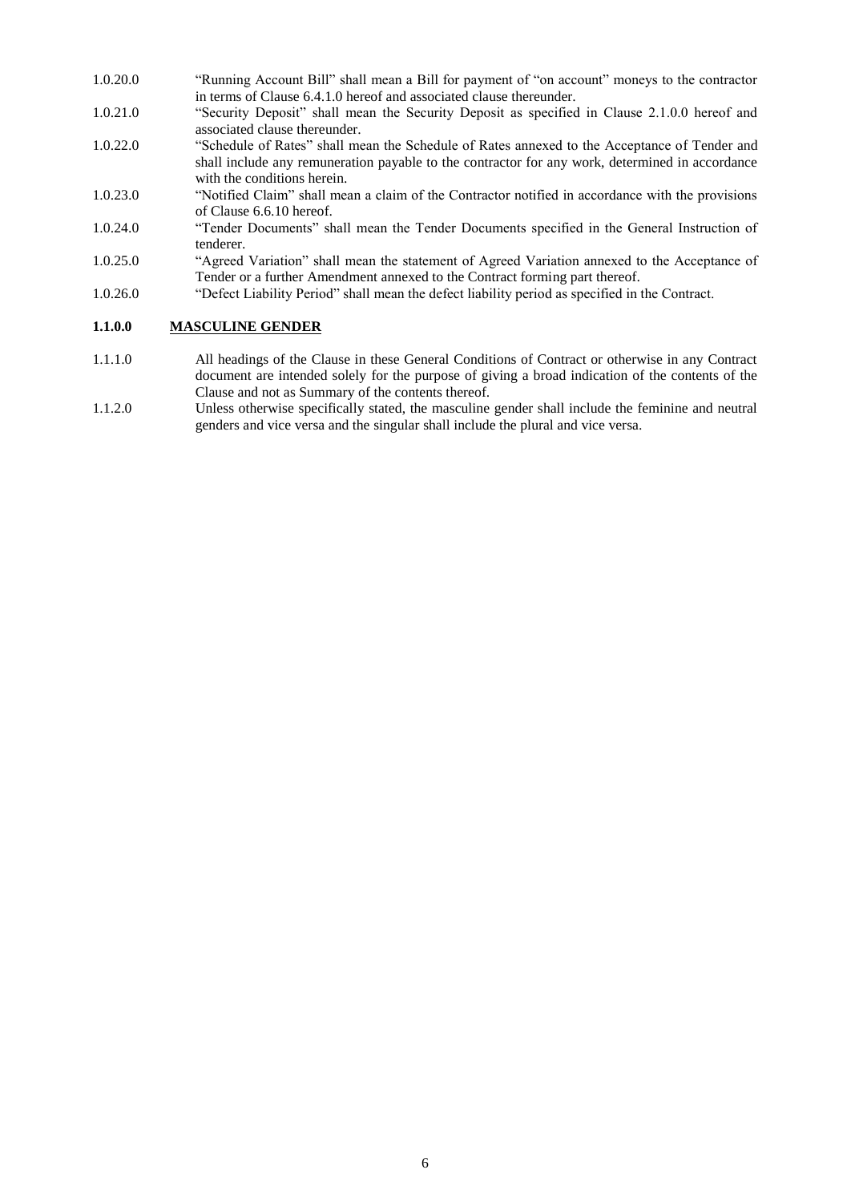1.0.20.0 "Running Account Bill" shall mean a Bill for payment of "on account" moneys to the contractor in terms of Clause 6.4.1.0 hereof and associated clause thereunder.

1.0.21.0 "Security Deposit" shall mean the Security Deposit as specified in Clause 2.1.0.0 hereof and associated clause thereunder.

1.0.22.0 "Schedule of Rates" shall mean the Schedule of Rates annexed to the Acceptance of Tender and shall include any remuneration payable to the contractor for any work, determined in accordance with the conditions herein.

1.0.23.0 "Notified Claim" shall mean a claim of the Contractor notified in accordance with the provisions of Clause 6.6.10 hereof.

1.0.24.0 "Tender Documents" shall mean the Tender Documents specified in the General Instruction of tenderer.

1.0.25.0 "Agreed Variation" shall mean the statement of Agreed Variation annexed to the Acceptance of Tender or a further Amendment annexed to the Contract forming part thereof.

1.0.26.0 "Defect Liability Period" shall mean the defect liability period as specified in the Contract.

**1.1.0.0 <u>MASCULINE GENDER</u>**

1.1.1.0 All headings of the Clause in these General Conditions of Contract or otherwise in any Contract document are intended solely for the purpose of giving a broad indication of the contents of the Clause and not as Summary of the contents thereof.

1.1.2.0 Unless otherwise specifically stated, the masculine gender shall include the feminine and neutral genders and vice versa and the singular shall include the plural and vice versa.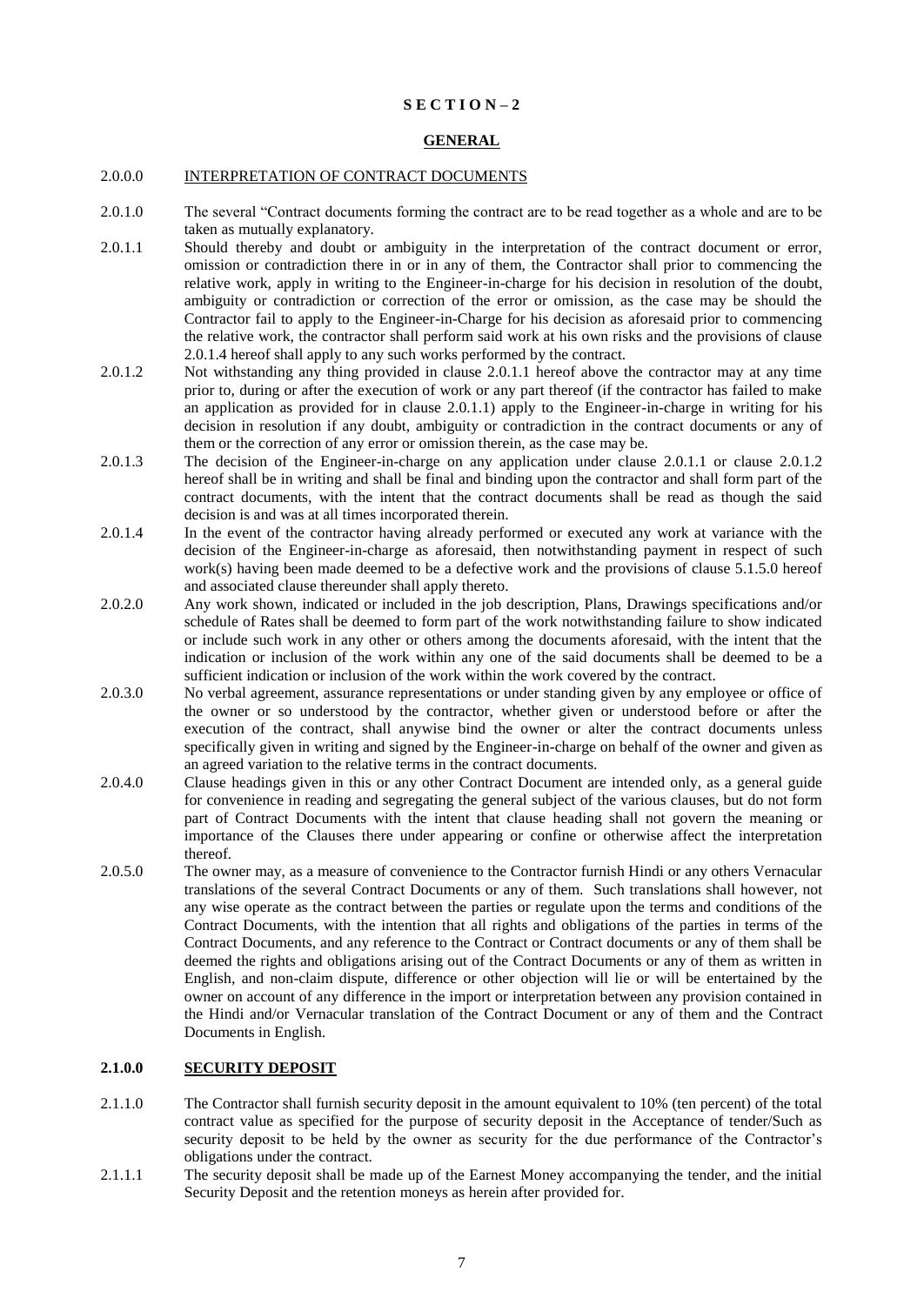# S E C T I O N – 2

## GENERAL

2.0.0.0 INTERPRETATION OF CONTRACT DOCUMENTS

2.0.1.0 The several "Contract documents forming the contract are to be read together as a whole and are to be taken as mutually explanatory.

2.0.1.1 Should thereby and doubt or ambiguity in the interpretation of the contract document or error, omission or contradiction there in or in any of them, the Contractor shall prior to commencing the relative work, apply in writing to the Engineer-in-charge for his decision in resolution of the doubt, ambiguity or contradiction or correction of the error or omission, as the case may be should the Contractor fail to apply to the Engineer-in-Charge for his decision as aforesaid prior to commencing the relative work, the contractor shall perform said work at his own risks and the provisions of clause 2.0.1.4 hereof shall apply to any such works performed by the contract.

2.0.1.2 Not withstanding any thing provided in clause 2.0.1.1 hereof above the contractor may at any time prior to, during or after the execution of work or any part thereof (if the contractor has failed to make an application as provided for in clause 2.0.1.1) apply to the Engineer-in-charge in writing for his decision in resolution if any doubt, ambiguity or contradiction in the contract documents or any of them or the correction of any error or omission therein, as the case may be.

2.0.1.3 The decision of the Engineer-in-charge on any application under clause 2.0.1.1 or clause 2.0.1.2 hereof shall be in writing and shall be final and binding upon the contractor and shall form part of the contract documents, with the intent that the contract documents shall be read as though the said decision is and was at all times incorporated therein.

2.0.1.4 In the event of the contractor having already performed or executed any work at variance with the decision of the Engineer-in-charge as aforesaid, then notwithstanding payment in respect of such work(s) having been made deemed to be a defective work and the provisions of clause 5.1.5.0 hereof and associated clause thereunder shall apply thereto.

2.0.2.0 Any work shown, indicated or included in the job description, Plans, Drawings specifications and/or schedule of Rates shall be deemed to form part of the work notwithstanding failure to show indicated or include such work in any other or others among the documents aforesaid, with the intent that the indication or inclusion of the work within any one of the said documents shall be deemed to be a sufficient indication or inclusion of the work within the work covered by the contract.

2.0.3.0 No verbal agreement, assurance representations or under standing given by any employee or office of the owner or so understood by the contractor, whether given or understood before or after the execution of the contract, shall anywise bind the owner or alter the contract documents unless specifically given in writing and signed by the Engineer-in-charge on behalf of the owner and given as an agreed variation to the relative terms in the contract documents.

2.0.4.0 Clause headings given in this or any other Contract Document are intended only, as a general guide for convenience in reading and segregating the general subject of the various clauses, but do not form part of Contract Documents with the intent that clause heading shall not govern the meaning or importance of the Clauses there under appearing or confine or otherwise affect the interpretation thereof.

2.0.5.0 The owner may, as a measure of convenience to the Contractor furnish Hindi or any others Vernacular translations of the several Contract Documents or any of them. Such translations shall however, not any wise operate as the contract between the parties or regulate upon the terms and conditions of the Contract Documents, with the intention that all rights and obligations of the parties in terms of the Contract Documents, and any reference to the Contract or Contract documents or any of them shall be deemed the rights and obligations arising out of the Contract Documents or any of them as written in English, and non-claim dispute, difference or other objection will lie or will be entertained by the owner on account of any difference in the import or interpretation between any provision contained in the Hindi and/or Vernacular translation of the Contract Document or any of them and the Contract Documents in English.

### 2.1.0.0 SECURITY DEPOSIT

2.1.1.0 The Contractor shall furnish security deposit in the amount equivalent to 10% (ten percent) of the total contract value as specified for the purpose of security deposit in the Acceptance of tender/Such as security deposit to be held by the owner as security for the due performance of the Contractor's obligations under the contract.

2.1.1.1 The security deposit shall be made up of the Earnest Money accompanying the tender, and the initial Security Deposit and the retention moneys as herein after provided for.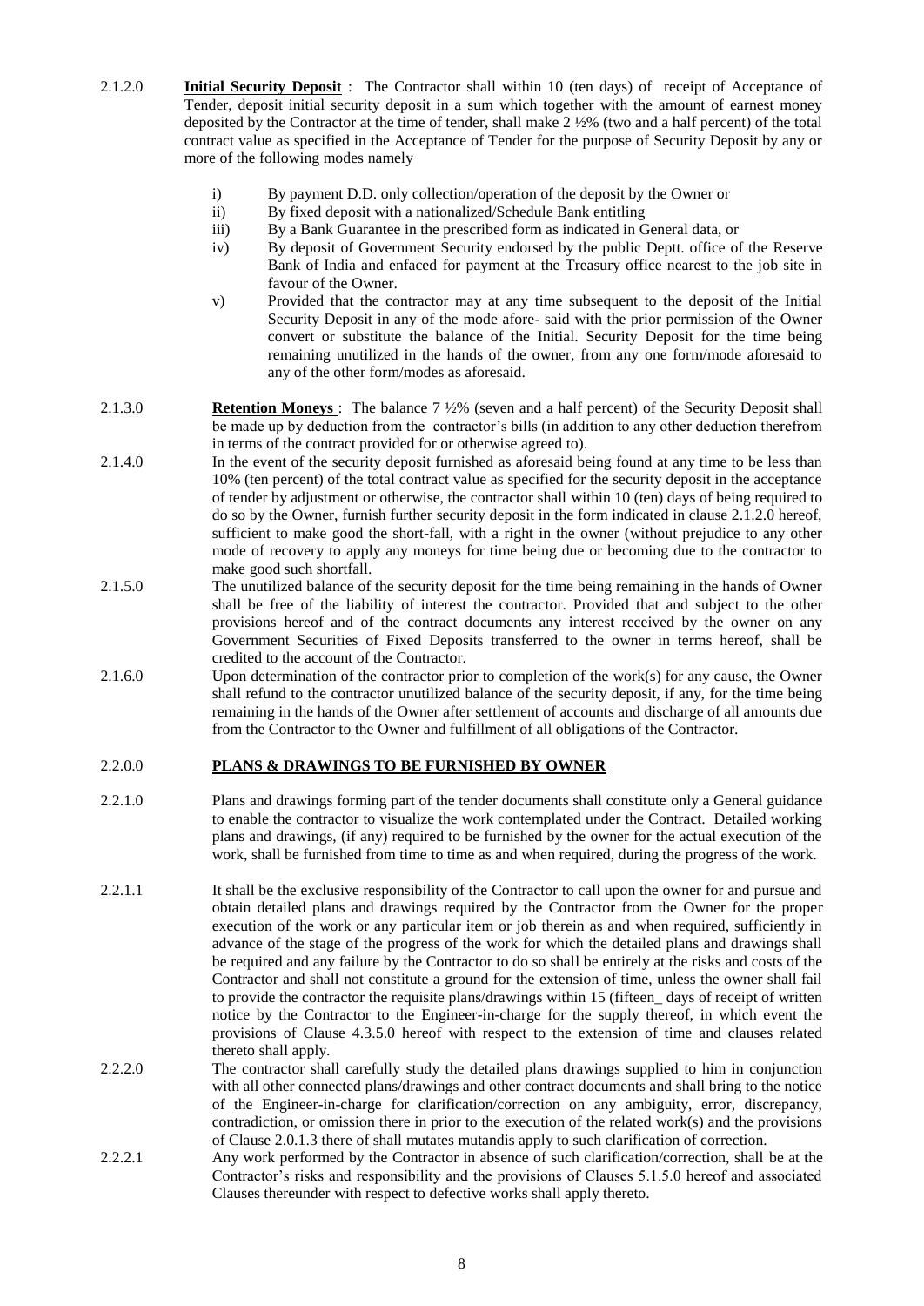2.1.2.0 **Initial Security Deposit** : The Contractor shall within 10 (ten days) of receipt of Acceptance of Tender, deposit initial security deposit in a sum which together with the amount of earnest money deposited by the Contractor at the time of tender, shall make 2 ½% (two and a half percent) of the total contract value as specified in the Acceptance of Tender for the purpose of Security Deposit by any or more of the following modes namely

i) By payment D.D. only collection/operation of the deposit by the Owner or
ii) By fixed deposit with a nationalized/Schedule Bank entitling
iii) By a Bank Guarantee in the prescribed form as indicated in General data, or
iv) By deposit of Government Security endorsed by the public Deptt. office of the Reserve Bank of India and enfaced for payment at the Treasury office nearest to the job site in favour of the Owner.
v) Provided that the contractor may at any time subsequent to the deposit of the Initial Security Deposit in any of the mode afore- said with the prior permission of the Owner convert or substitute the balance of the Initial. Security Deposit for the time being remaining unutilized in the hands of the owner, from any one form/mode aforesaid to any of the other form/modes as aforesaid.

2.1.3.0 **Retention Moneys** : The balance 7 ½% (seven and a half percent) of the Security Deposit shall be made up by deduction from the contractor's bills (in addition to any other deduction therefrom in terms of the contract provided for or otherwise agreed to).

2.1.4.0 In the event of the security deposit furnished as aforesaid being found at any time to be less than 10% (ten percent) of the total contract value as specified for the security deposit in the acceptance of tender by adjustment or otherwise, the contractor shall within 10 (ten) days of being required to do so by the Owner, furnish further security deposit in the form indicated in clause 2.1.2.0 hereof, sufficient to make good the short-fall, with a right in the owner (without prejudice to any other mode of recovery to apply any moneys for time being due or becoming due to the contractor to make good such shortfall.

2.1.5.0 The unutilized balance of the security deposit for the time being remaining in the hands of Owner shall be free of the liability of interest the contractor. Provided that and subject to the other provisions hereof and of the contract documents any interest received by the owner on any Government Securities of Fixed Deposits transferred to the owner in terms hereof, shall be credited to the account of the Contractor.

2.1.6.0 Upon determination of the contractor prior to completion of the work(s) for any cause, the Owner shall refund to the contractor unutilized balance of the security deposit, if any, for the time being remaining in the hands of the Owner after settlement of accounts and discharge of all amounts due from the Contractor to the Owner and fulfillment of all obligations of the Contractor.

## 2.2.0.0 PLANS & DRAWINGS TO BE FURNISHED BY OWNER

2.2.1.0 Plans and drawings forming part of the tender documents shall constitute only a General guidance to enable the contractor to visualize the work contemplated under the Contract. Detailed working plans and drawings, (if any) required to be furnished by the owner for the actual execution of the work, shall be furnished from time to time as and when required, during the progress of the work.

2.2.1.1 It shall be the exclusive responsibility of the Contractor to call upon the owner for and pursue and obtain detailed plans and drawings required by the Contractor from the Owner for the proper execution of the work or any particular item or job therein as and when required, sufficiently in advance of the stage of the progress of the work for which the detailed plans and drawings shall be required and any failure by the Contractor to do so shall be entirely at the risks and costs of the Contractor and shall not constitute a ground for the extension of time, unless the owner shall fail to provide the contractor the requisite plans/drawings within 15 (fifteen_ days of receipt of written notice by the Contractor to the Engineer-in-charge for the supply thereof, in which event the provisions of Clause 4.3.5.0 hereof with respect to the extension of time and clauses related thereto shall apply.

2.2.2.0 The contractor shall carefully study the detailed plans drawings supplied to him in conjunction with all other connected plans/drawings and other contract documents and shall bring to the notice of the Engineer-in-charge for clarification/correction on any ambiguity, error, discrepancy, contradiction, or omission there in prior to the execution of the related work(s) and the provisions of Clause 2.0.1.3 there of shall mutates mutandis apply to such clarification of correction.

2.2.2.1 Any work performed by the Contractor in absence of such clarification/correction, shall be at the Contractor's risks and responsibility and the provisions of Clauses 5.1.5.0 hereof and associated Clauses thereunder with respect to defective works shall apply thereto.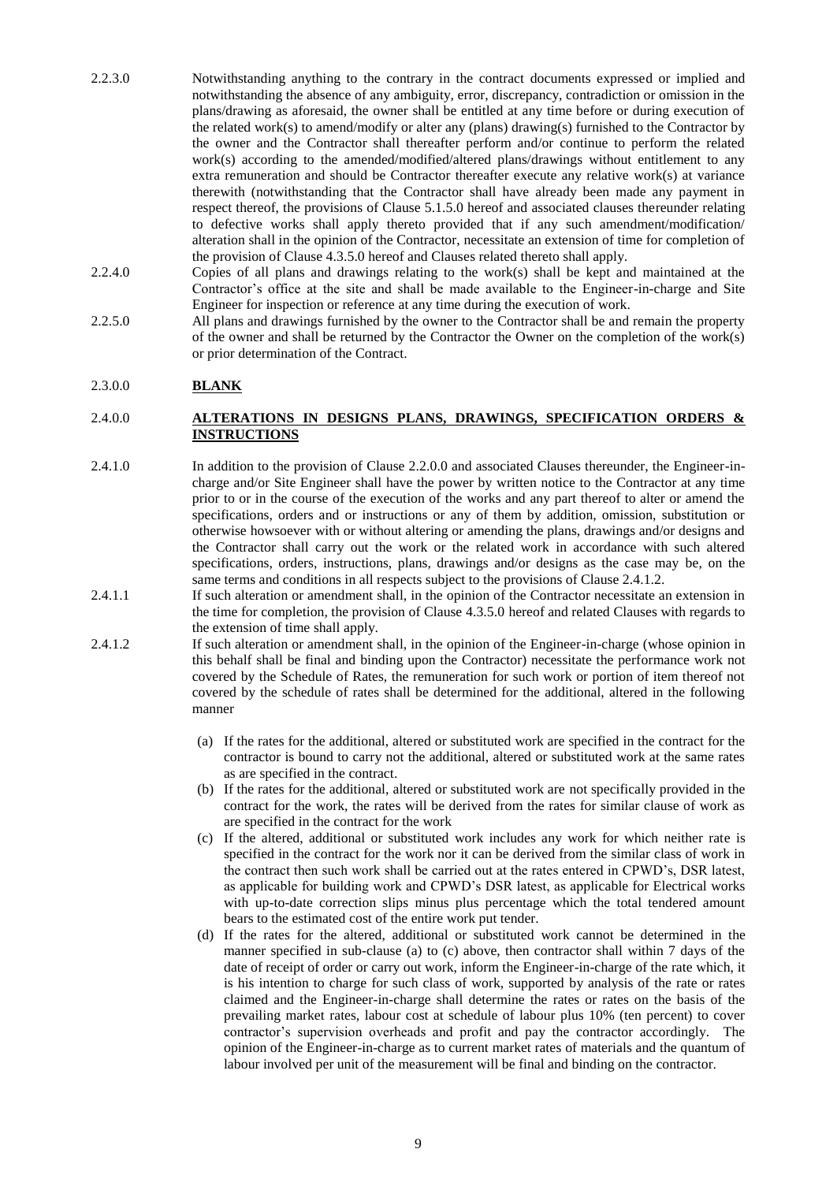2.2.3.0 Notwithstanding anything to the contrary in the contract documents expressed or implied and notwithstanding the absence of any ambiguity, error, discrepancy, contradiction or omission in the plans/drawing as aforesaid, the owner shall be entitled at any time before or during execution of the related work(s) to amend/modify or alter any (plans) drawing(s) furnished to the Contractor by the owner and the Contractor shall thereafter perform and/or continue to perform the related work(s) according to the amended/modified/altered plans/drawings without entitlement to any extra remuneration and should be Contractor thereafter execute any relative work(s) at variance therewith (notwithstanding that the Contractor shall have already been made any payment in respect thereof, the provisions of Clause 5.1.5.0 hereof and associated clauses thereunder relating to defective works shall apply thereto provided that if any such amendment/modification/ alteration shall in the opinion of the Contractor, necessitate an extension of time for completion of the provision of Clause 4.3.5.0 hereof and Clauses related thereto shall apply.

2.2.4.0 Copies of all plans and drawings relating to the work(s) shall be kept and maintained at the Contractor's office at the site and shall be made available to the Engineer-in-charge and Site Engineer for inspection or reference at any time during the execution of work.

2.2.5.0 All plans and drawings furnished by the owner to the Contractor shall be and remain the property of the owner and shall be returned by the Contractor the Owner on the completion of the work(s) or prior determination of the Contract.

## 2.3.0.0 BLANK

## 2.4.0.0 ALTERATIONS IN DESIGNS PLANS, DRAWINGS, SPECIFICATION ORDERS & INSTRUCTIONS

2.4.1.0 In addition to the provision of Clause 2.2.0.0 and associated Clauses thereunder, the Engineer-in-charge and/or Site Engineer shall have the power by written notice to the Contractor at any time prior to or in the course of the execution of the works and any part thereof to alter or amend the specifications, orders and or instructions or any of them by addition, omission, substitution or otherwise howsoever with or without altering or amending the plans, drawings and/or designs and the Contractor shall carry out the work or the related work in accordance with such altered specifications, orders, instructions, plans, drawings and/or designs as the case may be, on the same terms and conditions in all respects subject to the provisions of Clause 2.4.1.2.

2.4.1.1 If such alteration or amendment shall, in the opinion of the Contractor necessitate an extension in the time for completion, the provision of Clause 4.3.5.0 hereof and related Clauses with regards to the extension of time shall apply.

2.4.1.2 If such alteration or amendment shall, in the opinion of the Engineer-in-charge (whose opinion in this behalf shall be final and binding upon the Contractor) necessitate the performance work not covered by the Schedule of Rates, the remuneration for such work or portion of item thereof not covered by the schedule of rates shall be determined for the additional, altered in the following manner

(a) If the rates for the additional, altered or substituted work are specified in the contract for the contractor is bound to carry not the additional, altered or substituted work at the same rates as are specified in the contract.

(b) If the rates for the additional, altered or substituted work are not specifically provided in the contract for the work, the rates will be derived from the rates for similar clause of work as are specified in the contract for the work

(c) If the altered, additional or substituted work includes any work for which neither rate is specified in the contract for the work nor it can be derived from the similar class of work in the contract then such work shall be carried out at the rates entered in CPWD's, DSR latest, as applicable for building work and CPWD's DSR latest, as applicable for Electrical works with up-to-date correction slips minus plus percentage which the total tendered amount bears to the estimated cost of the entire work put tender.

(d) If the rates for the altered, additional or substituted work cannot be determined in the manner specified in sub-clause (a) to (c) above, then contractor shall within 7 days of the date of receipt of order or carry out work, inform the Engineer-in-charge of the rate which, it is his intention to charge for such class of work, supported by analysis of the rate or rates claimed and the Engineer-in-charge shall determine the rates or rates on the basis of the prevailing market rates, labour cost at schedule of labour plus 10% (ten percent) to cover contractor's supervision overheads and profit and pay the contractor accordingly. The opinion of the Engineer-in-charge as to current market rates of materials and the quantum of labour involved per unit of the measurement will be final and binding on the contractor.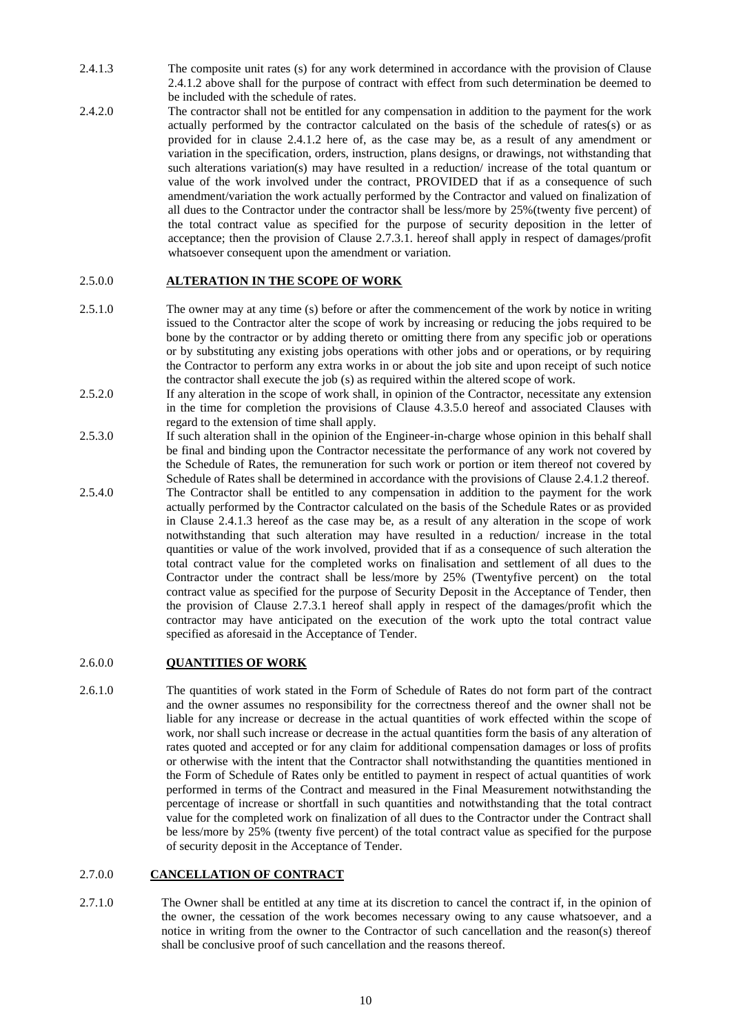2.4.1.3 The composite unit rates (s) for any work determined in accordance with the provision of Clause 2.4.1.2 above shall for the purpose of contract with effect from such determination be deemed to be included with the schedule of rates.

2.4.2.0 The contractor shall not be entitled for any compensation in addition to the payment for the work actually performed by the contractor calculated on the basis of the schedule of rates(s) or as provided for in clause 2.4.1.2 here of, as the case may be, as a result of any amendment or variation in the specification, orders, instruction, plans designs, or drawings, not withstanding that such alterations variation(s) may have resulted in a reduction/ increase of the total quantum or value of the work involved under the contract, PROVIDED that if as a consequence of such amendment/variation the work actually performed by the Contractor and valued on finalization of all dues to the Contractor under the contractor shall be less/more by 25%(twenty five percent) of the total contract value as specified for the purpose of security deposition in the letter of acceptance; then the provision of Clause 2.7.3.1. hereof shall apply in respect of damages/profit whatsoever consequent upon the amendment or variation.

## 2.5.0.0 **ALTERATION IN THE SCOPE OF WORK**

2.5.1.0 The owner may at any time (s) before or after the commencement of the work by notice in writing issued to the Contractor alter the scope of work by increasing or reducing the jobs required to be bone by the contractor or by adding thereto or omitting there from any specific job or operations or by substituting any existing jobs operations with other jobs and or operations, or by requiring the Contractor to perform any extra works in or about the job site and upon receipt of such notice the contractor shall execute the job (s) as required within the altered scope of work.

2.5.2.0 If any alteration in the scope of work shall, in opinion of the Contractor, necessitate any extension in the time for completion the provisions of Clause 4.3.5.0 hereof and associated Clauses with regard to the extension of time shall apply.

2.5.3.0 If such alteration shall in the opinion of the Engineer-in-charge whose opinion in this behalf shall be final and binding upon the Contractor necessitate the performance of any work not covered by the Schedule of Rates, the remuneration for such work or portion or item thereof not covered by Schedule of Rates shall be determined in accordance with the provisions of Clause 2.4.1.2 thereof.

2.5.4.0 The Contractor shall be entitled to any compensation in addition to the payment for the work actually performed by the Contractor calculated on the basis of the Schedule Rates or as provided in Clause 2.4.1.3 hereof as the case may be, as a result of any alteration in the scope of work notwithstanding that such alteration may have resulted in a reduction/ increase in the total quantities or value of the work involved, provided that if as a consequence of such alteration the total contract value for the completed works on finalisation and settlement of all dues to the Contractor under the contract shall be less/more by 25% (Twentyfive percent) on the total contract value as specified for the purpose of Security Deposit in the Acceptance of Tender, then the provision of Clause 2.7.3.1 hereof shall apply in respect of the damages/profit which the contractor may have anticipated on the execution of the work upto the total contract value specified as aforesaid in the Acceptance of Tender.

## 2.6.0.0 **QUANTITIES OF WORK**

2.6.1.0 The quantities of work stated in the Form of Schedule of Rates do not form part of the contract and the owner assumes no responsibility for the correctness thereof and the owner shall not be liable for any increase or decrease in the actual quantities of work effected within the scope of work, nor shall such increase or decrease in the actual quantities form the basis of any alteration of rates quoted and accepted or for any claim for additional compensation damages or loss of profits or otherwise with the intent that the Contractor shall notwithstanding the quantities mentioned in the Form of Schedule of Rates only be entitled to payment in respect of actual quantities of work performed in terms of the Contract and measured in the Final Measurement notwithstanding the percentage of increase or shortfall in such quantities and notwithstanding that the total contract value for the completed work on finalization of all dues to the Contractor under the Contract shall be less/more by 25% (twenty five percent) of the total contract value as specified for the purpose of security deposit in the Acceptance of Tender.

## 2.7.0.0 **CANCELLATION OF CONTRACT**

2.7.1.0 The Owner shall be entitled at any time at its discretion to cancel the contract if, in the opinion of the owner, the cessation of the work becomes necessary owing to any cause whatsoever, and a notice in writing from the owner to the Contractor of such cancellation and the reason(s) thereof shall be conclusive proof of such cancellation and the reasons thereof.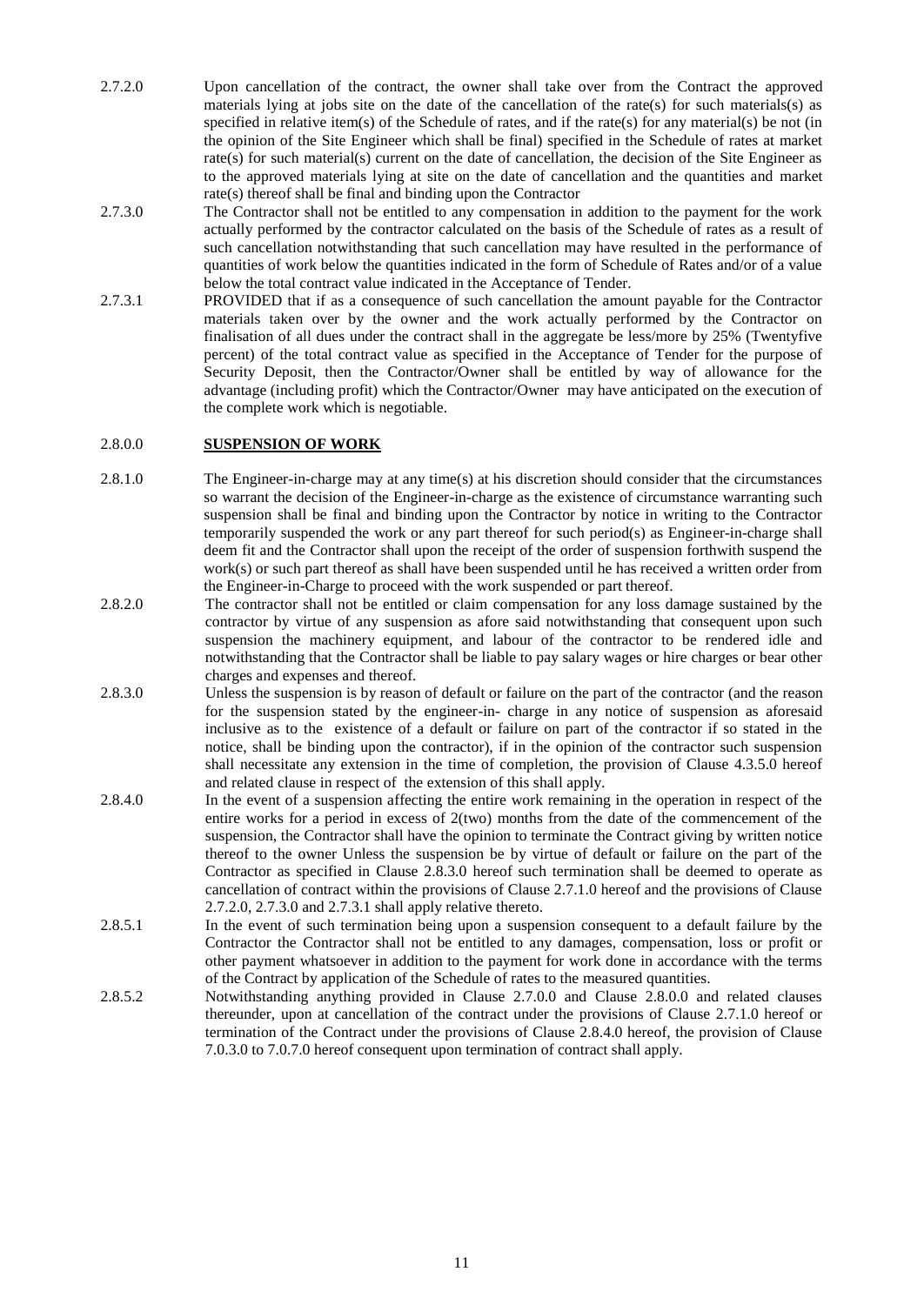2.7.2.0 Upon cancellation of the contract, the owner shall take over from the Contract the approved materials lying at jobs site on the date of the cancellation of the rate(s) for such materials(s) as specified in relative item(s) of the Schedule of rates, and if the rate(s) for any material(s) be not (in the opinion of the Site Engineer which shall be final) specified in the Schedule of rates at market rate(s) for such material(s) current on the date of cancellation, the decision of the Site Engineer as to the approved materials lying at site on the date of cancellation and the quantities and market rate(s) thereof shall be final and binding upon the Contractor

2.7.3.0 The Contractor shall not be entitled to any compensation in addition to the payment for the work actually performed by the contractor calculated on the basis of the Schedule of rates as a result of such cancellation notwithstanding that such cancellation may have resulted in the performance of quantities of work below the quantities indicated in the form of Schedule of Rates and/or of a value below the total contract value indicated in the Acceptance of Tender.

2.7.3.1 PROVIDED that if as a consequence of such cancellation the amount payable for the Contractor materials taken over by the owner and the work actually performed by the Contractor on finalisation of all dues under the contract shall in the aggregate be less/more by 25% (Twentyfive percent) of the total contract value as specified in the Acceptance of Tender for the purpose of Security Deposit, then the Contractor/Owner shall be entitled by way of allowance for the advantage (including profit) which the Contractor/Owner may have anticipated on the execution of the complete work which is negotiable.

## 2.8.0.0 **SUSPENSION OF WORK**

2.8.1.0 The Engineer-in-charge may at any time(s) at his discretion should consider that the circumstances so warrant the decision of the Engineer-in-charge as the existence of circumstance warranting such suspension shall be final and binding upon the Contractor by notice in writing to the Contractor temporarily suspended the work or any part thereof for such period(s) as Engineer-in-charge shall deem fit and the Contractor shall upon the receipt of the order of suspension forthwith suspend the work(s) or such part thereof as shall have been suspended until he has received a written order from the Engineer-in-Charge to proceed with the work suspended or part thereof.

2.8.2.0 The contractor shall not be entitled or claim compensation for any loss damage sustained by the contractor by virtue of any suspension as afore said notwithstanding that consequent upon such suspension the machinery equipment, and labour of the contractor to be rendered idle and notwithstanding that the Contractor shall be liable to pay salary wages or hire charges or bear other charges and expenses and thereof.

2.8.3.0 Unless the suspension is by reason of default or failure on the part of the contractor (and the reason for the suspension stated by the engineer-in- charge in any notice of suspension as aforesaid inclusive as to the existence of a default or failure on part of the contractor if so stated in the notice, shall be binding upon the contractor), if in the opinion of the contractor such suspension shall necessitate any extension in the time of completion, the provision of Clause 4.3.5.0 hereof and related clause in respect of the extension of this shall apply.

2.8.4.0 In the event of a suspension affecting the entire work remaining in the operation in respect of the entire works for a period in excess of 2(two) months from the date of the commencement of the suspension, the Contractor shall have the opinion to terminate the Contract giving by written notice thereof to the owner Unless the suspension be by virtue of default or failure on the part of the Contractor as specified in Clause 2.8.3.0 hereof such termination shall be deemed to operate as cancellation of contract within the provisions of Clause 2.7.1.0 hereof and the provisions of Clause 2.7.2.0, 2.7.3.0 and 2.7.3.1 shall apply relative thereto.

2.8.5.1 In the event of such termination being upon a suspension consequent to a default failure by the Contractor the Contractor shall not be entitled to any damages, compensation, loss or profit or other payment whatsoever in addition to the payment for work done in accordance with the terms of the Contract by application of the Schedule of rates to the measured quantities.

2.8.5.2 Notwithstanding anything provided in Clause 2.7.0.0 and Clause 2.8.0.0 and related clauses thereunder, upon at cancellation of the contract under the provisions of Clause 2.7.1.0 hereof or termination of the Contract under the provisions of Clause 2.8.4.0 hereof, the provision of Clause 7.0.3.0 to 7.0.7.0 hereof consequent upon termination of contract shall apply.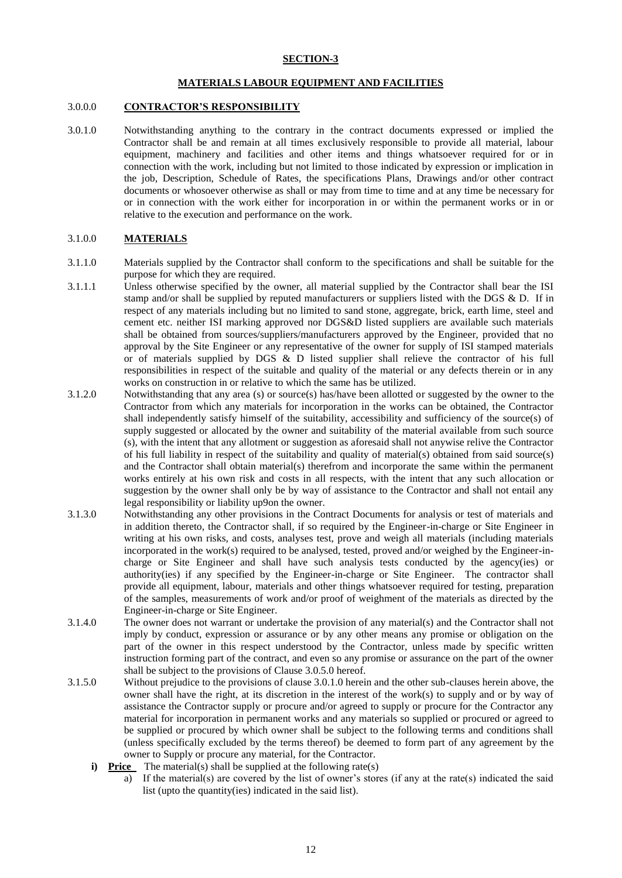# SECTION-3

## MATERIALS LABOUR EQUIPMENT AND FACILITIES

### 3.0.0.0 CONTRACTOR'S RESPONSIBILITY

3.0.1.0 Notwithstanding anything to the contrary in the contract documents expressed or implied the Contractor shall be and remain at all times exclusively responsible to provide all material, labour equipment, machinery and facilities and other items and things whatsoever required for or in connection with the work, including but not limited to those indicated by expression or implication in the job, Description, Schedule of Rates, the specifications Plans, Drawings and/or other contract documents or whosoever otherwise as shall or may from time to time and at any time be necessary for or in connection with the work either for incorporation in or within the permanent works or in or relative to the execution and performance on the work.

### 3.1.0.0 MATERIALS

3.1.1.0 Materials supplied by the Contractor shall conform to the specifications and shall be suitable for the purpose for which they are required.

3.1.1.1 Unless otherwise specified by the owner, all material supplied by the Contractor shall bear the ISI stamp and/or shall be supplied by reputed manufacturers or suppliers listed with the DGS & D. If in respect of any materials including but no limited to sand stone, aggregate, brick, earth lime, steel and cement etc. neither ISI marking approved nor DGS&D listed suppliers are available such materials shall be obtained from sources/suppliers/manufacturers approved by the Engineer, provided that no approval by the Site Engineer or any representative of the owner for supply of ISI stamped materials or of materials supplied by DGS & D listed supplier shall relieve the contractor of his full responsibilities in respect of the suitable and quality of the material or any defects therein or in any works on construction in or relative to which the same has be utilized.

3.1.2.0 Notwithstanding that any area (s) or source(s) has/have been allotted or suggested by the owner to the Contractor from which any materials for incorporation in the works can be obtained, the Contractor shall independently satisfy himself of the suitability, accessibility and sufficiency of the source(s) of supply suggested or allocated by the owner and suitability of the material available from such source (s), with the intent that any allotment or suggestion as aforesaid shall not anywise relive the Contractor of his full liability in respect of the suitability and quality of material(s) obtained from said source(s) and the Contractor shall obtain material(s) therefrom and incorporate the same within the permanent works entirely at his own risk and costs in all respects, with the intent that any such allocation or suggestion by the owner shall only be by way of assistance to the Contractor and shall not entail any legal responsibility or liability up9on the owner.

3.1.3.0 Notwithstanding any other provisions in the Contract Documents for analysis or test of materials and in addition thereto, the Contractor shall, if so required by the Engineer-in-charge or Site Engineer in writing at his own risks, and costs, analyses test, prove and weigh all materials (including materials incorporated in the work(s) required to be analysed, tested, proved and/or weighed by the Engineer-in-charge or Site Engineer and shall have such analysis tests conducted by the agency(ies) or authority(ies) if any specified by the Engineer-in-charge or Site Engineer. The contractor shall provide all equipment, labour, materials and other things whatsoever required for testing, preparation of the samples, measurements of work and/or proof of weighment of the materials as directed by the Engineer-in-charge or Site Engineer.

3.1.4.0 The owner does not warrant or undertake the provision of any material(s) and the Contractor shall not imply by conduct, expression or assurance or by any other means any promise or obligation on the part of the owner in this respect understood by the Contractor, unless made by specific written instruction forming part of the contract, and even so any promise or assurance on the part of the owner shall be subject to the provisions of Clause 3.0.5.0 hereof.

3.1.5.0 Without prejudice to the provisions of clause 3.0.1.0 herein and the other sub-clauses herein above, the owner shall have the right, at its discretion in the interest of the work(s) to supply and or by way of assistance the Contractor supply or procure and/or agreed to supply or procure for the Contractor any material for incorporation in permanent works and any materials so supplied or procured or agreed to be supplied or procured by which owner shall be subject to the following terms and conditions shall (unless specifically excluded by the terms thereof) be deemed to form part of any agreement by the owner to Supply or procure any material, for the Contractor.

**i) Price** The material(s) shall be supplied at the following rate(s)

a) If the material(s) are covered by the list of owner's stores (if any at the rate(s) indicated the said list (upto the quantity(ies) indicated in the said list).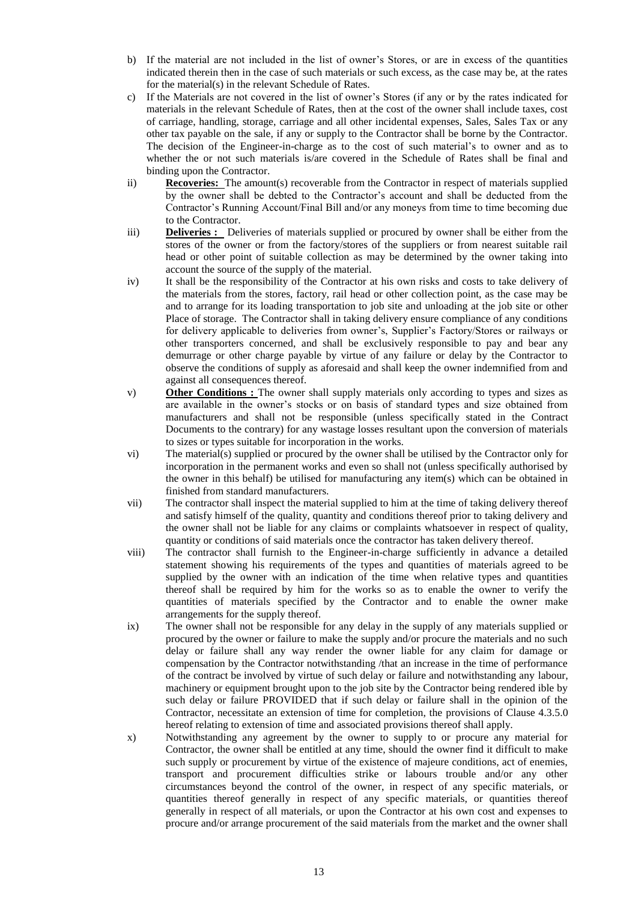b) If the material are not included in the list of owner's Stores, or are in excess of the quantities indicated therein then in the case of such materials or such excess, as the case may be, at the rates for the material(s) in the relevant Schedule of Rates.

c) If the Materials are not covered in the list of owner's Stores (if any or by the rates indicated for materials in the relevant Schedule of Rates, then at the cost of the owner shall include taxes, cost of carriage, handling, storage, carriage and all other incidental expenses, Sales, Sales Tax or any other tax payable on the sale, if any or supply to the Contractor shall be borne by the Contractor. The decision of the Engineer-in-charge as to the cost of such material's to owner and as to whether the or not such materials is/are covered in the Schedule of Rates shall be final and binding upon the Contractor.

ii) **Recoveries:** The amount(s) recoverable from the Contractor in respect of materials supplied by the owner shall be debted to the Contractor's account and shall be deducted from the Contractor's Running Account/Final Bill and/or any moneys from time to time becoming due to the Contractor.

iii) **Deliveries :** Deliveries of materials supplied or procured by owner shall be either from the stores of the owner or from the factory/stores of the suppliers or from nearest suitable rail head or other point of suitable collection as may be determined by the owner taking into account the source of the supply of the material.

iv) It shall be the responsibility of the Contractor at his own risks and costs to take delivery of the materials from the stores, factory, rail head or other collection point, as the case may be and to arrange for its loading transportation to job site and unloading at the job site or other Place of storage. The Contractor shall in taking delivery ensure compliance of any conditions for delivery applicable to deliveries from owner's, Supplier's Factory/Stores or railways or other transporters concerned, and shall be exclusively responsible to pay and bear any demurrage or other charge payable by virtue of any failure or delay by the Contractor to observe the conditions of supply as aforesaid and shall keep the owner indemnified from and against all consequences thereof.

v) **Other Conditions :** The owner shall supply materials only according to types and sizes as are available in the owner's stocks or on basis of standard types and size obtained from manufacturers and shall not be responsible (unless specifically stated in the Contract Documents to the contrary) for any wastage losses resultant upon the conversion of materials to sizes or types suitable for incorporation in the works.

vi) The material(s) supplied or procured by the owner shall be utilised by the Contractor only for incorporation in the permanent works and even so shall not (unless specifically authorised by the owner in this behalf) be utilised for manufacturing any item(s) which can be obtained in finished from standard manufacturers.

vii) The contractor shall inspect the material supplied to him at the time of taking delivery thereof and satisfy himself of the quality, quantity and conditions thereof prior to taking delivery and the owner shall not be liable for any claims or complaints whatsoever in respect of quality, quantity or conditions of said materials once the contractor has taken delivery thereof.

viii) The contractor shall furnish to the Engineer-in-charge sufficiently in advance a detailed statement showing his requirements of the types and quantities of materials agreed to be supplied by the owner with an indication of the time when relative types and quantities thereof shall be required by him for the works so as to enable the owner to verify the quantities of materials specified by the Contractor and to enable the owner make arrangements for the supply thereof.

ix) The owner shall not be responsible for any delay in the supply of any materials supplied or procured by the owner or failure to make the supply and/or procure the materials and no such delay or failure shall any way render the owner liable for any claim for damage or compensation by the Contractor notwithstanding /that an increase in the time of performance of the contract be involved by virtue of such delay or failure and notwithstanding any labour, machinery or equipment brought upon to the job site by the Contractor being rendered ible by such delay or failure PROVIDED that if such delay or failure shall in the opinion of the Contractor, necessitate an extension of time for completion, the provisions of Clause 4.3.5.0 hereof relating to extension of time and associated provisions thereof shall apply.

x) Notwithstanding any agreement by the owner to supply to or procure any material for Contractor, the owner shall be entitled at any time, should the owner find it difficult to make such supply or procurement by virtue of the existence of majeure conditions, act of enemies, transport and procurement difficulties strike or labours trouble and/or any other circumstances beyond the control of the owner, in respect of any specific materials, or quantities thereof generally in respect of any specific materials, or quantities thereof generally in respect of all materials, or upon the Contractor at his own cost and expenses to procure and/or arrange procurement of the said materials from the market and the owner shall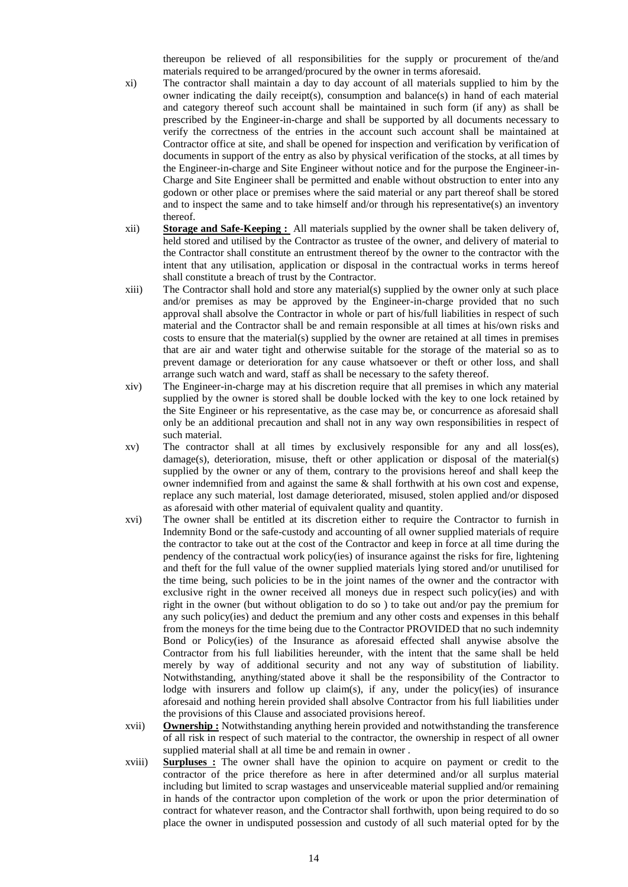thereupon be relieved of all responsibilities for the supply or procurement of the/and materials required to be arranged/procured by the owner in terms aforesaid.

xi) The contractor shall maintain a day to day account of all materials supplied to him by the owner indicating the daily receipt(s), consumption and balance(s) in hand of each material and category thereof such account shall be maintained in such form (if any) as shall be prescribed by the Engineer-in-charge and shall be supported by all documents necessary to verify the correctness of the entries in the account such account shall be maintained at Contractor office at site, and shall be opened for inspection and verification by verification of documents in support of the entry as also by physical verification of the stocks, at all times by the Engineer-in-charge and Site Engineer without notice and for the purpose the Engineer-in-Charge and Site Engineer shall be permitted and enable without obstruction to enter into any godown or other place or premises where the said material or any part thereof shall be stored and to inspect the same and to take himself and/or through his representative(s) an inventory thereof.

xii) **Storage and Safe-Keeping :** All materials supplied by the owner shall be taken delivery of, held stored and utilised by the Contractor as trustee of the owner, and delivery of material to the Contractor shall constitute an entrustment thereof by the owner to the contractor with the intent that any utilisation, application or disposal in the contractual works in terms hereof shall constitute a breach of trust by the Contractor.

xiii) The Contractor shall hold and store any material(s) supplied by the owner only at such place and/or premises as may be approved by the Engineer-in-charge provided that no such approval shall absolve the Contractor in whole or part of his/full liabilities in respect of such material and the Contractor shall be and remain responsible at all times at his/own risks and costs to ensure that the material(s) supplied by the owner are retained at all times in premises that are air and water tight and otherwise suitable for the storage of the material so as to prevent damage or deterioration for any cause whatsoever or theft or other loss, and shall arrange such watch and ward, staff as shall be necessary to the safety thereof.

xiv) The Engineer-in-charge may at his discretion require that all premises in which any material supplied by the owner is stored shall be double locked with the key to one lock retained by the Site Engineer or his representative, as the case may be, or concurrence as aforesaid shall only be an additional precaution and shall not in any way own responsibilities in respect of such material.

xv) The contractor shall at all times by exclusively responsible for any and all loss(es), damage(s), deterioration, misuse, theft or other application or disposal of the material(s) supplied by the owner or any of them, contrary to the provisions hereof and shall keep the owner indemnified from and against the same & shall forthwith at his own cost and expense, replace any such material, lost damage deteriorated, misused, stolen applied and/or disposed as aforesaid with other material of equivalent quality and quantity.

xvi) The owner shall be entitled at its discretion either to require the Contractor to furnish in Indemnity Bond or the safe-custody and accounting of all owner supplied materials of require the contractor to take out at the cost of the Contractor and keep in force at all time during the pendency of the contractual work policy(ies) of insurance against the risks for fire, lightening and theft for the full value of the owner supplied materials lying stored and/or unutilised for the time being, such policies to be in the joint names of the owner and the contractor with exclusive right in the owner received all moneys due in respect such policy(ies) and with right in the owner (but without obligation to do so ) to take out and/or pay the premium for any such policy(ies) and deduct the premium and any other costs and expenses in this behalf from the moneys for the time being due to the Contractor PROVIDED that no such indemnity Bond or Policy(ies) of the Insurance as aforesaid effected shall anywise absolve the Contractor from his full liabilities hereunder, with the intent that the same shall be held merely by way of additional security and not any way of substitution of liability. Notwithstanding, anything/stated above it shall be the responsibility of the Contractor to lodge with insurers and follow up claim(s), if any, under the policy(ies) of insurance aforesaid and nothing herein provided shall absolve Contractor from his full liabilities under the provisions of this Clause and associated provisions hereof.

xvii) **Ownership :** Notwithstanding anything herein provided and notwithstanding the transference of all risk in respect of such material to the contractor, the ownership in respect of all owner supplied material shall at all time be and remain in owner .

xviii) **Surpluses :** The owner shall have the opinion to acquire on payment or credit to the contractor of the price therefore as here in after determined and/or all surplus material including but limited to scrap wastages and unserviceable material supplied and/or remaining in hands of the contractor upon completion of the work or upon the prior determination of contract for whatever reason, and the Contractor shall forthwith, upon being required to do so place the owner in undisputed possession and custody of all such material opted for by the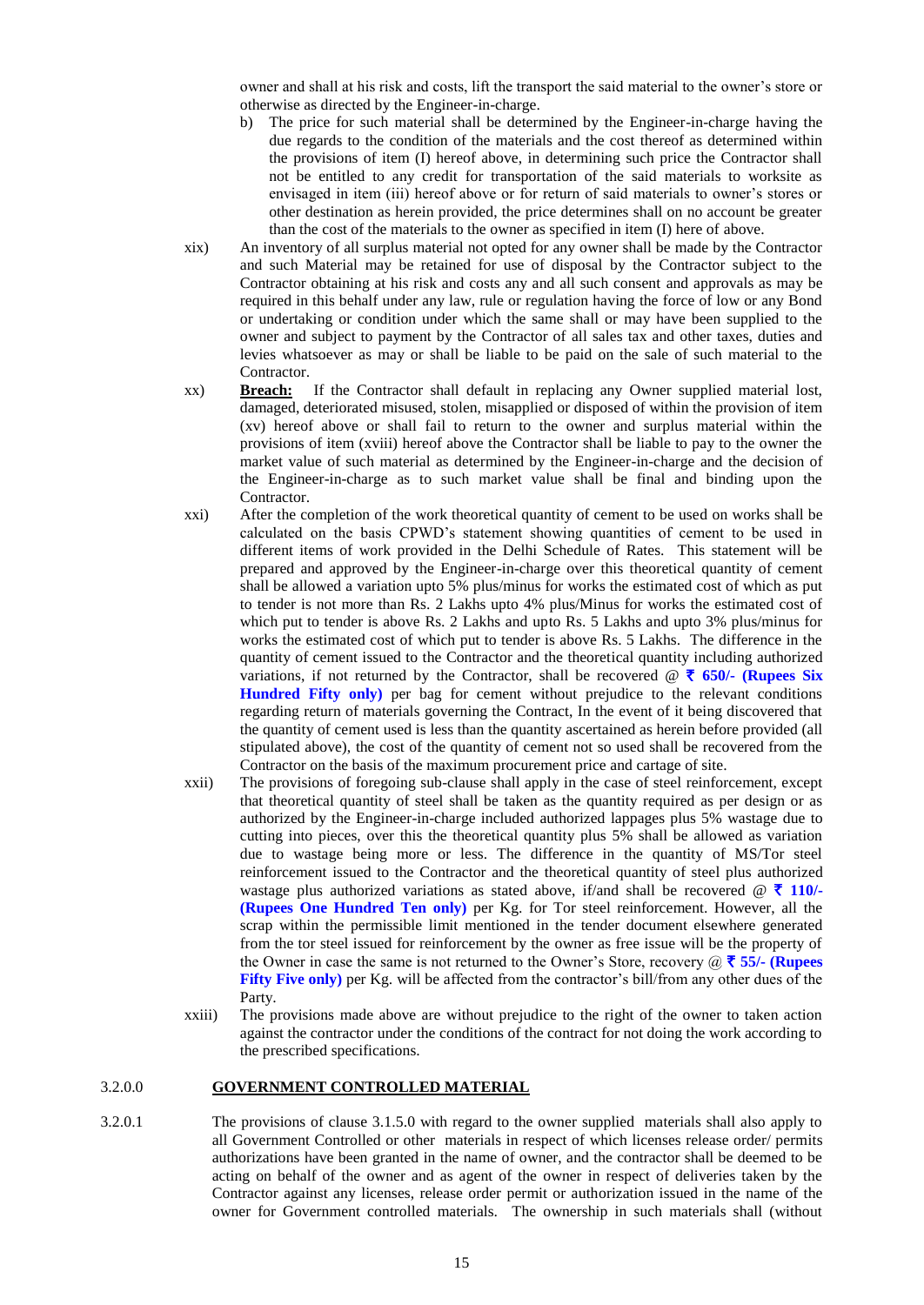owner and shall at his risk and costs, lift the transport the said material to the owner's store or otherwise as directed by the Engineer-in-charge.

b) The price for such material shall be determined by the Engineer-in-charge having the due regards to the condition of the materials and the cost thereof as determined within the provisions of item (I) hereof above, in determining such price the Contractor shall not be entitled to any credit for transportation of the said materials to worksite as envisaged in item (iii) hereof above or for return of said materials to owner's stores or other destination as herein provided, the price determines shall on no account be greater than the cost of the materials to the owner as specified in item (I) here of above.

xix) An inventory of all surplus material not opted for any owner shall be made by the Contractor and such Material may be retained for use of disposal by the Contractor subject to the Contractor obtaining at his risk and costs any and all such consent and approvals as may be required in this behalf under any law, rule or regulation having the force of low or any Bond or undertaking or condition under which the same shall or may have been supplied to the owner and subject to payment by the Contractor of all sales tax and other taxes, duties and levies whatsoever as may or shall be liable to be paid on the sale of such material to the Contractor.

xx) **Breach:** If the Contractor shall default in replacing any Owner supplied material lost, damaged, deteriorated misused, stolen, misapplied or disposed of within the provision of item (xv) hereof above or shall fail to return to the owner and surplus material within the provisions of item (xviii) hereof above the Contractor shall be liable to pay to the owner the market value of such material as determined by the Engineer-in-charge and the decision of the Engineer-in-charge as to such market value shall be final and binding upon the Contractor.

xxi) After the completion of the work theoretical quantity of cement to be used on works shall be calculated on the basis CPWD's statement showing quantities of cement to be used in different items of work provided in the Delhi Schedule of Rates. This statement will be prepared and approved by the Engineer-in-charge over this theoretical quantity of cement shall be allowed a variation upto 5% plus/minus for works the estimated cost of which as put to tender is not more than Rs. 2 Lakhs upto 4% plus/Minus for works the estimated cost of which put to tender is above Rs. 2 Lakhs and upto Rs. 5 Lakhs and upto 3% plus/minus for works the estimated cost of which put to tender is above Rs. 5 Lakhs. The difference in the quantity of cement issued to the Contractor and the theoretical quantity including authorized variations, if not returned by the Contractor, shall be recovered @ **₹ 650/- (Rupees Six Hundred Fifty only)** per bag for cement without prejudice to the relevant conditions regarding return of materials governing the Contract, In the event of it being discovered that the quantity of cement used is less than the quantity ascertained as herein before provided (all stipulated above), the cost of the quantity of cement not so used shall be recovered from the Contractor on the basis of the maximum procurement price and cartage of site.

xxii) The provisions of foregoing sub-clause shall apply in the case of steel reinforcement, except that theoretical quantity of steel shall be taken as the quantity required as per design or as authorized by the Engineer-in-charge included authorized lappages plus 5% wastage due to cutting into pieces, over this the theoretical quantity plus 5% shall be allowed as variation due to wastage being more or less. The difference in the quantity of MS/Tor steel reinforcement issued to the Contractor and the theoretical quantity of steel plus authorized wastage plus authorized variations as stated above, if/and shall be recovered @ **₹ 110/- (Rupees One Hundred Ten only)** per Kg. for Tor steel reinforcement. However, all the scrap within the permissible limit mentioned in the tender document elsewhere generated from the tor steel issued for reinforcement by the owner as free issue will be the property of the Owner in case the same is not returned to the Owner's Store, recovery @ **₹ 55/- (Rupees Fifty Five only)** per Kg. will be affected from the contractor's bill/from any other dues of the Party.

xxiii) The provisions made above are without prejudice to the right of the owner to taken action against the contractor under the conditions of the contract for not doing the work according to the prescribed specifications.

## 3.2.0.0 GOVERNMENT CONTROLLED MATERIAL

3.2.0.1 The provisions of clause 3.1.5.0 with regard to the owner supplied materials shall also apply to all Government Controlled or other materials in respect of which licenses release order/ permits authorizations have been granted in the name of owner, and the contractor shall be deemed to be acting on behalf of the owner and as agent of the owner in respect of deliveries taken by the Contractor against any licenses, release order permit or authorization issued in the name of the owner for Government controlled materials. The ownership in such materials shall (without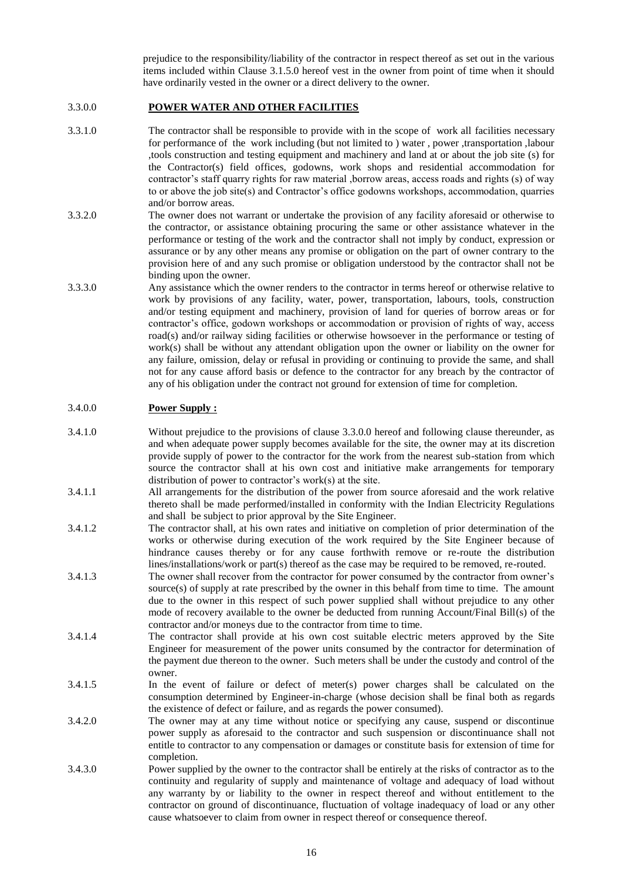prejudice to the responsibility/liability of the contractor in respect thereof as set out in the various items included within Clause 3.1.5.0 hereof vest in the owner from point of time when it should have ordinarily vested in the owner or a direct delivery to the owner.

3.3.0.0 **POWER WATER AND OTHER FACILITIES**

3.3.1.0 The contractor shall be responsible to provide with in the scope of work all facilities necessary for performance of the work including (but not limited to ) water , power ,transportation ,labour ,tools construction and testing equipment and machinery and land at or about the job site (s) for the Contractor(s) field offices, godowns, work shops and residential accommodation for contractor's staff quarry rights for raw material ,borrow areas, access roads and rights (s) of way to or above the job site(s) and Contractor's office godowns workshops, accommodation, quarries and/or borrow areas.

3.3.2.0 The owner does not warrant or undertake the provision of any facility aforesaid or otherwise to the contractor, or assistance obtaining procuring the same or other assistance whatever in the performance or testing of the work and the contractor shall not imply by conduct, expression or assurance or by any other means any promise or obligation on the part of owner contrary to the provision here of and any such promise or obligation understood by the contractor shall not be binding upon the owner.

3.3.3.0 Any assistance which the owner renders to the contractor in terms hereof or otherwise relative to work by provisions of any facility, water, power, transportation, labours, tools, construction and/or testing equipment and machinery, provision of land for queries of borrow areas or for contractor's office, godown workshops or accommodation or provision of rights of way, access road(s) and/or railway siding facilities or otherwise howsoever in the performance or testing of work(s) shall be without any attendant obligation upon the owner or liability on the owner for any failure, omission, delay or refusal in providing or continuing to provide the same, and shall not for any cause afford basis or defence to the contractor for any breach by the contractor of any of his obligation under the contract not ground for extension of time for completion.

3.4.0.0 **Power Supply :**

3.4.1.0 Without prejudice to the provisions of clause 3.3.0.0 hereof and following clause thereunder, as and when adequate power supply becomes available for the site, the owner may at its discretion provide supply of power to the contractor for the work from the nearest sub-station from which source the contractor shall at his own cost and initiative make arrangements for temporary distribution of power to contractor's work(s) at the site.

3.4.1.1 All arrangements for the distribution of the power from source aforesaid and the work relative thereto shall be made performed/installed in conformity with the Indian Electricity Regulations and shall be subject to prior approval by the Site Engineer.

3.4.1.2 The contractor shall, at his own rates and initiative on completion of prior determination of the works or otherwise during execution of the work required by the Site Engineer because of hindrance causes thereby or for any cause forthwith remove or re-route the distribution lines/installations/work or part(s) thereof as the case may be required to be removed, re-routed.

3.4.1.3 The owner shall recover from the contractor for power consumed by the contractor from owner's source(s) of supply at rate prescribed by the owner in this behalf from time to time. The amount due to the owner in this respect of such power supplied shall without prejudice to any other mode of recovery available to the owner be deducted from running Account/Final Bill(s) of the contractor and/or moneys due to the contractor from time to time.

3.4.1.4 The contractor shall provide at his own cost suitable electric meters approved by the Site Engineer for measurement of the power units consumed by the contractor for determination of the payment due thereon to the owner. Such meters shall be under the custody and control of the owner.

3.4.1.5 In the event of failure or defect of meter(s) power charges shall be calculated on the consumption determined by Engineer-in-charge (whose decision shall be final both as regards the existence of defect or failure, and as regards the power consumed).

3.4.2.0 The owner may at any time without notice or specifying any cause, suspend or discontinue power supply as aforesaid to the contractor and such suspension or discontinuance shall not entitle to contractor to any compensation or damages or constitute basis for extension of time for completion.

3.4.3.0 Power supplied by the owner to the contractor shall be entirely at the risks of contractor as to the continuity and regularity of supply and maintenance of voltage and adequacy of load without any warranty by or liability to the owner in respect thereof and without entitlement to the contractor on ground of discontinuance, fluctuation of voltage inadequacy of load or any other cause whatsoever to claim from owner in respect thereof or consequence thereof.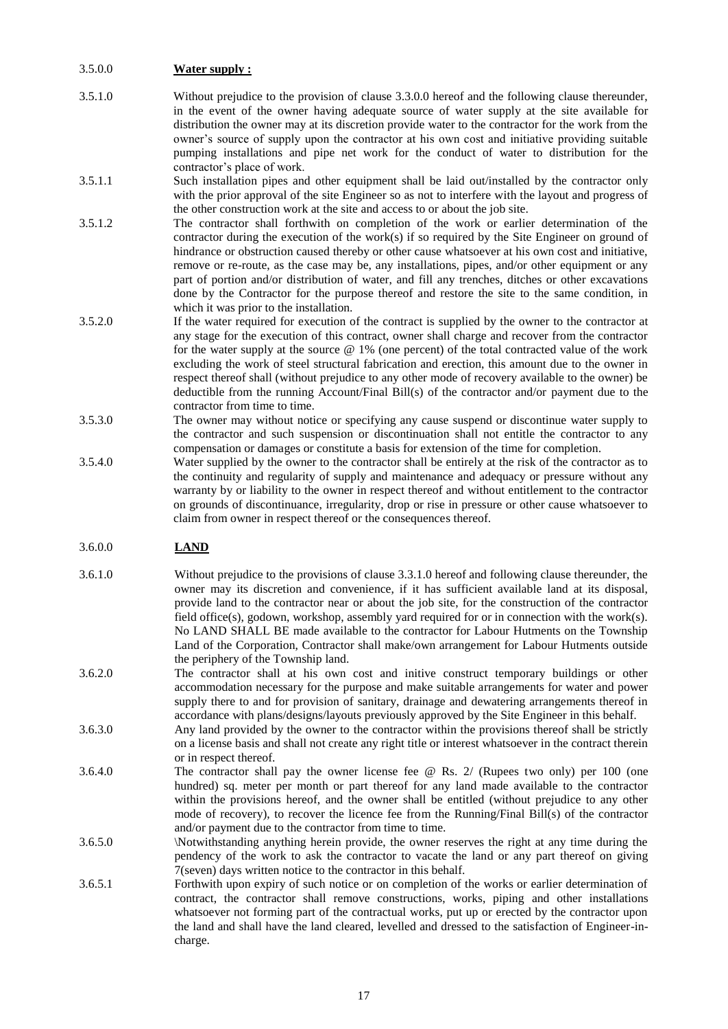3.5.0.0 **Water supply :**

3.5.1.0 Without prejudice to the provision of clause 3.3.0.0 hereof and the following clause thereunder, in the event of the owner having adequate source of water supply at the site available for distribution the owner may at its discretion provide water to the contractor for the work from the owner's source of supply upon the contractor at his own cost and initiative providing suitable pumping installations and pipe net work for the conduct of water to distribution for the contractor's place of work.

3.5.1.1 Such installation pipes and other equipment shall be laid out/installed by the contractor only with the prior approval of the site Engineer so as not to interfere with the layout and progress of the other construction work at the site and access to or about the job site.

3.5.1.2 The contractor shall forthwith on completion of the work or earlier determination of the contractor during the execution of the work(s) if so required by the Site Engineer on ground of hindrance or obstruction caused thereby or other cause whatsoever at his own cost and initiative, remove or re-route, as the case may be, any installations, pipes, and/or other equipment or any part of portion and/or distribution of water, and fill any trenches, ditches or other excavations done by the Contractor for the purpose thereof and restore the site to the same condition, in which it was prior to the installation.

3.5.2.0 If the water required for execution of the contract is supplied by the owner to the contractor at any stage for the execution of this contract, owner shall charge and recover from the contractor for the water supply at the source @ 1% (one percent) of the total contracted value of the work excluding the work of steel structural fabrication and erection, this amount due to the owner in respect thereof shall (without prejudice to any other mode of recovery available to the owner) be deductible from the running Account/Final Bill(s) of the contractor and/or payment due to the contractor from time to time.

3.5.3.0 The owner may without notice or specifying any cause suspend or discontinue water supply to the contractor and such suspension or discontinuation shall not entitle the contractor to any compensation or damages or constitute a basis for extension of the time for completion.

3.5.4.0 Water supplied by the owner to the contractor shall be entirely at the risk of the contractor as to the continuity and regularity of supply and maintenance and adequacy or pressure without any warranty by or liability to the owner in respect thereof and without entitlement to the contractor on grounds of discontinuance, irregularity, drop or rise in pressure or other cause whatsoever to claim from owner in respect thereof or the consequences thereof.

3.6.0.0 **LAND**

3.6.1.0 Without prejudice to the provisions of clause 3.3.1.0 hereof and following clause thereunder, the owner may its discretion and convenience, if it has sufficient available land at its disposal, provide land to the contractor near or about the job site, for the construction of the contractor field office(s), godown, workshop, assembly yard required for or in connection with the work(s). No LAND SHALL BE made available to the contractor for Labour Hutments on the Township Land of the Corporation, Contractor shall make/own arrangement for Labour Hutments outside the periphery of the Township land.

3.6.2.0 The contractor shall at his own cost and initive construct temporary buildings or other accommodation necessary for the purpose and make suitable arrangements for water and power supply there to and for provision of sanitary, drainage and dewatering arrangements thereof in accordance with plans/designs/layouts previously approved by the Site Engineer in this behalf.

3.6.3.0 Any land provided by the owner to the contractor within the provisions thereof shall be strictly on a license basis and shall not create any right title or interest whatsoever in the contract therein or in respect thereof.

3.6.4.0 The contractor shall pay the owner license fee @ Rs. 2/ (Rupees two only) per 100 (one hundred) sq. meter per month or part thereof for any land made available to the contractor within the provisions hereof, and the owner shall be entitled (without prejudice to any other mode of recovery), to recover the licence fee from the Running/Final Bill(s) of the contractor and/or payment due to the contractor from time to time.

3.6.5.0 \Notwithstanding anything herein provide, the owner reserves the right at any time during the pendency of the work to ask the contractor to vacate the land or any part thereof on giving 7(seven) days written notice to the contractor in this behalf.

3.6.5.1 Forthwith upon expiry of such notice or on completion of the works or earlier determination of contract, the contractor shall remove constructions, works, piping and other installations whatsoever not forming part of the contractual works, put up or erected by the contractor upon the land and shall have the land cleared, levelled and dressed to the satisfaction of Engineer-in-charge.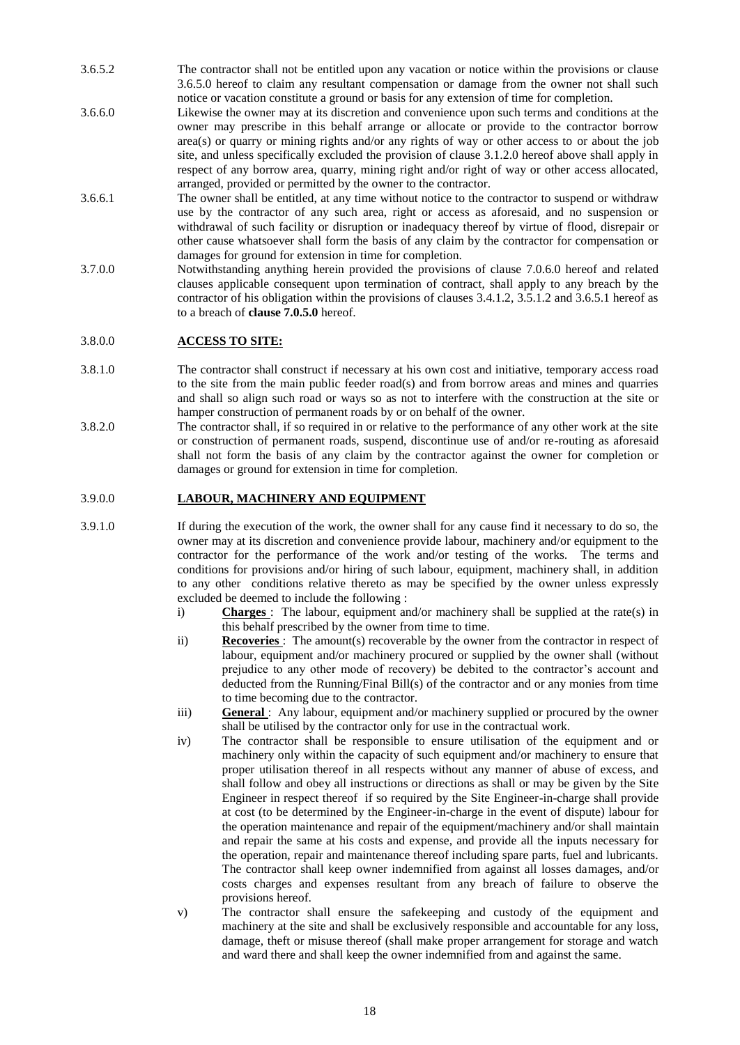3.6.5.2 The contractor shall not be entitled upon any vacation or notice within the provisions or clause 3.6.5.0 hereof to claim any resultant compensation or damage from the owner not shall such notice or vacation constitute a ground or basis for any extension of time for completion.

3.6.6.0 Likewise the owner may at its discretion and convenience upon such terms and conditions at the owner may prescribe in this behalf arrange or allocate or provide to the contractor borrow area(s) or quarry or mining rights and/or any rights of way or other access to or about the job site, and unless specifically excluded the provision of clause 3.1.2.0 hereof above shall apply in respect of any borrow area, quarry, mining right and/or right of way or other access allocated, arranged, provided or permitted by the owner to the contractor.

3.6.6.1 The owner shall be entitled, at any time without notice to the contractor to suspend or withdraw use by the contractor of any such area, right or access as aforesaid, and no suspension or withdrawal of such facility or disruption or inadequacy thereof by virtue of flood, disrepair or other cause whatsoever shall form the basis of any claim by the contractor for compensation or damages for ground for extension in time for completion.

3.7.0.0 Notwithstanding anything herein provided the provisions of clause 7.0.6.0 hereof and related clauses applicable consequent upon termination of contract, shall apply to any breach by the contractor of his obligation within the provisions of clauses 3.4.1.2, 3.5.1.2 and 3.6.5.1 hereof as to a breach of **clause 7.0.5.0** hereof.

## 3.8.0.0 ACCESS TO SITE:

3.8.1.0 The contractor shall construct if necessary at his own cost and initiative, temporary access road to the site from the main public feeder road(s) and from borrow areas and mines and quarries and shall so align such road or ways so as not to interfere with the construction at the site or hamper construction of permanent roads by or on behalf of the owner.

3.8.2.0 The contractor shall, if so required in or relative to the performance of any other work at the site or construction of permanent roads, suspend, discontinue use of and/or re-routing as aforesaid shall not form the basis of any claim by the contractor against the owner for completion or damages or ground for extension in time for completion.

## 3.9.0.0 LABOUR, MACHINERY AND EQUIPMENT

3.9.1.0 If during the execution of the work, the owner shall for any cause find it necessary to do so, the owner may at its discretion and convenience provide labour, machinery and/or equipment to the contractor for the performance of the work and/or testing of the works. The terms and conditions for provisions and/or hiring of such labour, equipment, machinery shall, in addition to any other conditions relative thereto as may be specified by the owner unless expressly excluded be deemed to include the following :

i) **Charges** : The labour, equipment and/or machinery shall be supplied at the rate(s) in this behalf prescribed by the owner from time to time.

ii) **Recoveries** : The amount(s) recoverable by the owner from the contractor in respect of labour, equipment and/or machinery procured or supplied by the owner shall (without prejudice to any other mode of recovery) be debited to the contractor's account and deducted from the Running/Final Bill(s) of the contractor and or any monies from time to time becoming due to the contractor.

iii) **General** : Any labour, equipment and/or machinery supplied or procured by the owner shall be utilised by the contractor only for use in the contractual work.

iv) The contractor shall be responsible to ensure utilisation of the equipment and or machinery only within the capacity of such equipment and/or machinery to ensure that proper utilisation thereof in all respects without any manner of abuse of excess, and shall follow and obey all instructions or directions as shall or may be given by the Site Engineer in respect thereof if so required by the Site Engineer-in-charge shall provide at cost (to be determined by the Engineer-in-charge in the event of dispute) labour for the operation maintenance and repair of the equipment/machinery and/or shall maintain and repair the same at his costs and expense, and provide all the inputs necessary for the operation, repair and maintenance thereof including spare parts, fuel and lubricants. The contractor shall keep owner indemnified from against all losses damages, and/or costs charges and expenses resultant from any breach of failure to observe the provisions hereof.

v) The contractor shall ensure the safekeeping and custody of the equipment and machinery at the site and shall be exclusively responsible and accountable for any loss, damage, theft or misuse thereof (shall make proper arrangement for storage and watch and ward there and shall keep the owner indemnified from and against the same.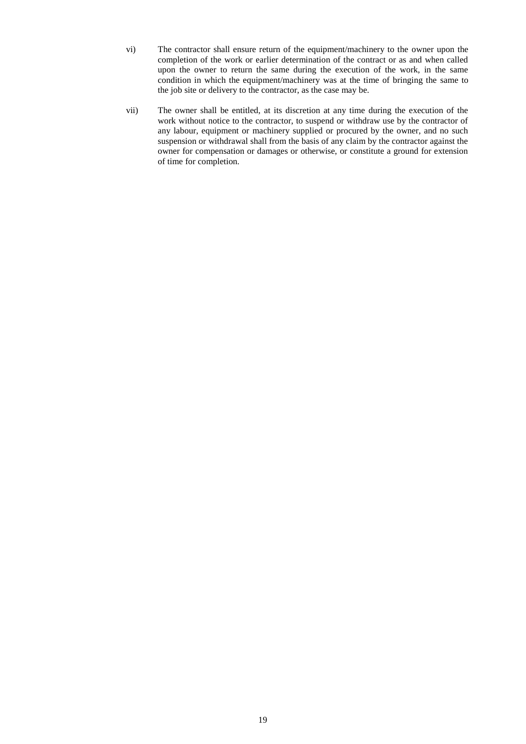vi) The contractor shall ensure return of the equipment/machinery to the owner upon the completion of the work or earlier determination of the contract or as and when called upon the owner to return the same during the execution of the work, in the same condition in which the equipment/machinery was at the time of bringing the same to the job site or delivery to the contractor, as the case may be.

vii) The owner shall be entitled, at its discretion at any time during the execution of the work without notice to the contractor, to suspend or withdraw use by the contractor of any labour, equipment or machinery supplied or procured by the owner, and no such suspension or withdrawal shall from the basis of any claim by the contractor against the owner for compensation or damages or otherwise, or constitute a ground for extension of time for completion.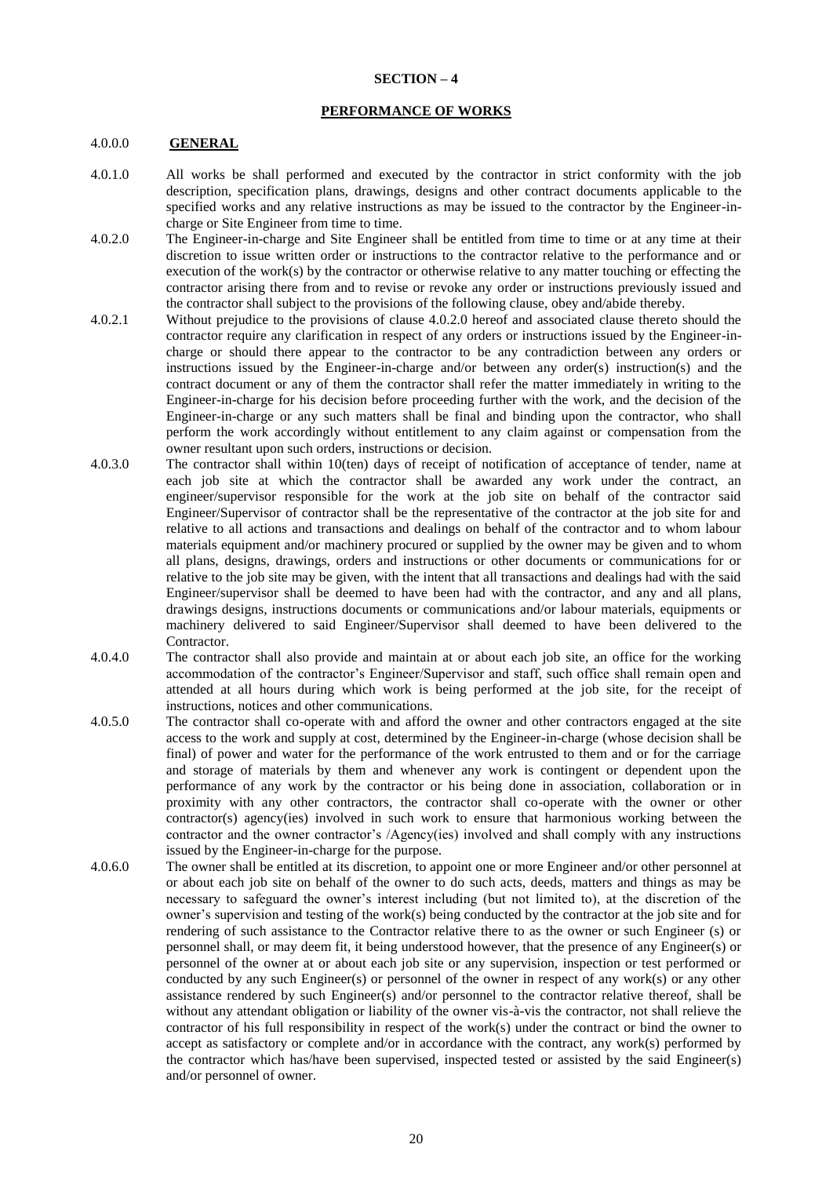## SECTION – 4

## PERFORMANCE OF WORKS

4.0.0.0 **GENERAL**

4.0.1.0 All works be shall performed and executed by the contractor in strict conformity with the job description, specification plans, drawings, designs and other contract documents applicable to the specified works and any relative instructions as may be issued to the contractor by the Engineer-in-charge or Site Engineer from time to time.

4.0.2.0 The Engineer-in-charge and Site Engineer shall be entitled from time to time or at any time at their discretion to issue written order or instructions to the contractor relative to the performance and or execution of the work(s) by the contractor or otherwise relative to any matter touching or effecting the contractor arising there from and to revise or revoke any order or instructions previously issued and the contractor shall subject to the provisions of the following clause, obey and/abide thereby.

4.0.2.1 Without prejudice to the provisions of clause 4.0.2.0 hereof and associated clause thereto should the contractor require any clarification in respect of any orders or instructions issued by the Engineer-in-charge or should there appear to the contractor to be any contradiction between any orders or instructions issued by the Engineer-in-charge and/or between any order(s) instruction(s) and the contract document or any of them the contractor shall refer the matter immediately in writing to the Engineer-in-charge for his decision before proceeding further with the work, and the decision of the Engineer-in-charge or any such matters shall be final and binding upon the contractor, who shall perform the work accordingly without entitlement to any claim against or compensation from the owner resultant upon such orders, instructions or decision.

4.0.3.0 The contractor shall within 10(ten) days of receipt of notification of acceptance of tender, name at each job site at which the contractor shall be awarded any work under the contract, an engineer/supervisor responsible for the work at the job site on behalf of the contractor said Engineer/Supervisor of contractor shall be the representative of the contractor at the job site for and relative to all actions and transactions and dealings on behalf of the contractor and to whom labour materials equipment and/or machinery procured or supplied by the owner may be given and to whom all plans, designs, drawings, orders and instructions or other documents or communications for or relative to the job site may be given, with the intent that all transactions and dealings had with the said Engineer/supervisor shall be deemed to have been had with the contractor, and any and all plans, drawings designs, instructions documents or communications and/or labour materials, equipments or machinery delivered to said Engineer/Supervisor shall deemed to have been delivered to the Contractor.

4.0.4.0 The contractor shall also provide and maintain at or about each job site, an office for the working accommodation of the contractor's Engineer/Supervisor and staff, such office shall remain open and attended at all hours during which work is being performed at the job site, for the receipt of instructions, notices and other communications.

4.0.5.0 The contractor shall co-operate with and afford the owner and other contractors engaged at the site access to the work and supply at cost, determined by the Engineer-in-charge (whose decision shall be final) of power and water for the performance of the work entrusted to them and or for the carriage and storage of materials by them and whenever any work is contingent or dependent upon the performance of any work by the contractor or his being done in association, collaboration or in proximity with any other contractors, the contractor shall co-operate with the owner or other contractor(s) agency(ies) involved in such work to ensure that harmonious working between the contractor and the owner contractor's /Agency(ies) involved and shall comply with any instructions issued by the Engineer-in-charge for the purpose.

4.0.6.0 The owner shall be entitled at its discretion, to appoint one or more Engineer and/or other personnel at or about each job site on behalf of the owner to do such acts, deeds, matters and things as may be necessary to safeguard the owner's interest including (but not limited to), at the discretion of the owner's supervision and testing of the work(s) being conducted by the contractor at the job site and for rendering of such assistance to the Contractor relative there to as the owner or such Engineer (s) or personnel shall, or may deem fit, it being understood however, that the presence of any Engineer(s) or personnel of the owner at or about each job site or any supervision, inspection or test performed or conducted by any such Engineer(s) or personnel of the owner in respect of any work(s) or any other assistance rendered by such Engineer(s) and/or personnel to the contractor relative thereof, shall be without any attendant obligation or liability of the owner vis-à-vis the contractor, not shall relieve the contractor of his full responsibility in respect of the work(s) under the contract or bind the owner to accept as satisfactory or complete and/or in accordance with the contract, any work(s) performed by the contractor which has/have been supervised, inspected tested or assisted by the said Engineer(s) and/or personnel of owner.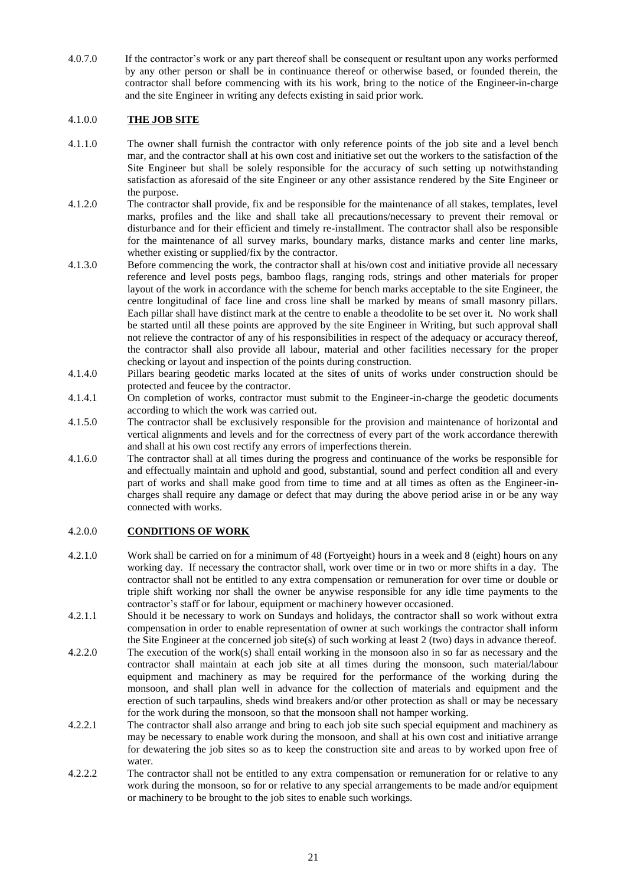4.0.7.0 If the contractor's work or any part thereof shall be consequent or resultant upon any works performed by any other person or shall be in continuance thereof or otherwise based, or founded therein, the contractor shall before commencing with its his work, bring to the notice of the Engineer-in-charge and the site Engineer in writing any defects existing in said prior work.

## 4.1.0.0 **THE JOB SITE**

4.1.1.0 The owner shall furnish the contractor with only reference points of the job site and a level bench mar, and the contractor shall at his own cost and initiative set out the workers to the satisfaction of the Site Engineer but shall be solely responsible for the accuracy of such setting up notwithstanding satisfaction as aforesaid of the site Engineer or any other assistance rendered by the Site Engineer or the purpose.

4.1.2.0 The contractor shall provide, fix and be responsible for the maintenance of all stakes, templates, level marks, profiles and the like and shall take all precautions/necessary to prevent their removal or disturbance and for their efficient and timely re-installment. The contractor shall also be responsible for the maintenance of all survey marks, boundary marks, distance marks and center line marks, whether existing or supplied/fix by the contractor.

4.1.3.0 Before commencing the work, the contractor shall at his/own cost and initiative provide all necessary reference and level posts pegs, bamboo flags, ranging rods, strings and other materials for proper layout of the work in accordance with the scheme for bench marks acceptable to the site Engineer, the centre longitudinal of face line and cross line shall be marked by means of small masonry pillars. Each pillar shall have distinct mark at the centre to enable a theodolite to be set over it. No work shall be started until all these points are approved by the site Engineer in Writing, but such approval shall not relieve the contractor of any of his responsibilities in respect of the adequacy or accuracy thereof, the contractor shall also provide all labour, material and other facilities necessary for the proper checking or layout and inspection of the points during construction.

4.1.4.0 Pillars bearing geodetic marks located at the sites of units of works under construction should be protected and feucee by the contractor.

4.1.4.1 On completion of works, contractor must submit to the Engineer-in-charge the geodetic documents according to which the work was carried out.

4.1.5.0 The contractor shall be exclusively responsible for the provision and maintenance of horizontal and vertical alignments and levels and for the correctness of every part of the work accordance therewith and shall at his own cost rectify any errors of imperfections therein.

4.1.6.0 The contractor shall at all times during the progress and continuance of the works be responsible for and effectually maintain and uphold and good, substantial, sound and perfect condition all and every part of works and shall make good from time to time and at all times as often as the Engineer-in-charges shall require any damage or defect that may during the above period arise in or be any way connected with works.

## 4.2.0.0 **CONDITIONS OF WORK**

4.2.1.0 Work shall be carried on for a minimum of 48 (Fortyeight) hours in a week and 8 (eight) hours on any working day. If necessary the contractor shall, work over time or in two or more shifts in a day. The contractor shall not be entitled to any extra compensation or remuneration for over time or double or triple shift working nor shall the owner be anywise responsible for any idle time payments to the contractor's staff or for labour, equipment or machinery however occasioned.

4.2.1.1 Should it be necessary to work on Sundays and holidays, the contractor shall so work without extra compensation in order to enable representation of owner at such workings the contractor shall inform the Site Engineer at the concerned job site(s) of such working at least 2 (two) days in advance thereof.

4.2.2.0 The execution of the work(s) shall entail working in the monsoon also in so far as necessary and the contractor shall maintain at each job site at all times during the monsoon, such material/labour equipment and machinery as may be required for the performance of the working during the monsoon, and shall plan well in advance for the collection of materials and equipment and the erection of such tarpaulins, sheds wind breakers and/or other protection as shall or may be necessary for the work during the monsoon, so that the monsoon shall not hamper working.

4.2.2.1 The contractor shall also arrange and bring to each job site such special equipment and machinery as may be necessary to enable work during the monsoon, and shall at his own cost and initiative arrange for dewatering the job sites so as to keep the construction site and areas to by worked upon free of water.

4.2.2.2 The contractor shall not be entitled to any extra compensation or remuneration for or relative to any work during the monsoon, so for or relative to any special arrangements to be made and/or equipment or machinery to be brought to the job sites to enable such workings.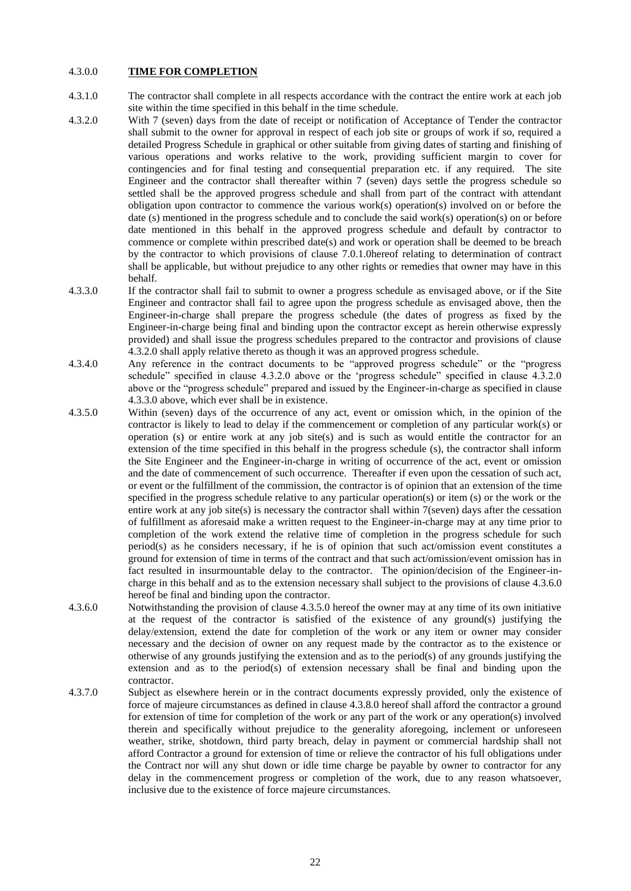## 4.3.0.0 **TIME FOR COMPLETION**

4.3.1.0 The contractor shall complete in all respects accordance with the contract the entire work at each job site within the time specified in this behalf in the time schedule.

4.3.2.0 With 7 (seven) days from the date of receipt or notification of Acceptance of Tender the contractor shall submit to the owner for approval in respect of each job site or groups of work if so, required a detailed Progress Schedule in graphical or other suitable from giving dates of starting and finishing of various operations and works relative to the work, providing sufficient margin to cover for contingencies and for final testing and consequential preparation etc. if any required. The site Engineer and the contractor shall thereafter within 7 (seven) days settle the progress schedule so settled shall be the approved progress schedule and shall from part of the contract with attendant obligation upon contractor to commence the various work(s) operation(s) involved on or before the date (s) mentioned in the progress schedule and to conclude the said work(s) operation(s) on or before date mentioned in this behalf in the approved progress schedule and default by contractor to commence or complete within prescribed date(s) and work or operation shall be deemed to be breach by the contractor to which provisions of clause 7.0.1.0hereof relating to determination of contract shall be applicable, but without prejudice to any other rights or remedies that owner may have in this behalf.

4.3.3.0 If the contractor shall fail to submit to owner a progress schedule as envisaged above, or if the Site Engineer and contractor shall fail to agree upon the progress schedule as envisaged above, then the Engineer-in-charge shall prepare the progress schedule (the dates of progress as fixed by the Engineer-in-charge being final and binding upon the contractor except as herein otherwise expressly provided) and shall issue the progress schedules prepared to the contractor and provisions of clause 4.3.2.0 shall apply relative thereto as though it was an approved progress schedule.

4.3.4.0 Any reference in the contract documents to be "approved progress schedule" or the "progress schedule" specified in clause 4.3.2.0 above or the 'progress schedule" specified in clause 4.3.2.0 above or the "progress schedule" prepared and issued by the Engineer-in-charge as specified in clause 4.3.3.0 above, which ever shall be in existence.

4.3.5.0 Within (seven) days of the occurrence of any act, event or omission which, in the opinion of the contractor is likely to lead to delay if the commencement or completion of any particular work(s) or operation (s) or entire work at any job site(s) and is such as would entitle the contractor for an extension of the time specified in this behalf in the progress schedule (s), the contractor shall inform the Site Engineer and the Engineer-in-charge in writing of occurrence of the act, event or omission and the date of commencement of such occurrence. Thereafter if even upon the cessation of such act, or event or the fulfillment of the commission, the contractor is of opinion that an extension of the time specified in the progress schedule relative to any particular operation(s) or item (s) or the work or the entire work at any job site(s) is necessary the contractor shall within 7(seven) days after the cessation of fulfillment as aforesaid make a written request to the Engineer-in-charge may at any time prior to completion of the work extend the relative time of completion in the progress schedule for such period(s) as he considers necessary, if he is of opinion that such act/omission event constitutes a ground for extension of time in terms of the contract and that such act/omission/event omission has in fact resulted in insurmountable delay to the contractor. The opinion/decision of the Engineer-in-charge in this behalf and as to the extension necessary shall subject to the provisions of clause 4.3.6.0 hereof be final and binding upon the contractor.

4.3.6.0 Notwithstanding the provision of clause 4.3.5.0 hereof the owner may at any time of its own initiative at the request of the contractor is satisfied of the existence of any ground(s) justifying the delay/extension, extend the date for completion of the work or any item or owner may consider necessary and the decision of owner on any request made by the contractor as to the existence or otherwise of any grounds justifying the extension and as to the period(s) of any grounds justifying the extension and as to the period(s) of extension necessary shall be final and binding upon the contractor.

4.3.7.0 Subject as elsewhere herein or in the contract documents expressly provided, only the existence of force of majeure circumstances as defined in clause 4.3.8.0 hereof shall afford the contractor a ground for extension of time for completion of the work or any part of the work or any operation(s) involved therein and specifically without prejudice to the generality aforegoing, inclement or unforeseen weather, strike, shotdown, third party breach, delay in payment or commercial hardship shall not afford Contractor a ground for extension of time or relieve the contractor of his full obligations under the Contract nor will any shut down or idle time charge be payable by owner to contractor for any delay in the commencement progress or completion of the work, due to any reason whatsoever, inclusive due to the existence of force majeure circumstances.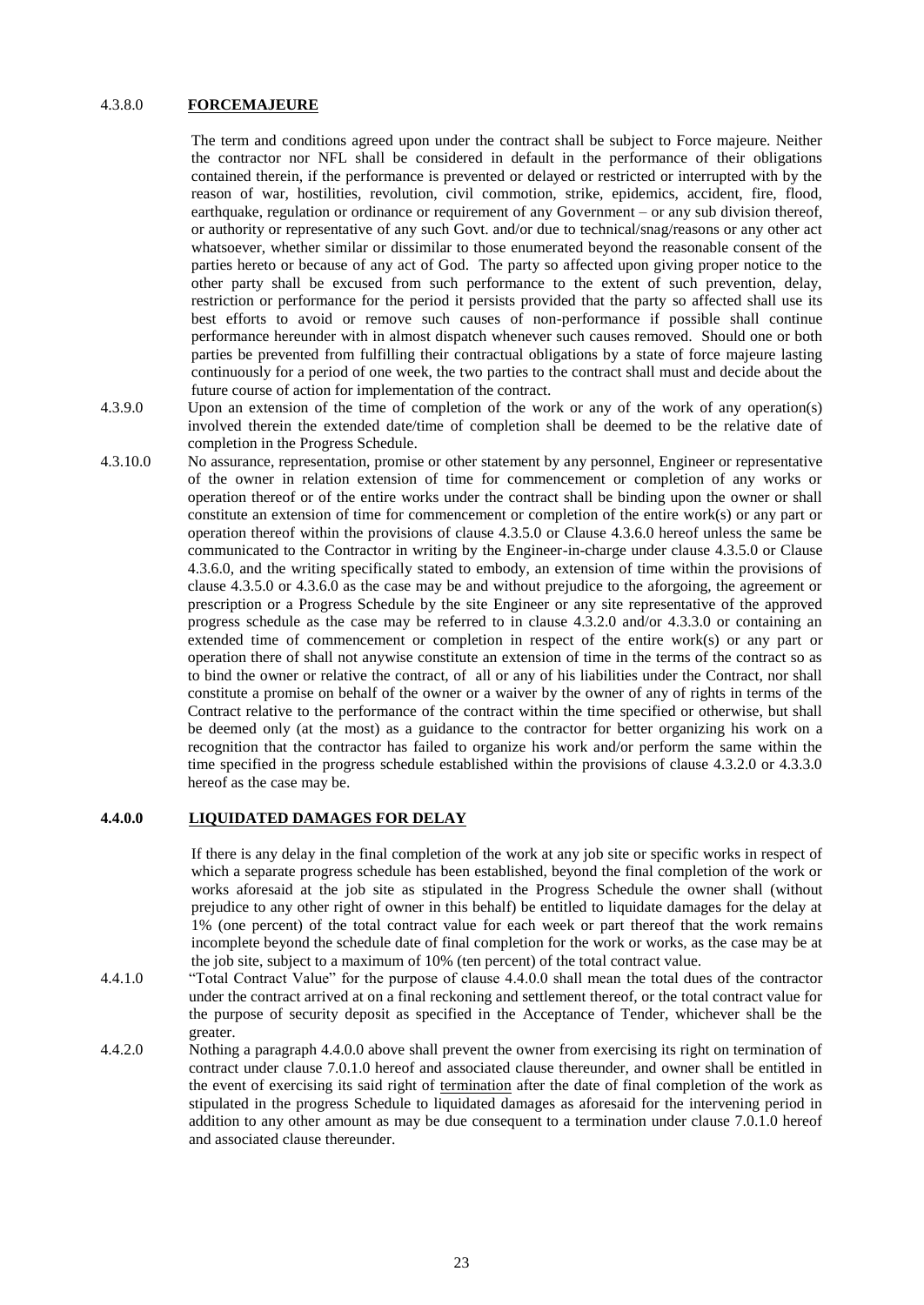#### 4.3.8.0 **FORCEMAJEURE**

The term and conditions agreed upon under the contract shall be subject to Force majeure. Neither the contractor nor NFL shall be considered in default in the performance of their obligations contained therein, if the performance is prevented or delayed or restricted or interrupted with by the reason of war, hostilities, revolution, civil commotion, strike, epidemics, accident, fire, flood, earthquake, regulation or ordinance or requirement of any Government – or any sub division thereof, or authority or representative of any such Govt. and/or due to technical/snag/reasons or any other act whatsoever, whether similar or dissimilar to those enumerated beyond the reasonable consent of the parties hereto or because of any act of God. The party so affected upon giving proper notice to the other party shall be excused from such performance to the extent of such prevention, delay, restriction or performance for the period it persists provided that the party so affected shall use its best efforts to avoid or remove such causes of non-performance if possible shall continue performance hereunder with in almost dispatch whenever such causes removed. Should one or both parties be prevented from fulfilling their contractual obligations by a state of force majeure lasting continuously for a period of one week, the two parties to the contract shall must and decide about the future course of action for implementation of the contract.

4.3.9.0 Upon an extension of the time of completion of the work or any of the work of any operation(s) involved therein the extended date/time of completion shall be deemed to be the relative date of completion in the Progress Schedule.

4.3.10.0 No assurance, representation, promise or other statement by any personnel, Engineer or representative of the owner in relation extension of time for commencement or completion of any works or operation thereof or of the entire works under the contract shall be binding upon the owner or shall constitute an extension of time for commencement or completion of the entire work(s) or any part or operation thereof within the provisions of clause 4.3.5.0 or Clause 4.3.6.0 hereof unless the same be communicated to the Contractor in writing by the Engineer-in-charge under clause 4.3.5.0 or Clause 4.3.6.0, and the writing specifically stated to embody, an extension of time within the provisions of clause 4.3.5.0 or 4.3.6.0 as the case may be and without prejudice to the aforgoing, the agreement or prescription or a Progress Schedule by the site Engineer or any site representative of the approved progress schedule as the case may be referred to in clause 4.3.2.0 and/or 4.3.3.0 or containing an extended time of commencement or completion in respect of the entire work(s) or any part or operation there of shall not anywise constitute an extension of time in the terms of the contract so as to bind the owner or relative the contract, of all or any of his liabilities under the Contract, nor shall constitute a promise on behalf of the owner or a waiver by the owner of any of rights in terms of the Contract relative to the performance of the contract within the time specified or otherwise, but shall be deemed only (at the most) as a guidance to the contractor for better organizing his work on a recognition that the contractor has failed to organize his work and/or perform the same within the time specified in the progress schedule established within the provisions of clause 4.3.2.0 or 4.3.3.0 hereof as the case may be.

#### **4.4.0.0 LIQUIDATED DAMAGES FOR DELAY**

If there is any delay in the final completion of the work at any job site or specific works in respect of which a separate progress schedule has been established, beyond the final completion of the work or works aforesaid at the job site as stipulated in the Progress Schedule the owner shall (without prejudice to any other right of owner in this behalf) be entitled to liquidate damages for the delay at 1% (one percent) of the total contract value for each week or part thereof that the work remains incomplete beyond the schedule date of final completion for the work or works, as the case may be at the job site, subject to a maximum of 10% (ten percent) of the total contract value.

4.4.1.0 "Total Contract Value" for the purpose of clause 4.4.0.0 shall mean the total dues of the contractor under the contract arrived at on a final reckoning and settlement thereof, or the total contract value for the purpose of security deposit as specified in the Acceptance of Tender, whichever shall be the greater.

4.4.2.0 Nothing a paragraph 4.4.0.0 above shall prevent the owner from exercising its right on termination of contract under clause 7.0.1.0 hereof and associated clause thereunder, and owner shall be entitled in the event of exercising its said right of termination after the date of final completion of the work as stipulated in the progress Schedule to liquidated damages as aforesaid for the intervening period in addition to any other amount as may be due consequent to a termination under clause 7.0.1.0 hereof and associated clause thereunder.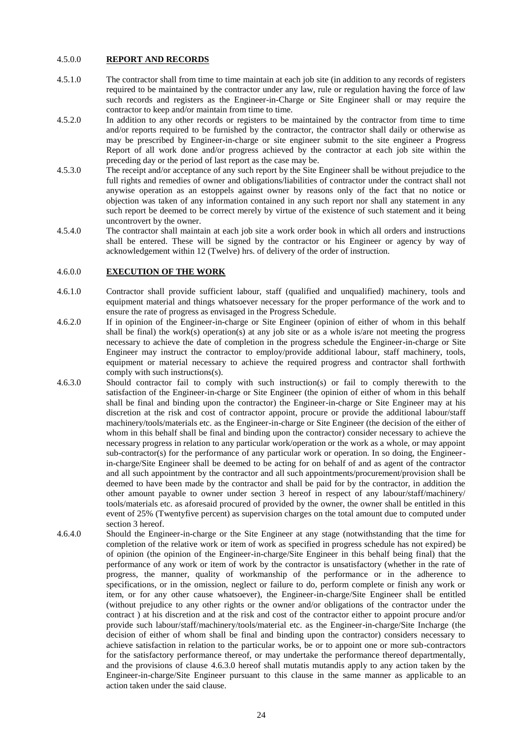### 4.5.0.0 **REPORT AND RECORDS**

4.5.1.0 The contractor shall from time to time maintain at each job site (in addition to any records of registers required to be maintained by the contractor under any law, rule or regulation having the force of law such records and registers as the Engineer-in-Charge or Site Engineer shall or may require the contractor to keep and/or maintain from time to time.

4.5.2.0 In addition to any other records or registers to be maintained by the contractor from time to time and/or reports required to be furnished by the contractor, the contractor shall daily or otherwise as may be prescribed by Engineer-in-charge or site engineer submit to the site engineer a Progress Report of all work done and/or progress achieved by the contractor at each job site within the preceding day or the period of last report as the case may be.

4.5.3.0 The receipt and/or acceptance of any such report by the Site Engineer shall be without prejudice to the full rights and remedies of owner and obligations/liabilities of contractor under the contract shall not anywise operation as an estoppels against owner by reasons only of the fact that no notice or objection was taken of any information contained in any such report nor shall any statement in any such report be deemed to be correct merely by virtue of the existence of such statement and it being uncontrovert by the owner.

4.5.4.0 The contractor shall maintain at each job site a work order book in which all orders and instructions shall be entered. These will be signed by the contractor or his Engineer or agency by way of acknowledgement within 12 (Twelve) hrs. of delivery of the order of instruction.

### 4.6.0.0 **EXECUTION OF THE WORK**

4.6.1.0 Contractor shall provide sufficient labour, staff (qualified and unqualified) machinery, tools and equipment material and things whatsoever necessary for the proper performance of the work and to ensure the rate of progress as envisaged in the Progress Schedule.

4.6.2.0 If in opinion of the Engineer-in-charge or Site Engineer (opinion of either of whom in this behalf shall be final) the work(s) operation(s) at any job site or as a whole is/are not meeting the progress necessary to achieve the date of completion in the progress schedule the Engineer-in-charge or Site Engineer may instruct the contractor to employ/provide additional labour, staff machinery, tools, equipment or material necessary to achieve the required progress and contractor shall forthwith comply with such instructions(s).

4.6.3.0 Should contractor fail to comply with such instruction(s) or fail to comply therewith to the satisfaction of the Engineer-in-charge or Site Engineer (the opinion of either of whom in this behalf shall be final and binding upon the contractor) the Engineer-in-charge or Site Engineer may at his discretion at the risk and cost of contractor appoint, procure or provide the additional labour/staff machinery/tools/materials etc. as the Engineer-in-charge or Site Engineer (the decision of the either of whom in this behalf shall be final and binding upon the contractor) consider necessary to achieve the necessary progress in relation to any particular work/operation or the work as a whole, or may appoint sub-contractor(s) for the performance of any particular work or operation. In so doing, the Engineer-in-charge/Site Engineer shall be deemed to be acting for on behalf of and as agent of the contractor and all such appointment by the contractor and all such appointments/procurement/provision shall be deemed to have been made by the contractor and shall be paid for by the contractor, in addition the other amount payable to owner under section 3 hereof in respect of any labour/staff/machinery/ tools/materials etc. as aforesaid procured of provided by the owner, the owner shall be entitled in this event of 25% (Twentyfive percent) as supervision charges on the total amount due to computed under section 3 hereof.

4.6.4.0 Should the Engineer-in-charge or the Site Engineer at any stage (notwithstanding that the time for completion of the relative work or item of work as specified in progress schedule has not expired) be of opinion (the opinion of the Engineer-in-charge/Site Engineer in this behalf being final) that the performance of any work or item of work by the contractor is unsatisfactory (whether in the rate of progress, the manner, quality of workmanship of the performance or in the adherence to specifications, or in the omission, neglect or failure to do, perform complete or finish any work or item, or for any other cause whatsoever), the Engineer-in-charge/Site Engineer shall be entitled (without prejudice to any other rights or the owner and/or obligations of the contractor under the contract ) at his discretion and at the risk and cost of the contractor either to appoint procure and/or provide such labour/staff/machinery/tools/material etc. as the Engineer-in-charge/Site Incharge (the decision of either of whom shall be final and binding upon the contractor) considers necessary to achieve satisfaction in relation to the particular works, be or to appoint one or more sub-contractors for the satisfactory performance thereof, or may undertake the performance thereof departmentally, and the provisions of clause 4.6.3.0 hereof shall mutatis mutandis apply to any action taken by the Engineer-in-charge/Site Engineer pursuant to this clause in the same manner as applicable to an action taken under the said clause.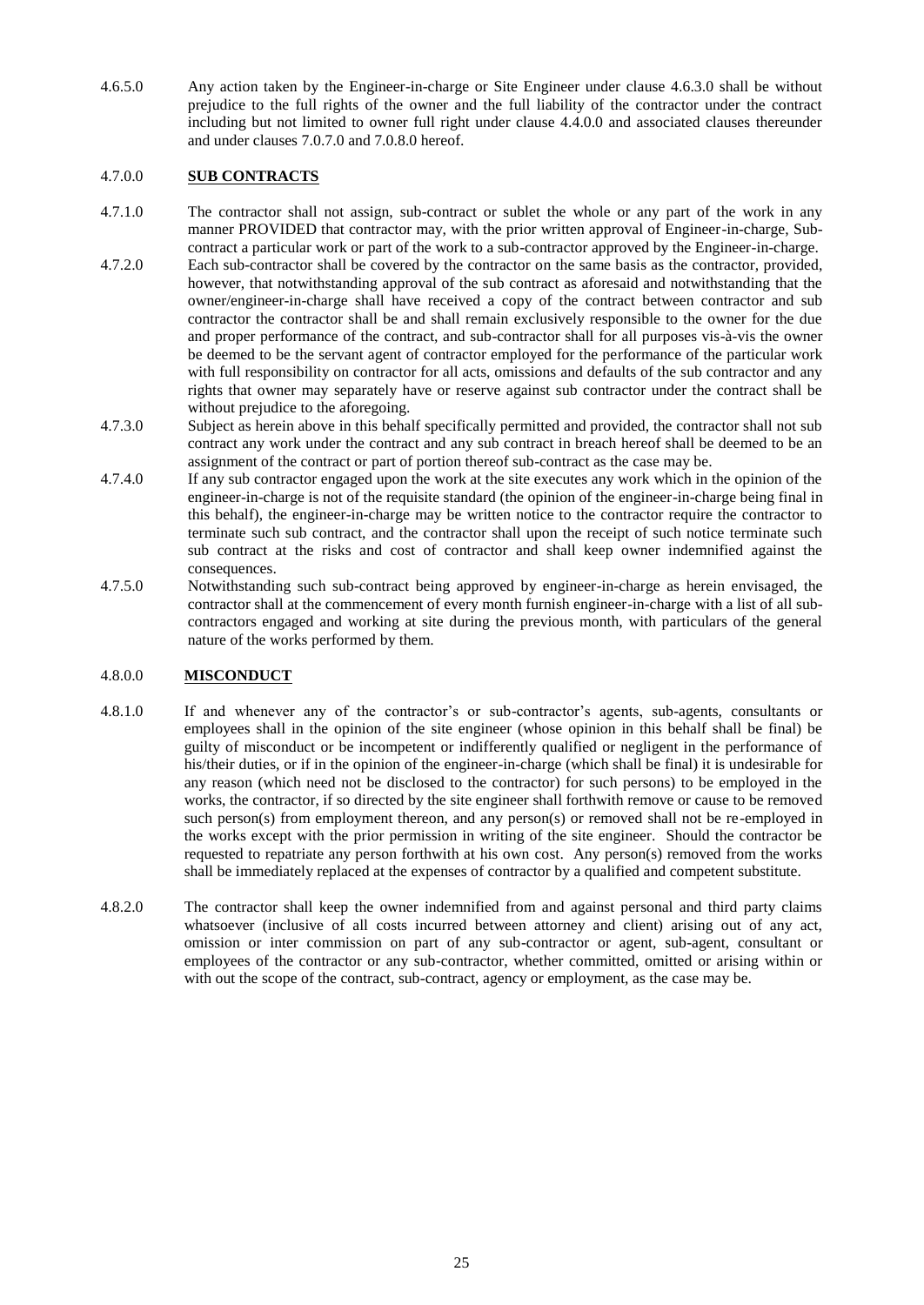4.6.5.0 Any action taken by the Engineer-in-charge or Site Engineer under clause 4.6.3.0 shall be without prejudice to the full rights of the owner and the full liability of the contractor under the contract including but not limited to owner full right under clause 4.4.0.0 and associated clauses thereunder and under clauses 7.0.7.0 and 7.0.8.0 hereof.

## 4.7.0.0 SUB CONTRACTS

4.7.1.0 The contractor shall not assign, sub-contract or sublet the whole or any part of the work in any manner PROVIDED that contractor may, with the prior written approval of Engineer-in-charge, Sub-contract a particular work or part of the work to a sub-contractor approved by the Engineer-in-charge.

4.7.2.0 Each sub-contractor shall be covered by the contractor on the same basis as the contractor, provided, however, that notwithstanding approval of the sub contract as aforesaid and notwithstanding that the owner/engineer-in-charge shall have received a copy of the contract between contractor and sub contractor the contractor shall be and shall remain exclusively responsible to the owner for the due and proper performance of the contract, and sub-contractor shall for all purposes vis-à-vis the owner be deemed to be the servant agent of contractor employed for the performance of the particular work with full responsibility on contractor for all acts, omissions and defaults of the sub contractor and any rights that owner may separately have or reserve against sub contractor under the contract shall be without prejudice to the aforegoing.

4.7.3.0 Subject as herein above in this behalf specifically permitted and provided, the contractor shall not sub contract any work under the contract and any sub contract in breach hereof shall be deemed to be an assignment of the contract or part of portion thereof sub-contract as the case may be.

4.7.4.0 If any sub contractor engaged upon the work at the site executes any work which in the opinion of the engineer-in-charge is not of the requisite standard (the opinion of the engineer-in-charge being final in this behalf), the engineer-in-charge may be written notice to the contractor require the contractor to terminate such sub contract, and the contractor shall upon the receipt of such notice terminate such sub contract at the risks and cost of contractor and shall keep owner indemnified against the consequences.

4.7.5.0 Notwithstanding such sub-contract being approved by engineer-in-charge as herein envisaged, the contractor shall at the commencement of every month furnish engineer-in-charge with a list of all sub-contractors engaged and working at site during the previous month, with particulars of the general nature of the works performed by them.

## 4.8.0.0 MISCONDUCT

4.8.1.0 If and whenever any of the contractor's or sub-contractor's agents, sub-agents, consultants or employees shall in the opinion of the site engineer (whose opinion in this behalf shall be final) be guilty of misconduct or be incompetent or indifferently qualified or negligent in the performance of his/their duties, or if in the opinion of the engineer-in-charge (which shall be final) it is undesirable for any reason (which need not be disclosed to the contractor) for such persons) to be employed in the works, the contractor, if so directed by the site engineer shall forthwith remove or cause to be removed such person(s) from employment thereon, and any person(s) or removed shall not be re-employed in the works except with the prior permission in writing of the site engineer. Should the contractor be requested to repatriate any person forthwith at his own cost. Any person(s) removed from the works shall be immediately replaced at the expenses of contractor by a qualified and competent substitute.

4.8.2.0 The contractor shall keep the owner indemnified from and against personal and third party claims whatsoever (inclusive of all costs incurred between attorney and client) arising out of any act, omission or inter commission on part of any sub-contractor or agent, sub-agent, consultant or employees of the contractor or any sub-contractor, whether committed, omitted or arising within or with out the scope of the contract, sub-contract, agency or employment, as the case may be.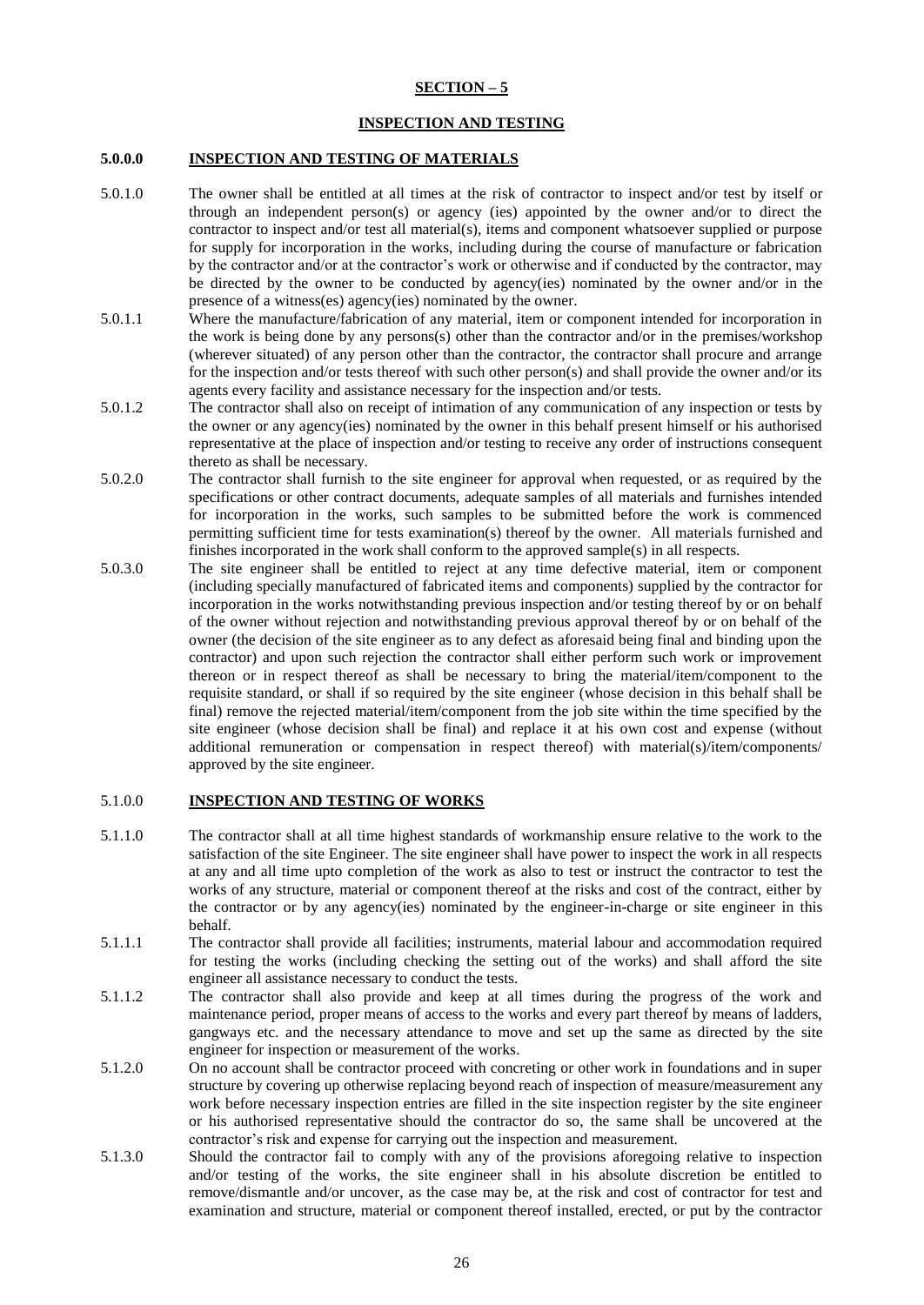## SECTION – 5

## INSPECTION AND TESTING

**5.0.0.0 INSPECTION AND TESTING OF MATERIALS**

5.0.1.0 The owner shall be entitled at all times at the risk of contractor to inspect and/or test by itself or through an independent person(s) or agency (ies) appointed by the owner and/or to direct the contractor to inspect and/or test all material(s), items and component whatsoever supplied or purpose for supply for incorporation in the works, including during the course of manufacture or fabrication by the contractor and/or at the contractor's work or otherwise and if conducted by the contractor, may be directed by the owner to be conducted by agency(ies) nominated by the owner and/or in the presence of a witness(es) agency(ies) nominated by the owner.

5.0.1.1 Where the manufacture/fabrication of any material, item or component intended for incorporation in the work is being done by any persons(s) other than the contractor and/or in the premises/workshop (wherever situated) of any person other than the contractor, the contractor shall procure and arrange for the inspection and/or tests thereof with such other person(s) and shall provide the owner and/or its agents every facility and assistance necessary for the inspection and/or tests.

5.0.1.2 The contractor shall also on receipt of intimation of any communication of any inspection or tests by the owner or any agency(ies) nominated by the owner in this behalf present himself or his authorised representative at the place of inspection and/or testing to receive any order of instructions consequent thereto as shall be necessary.

5.0.2.0 The contractor shall furnish to the site engineer for approval when requested, or as required by the specifications or other contract documents, adequate samples of all materials and furnishes intended for incorporation in the works, such samples to be submitted before the work is commenced permitting sufficient time for tests examination(s) thereof by the owner. All materials furnished and finishes incorporated in the work shall conform to the approved sample(s) in all respects.

5.0.3.0 The site engineer shall be entitled to reject at any time defective material, item or component (including specially manufactured of fabricated items and components) supplied by the contractor for incorporation in the works notwithstanding previous inspection and/or testing thereof by or on behalf of the owner without rejection and notwithstanding previous approval thereof by or on behalf of the owner (the decision of the site engineer as to any defect as aforesaid being final and binding upon the contractor) and upon such rejection the contractor shall either perform such work or improvement thereon or in respect thereof as shall be necessary to bring the material/item/component to the requisite standard, or shall if so required by the site engineer (whose decision in this behalf shall be final) remove the rejected material/item/component from the job site within the time specified by the site engineer (whose decision shall be final) and replace it at his own cost and expense (without additional remuneration or compensation in respect thereof) with material(s)/item/components/ approved by the site engineer.

5.1.0.0 **INSPECTION AND TESTING OF WORKS**

5.1.1.0 The contractor shall at all time highest standards of workmanship ensure relative to the work to the satisfaction of the site Engineer. The site engineer shall have power to inspect the work in all respects at any and all time upto completion of the work as also to test or instruct the contractor to test the works of any structure, material or component thereof at the risks and cost of the contract, either by the contractor or by any agency(ies) nominated by the engineer-in-charge or site engineer in this behalf.

5.1.1.1 The contractor shall provide all facilities; instruments, material labour and accommodation required for testing the works (including checking the setting out of the works) and shall afford the site engineer all assistance necessary to conduct the tests.

5.1.1.2 The contractor shall also provide and keep at all times during the progress of the work and maintenance period, proper means of access to the works and every part thereof by means of ladders, gangways etc. and the necessary attendance to move and set up the same as directed by the site engineer for inspection or measurement of the works.

5.1.2.0 On no account shall be contractor proceed with concreting or other work in foundations and in super structure by covering up otherwise replacing beyond reach of inspection of measure/measurement any work before necessary inspection entries are filled in the site inspection register by the site engineer or his authorised representative should the contractor do so, the same shall be uncovered at the contractor's risk and expense for carrying out the inspection and measurement.

5.1.3.0 Should the contractor fail to comply with any of the provisions aforegoing relative to inspection and/or testing of the works, the site engineer shall in his absolute discretion be entitled to remove/dismantle and/or uncover, as the case may be, at the risk and cost of contractor for test and examination and structure, material or component thereof installed, erected, or put by the contractor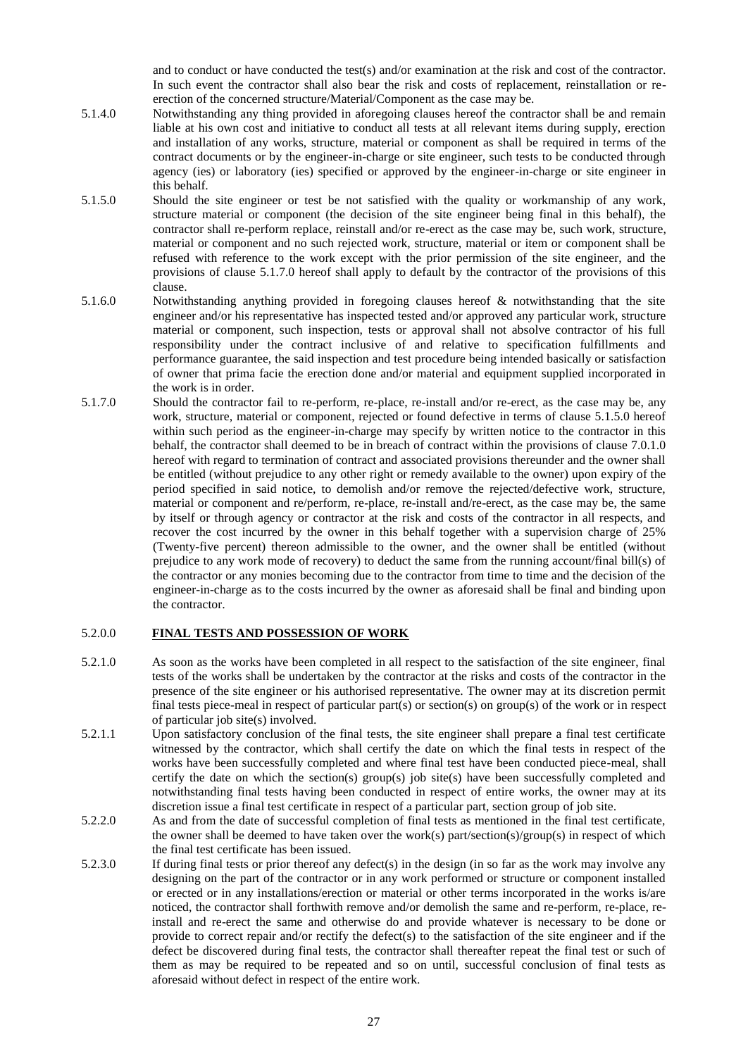and to conduct or have conducted the test(s) and/or examination at the risk and cost of the contractor. In such event the contractor shall also bear the risk and costs of replacement, reinstallation or re-erection of the concerned structure/Material/Component as the case may be.

5.1.4.0 Notwithstanding any thing provided in aforegoing clauses hereof the contractor shall be and remain liable at his own cost and initiative to conduct all tests at all relevant items during supply, erection and installation of any works, structure, material or component as shall be required in terms of the contract documents or by the engineer-in-charge or site engineer, such tests to be conducted through agency (ies) or laboratory (ies) specified or approved by the engineer-in-charge or site engineer in this behalf.

5.1.5.0 Should the site engineer or test be not satisfied with the quality or workmanship of any work, structure material or component (the decision of the site engineer being final in this behalf), the contractor shall re-perform replace, reinstall and/or re-erect as the case may be, such work, structure, material or component and no such rejected work, structure, material or item or component shall be refused with reference to the work except with the prior permission of the site engineer, and the provisions of clause 5.1.7.0 hereof shall apply to default by the contractor of the provisions of this clause.

5.1.6.0 Notwithstanding anything provided in foregoing clauses hereof & notwithstanding that the site engineer and/or his representative has inspected tested and/or approved any particular work, structure material or component, such inspection, tests or approval shall not absolve contractor of his full responsibility under the contract inclusive of and relative to specification fulfillments and performance guarantee, the said inspection and test procedure being intended basically or satisfaction of owner that prima facie the erection done and/or material and equipment supplied incorporated in the work is in order.

5.1.7.0 Should the contractor fail to re-perform, re-place, re-install and/or re-erect, as the case may be, any work, structure, material or component, rejected or found defective in terms of clause 5.1.5.0 hereof within such period as the engineer-in-charge may specify by written notice to the contractor in this behalf, the contractor shall deemed to be in breach of contract within the provisions of clause 7.0.1.0 hereof with regard to termination of contract and associated provisions thereunder and the owner shall be entitled (without prejudice to any other right or remedy available to the owner) upon expiry of the period specified in said notice, to demolish and/or remove the rejected/defective work, structure, material or component and re/perform, re-place, re-install and/re-erect, as the case may be, the same by itself or through agency or contractor at the risk and costs of the contractor in all respects, and recover the cost incurred by the owner in this behalf together with a supervision charge of 25% (Twenty-five percent) thereon admissible to the owner, and the owner shall be entitled (without prejudice to any work mode of recovery) to deduct the same from the running account/final bill(s) of the contractor or any monies becoming due to the contractor from time to time and the decision of the engineer-in-charge as to the costs incurred by the owner as aforesaid shall be final and binding upon the contractor.

## 5.2.0.0 FINAL TESTS AND POSSESSION OF WORK

5.2.1.0 As soon as the works have been completed in all respect to the satisfaction of the site engineer, final tests of the works shall be undertaken by the contractor at the risks and costs of the contractor in the presence of the site engineer or his authorised representative. The owner may at its discretion permit final tests piece-meal in respect of particular part(s) or section(s) on group(s) of the work or in respect of particular job site(s) involved.

5.2.1.1 Upon satisfactory conclusion of the final tests, the site engineer shall prepare a final test certificate witnessed by the contractor, which shall certify the date on which the final tests in respect of the works have been successfully completed and where final test have been conducted piece-meal, shall certify the date on which the section(s) group(s) job site(s) have been successfully completed and notwithstanding final tests having been conducted in respect of entire works, the owner may at its discretion issue a final test certificate in respect of a particular part, section group of job site.

5.2.2.0 As and from the date of successful completion of final tests as mentioned in the final test certificate, the owner shall be deemed to have taken over the work(s) part/section(s)/group(s) in respect of which the final test certificate has been issued.

5.2.3.0 If during final tests or prior thereof any defect(s) in the design (in so far as the work may involve any designing on the part of the contractor or in any work performed or structure or component installed or erected or in any installations/erection or material or other terms incorporated in the works is/are noticed, the contractor shall forthwith remove and/or demolish the same and re-perform, re-place, re-install and re-erect the same and otherwise do and provide whatever is necessary to be done or provide to correct repair and/or rectify the defect(s) to the satisfaction of the site engineer and if the defect be discovered during final tests, the contractor shall thereafter repeat the final test or such of them as may be required to be repeated and so on until, successful conclusion of final tests as aforesaid without defect in respect of the entire work.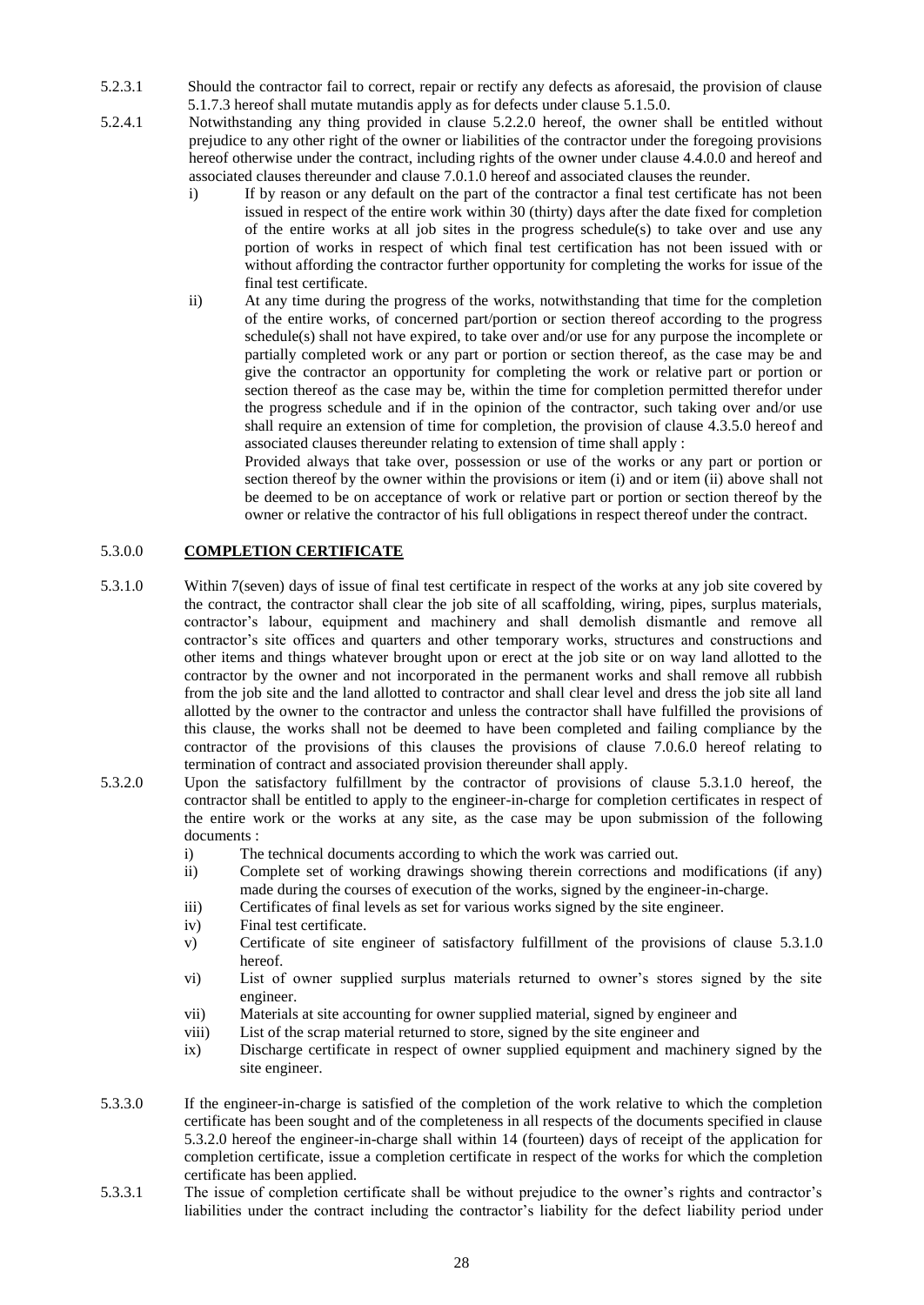5.2.3.1 Should the contractor fail to correct, repair or rectify any defects as aforesaid, the provision of clause 5.1.7.3 hereof shall mutate mutandis apply as for defects under clause 5.1.5.0.

5.2.4.1 Notwithstanding any thing provided in clause 5.2.2.0 hereof, the owner shall be entitled without prejudice to any other right of the owner or liabilities of the contractor under the foregoing provisions hereof otherwise under the contract, including rights of the owner under clause 4.4.0.0 and hereof and associated clauses thereunder and clause 7.0.1.0 hereof and associated clauses the reunder.

i) If by reason or any default on the part of the contractor a final test certificate has not been issued in respect of the entire work within 30 (thirty) days after the date fixed for completion of the entire works at all job sites in the progress schedule(s) to take over and use any portion of works in respect of which final test certification has not been issued with or without affording the contractor further opportunity for completing the works for issue of the final test certificate.

ii) At any time during the progress of the works, notwithstanding that time for the completion of the entire works, of concerned part/portion or section thereof according to the progress schedule(s) shall not have expired, to take over and/or use for any purpose the incomplete or partially completed work or any part or portion or section thereof, as the case may be and give the contractor an opportunity for completing the work or relative part or portion or section thereof as the case may be, within the time for completion permitted therefor under the progress schedule and if in the opinion of the contractor, such taking over and/or use shall require an extension of time for completion, the provision of clause 4.3.5.0 hereof and associated clauses thereunder relating to extension of time shall apply :

Provided always that take over, possession or use of the works or any part or portion or section thereof by the owner within the provisions or item (i) and or item (ii) above shall not be deemed to be on acceptance of work or relative part or portion or section thereof by the owner or relative the contractor of his full obligations in respect thereof under the contract.

## 5.3.0.0 COMPLETION CERTIFICATE

5.3.1.0 Within 7(seven) days of issue of final test certificate in respect of the works at any job site covered by the contract, the contractor shall clear the job site of all scaffolding, wiring, pipes, surplus materials, contractor's labour, equipment and machinery and shall demolish dismantle and remove all contractor's site offices and quarters and other temporary works, structures and constructions and other items and things whatever brought upon or erect at the job site or on way land allotted to the contractor by the owner and not incorporated in the permanent works and shall remove all rubbish from the job site and the land allotted to contractor and shall clear level and dress the job site all land allotted by the owner to the contractor and unless the contractor shall have fulfilled the provisions of this clause, the works shall not be deemed to have been completed and failing compliance by the contractor of the provisions of this clauses the provisions of clause 7.0.6.0 hereof relating to termination of contract and associated provision thereunder shall apply.

5.3.2.0 Upon the satisfactory fulfillment by the contractor of provisions of clause 5.3.1.0 hereof, the contractor shall be entitled to apply to the engineer-in-charge for completion certificates in respect of the entire work or the works at any site, as the case may be upon submission of the following documents :

i) The technical documents according to which the work was carried out.
ii) Complete set of working drawings showing therein corrections and modifications (if any) made during the courses of execution of the works, signed by the engineer-in-charge.
iii) Certificates of final levels as set for various works signed by the site engineer.
iv) Final test certificate.
v) Certificate of site engineer of satisfactory fulfillment of the provisions of clause 5.3.1.0 hereof.
vi) List of owner supplied surplus materials returned to owner's stores signed by the site engineer.
vii) Materials at site accounting for owner supplied material, signed by engineer and
viii) List of the scrap material returned to store, signed by the site engineer and
ix) Discharge certificate in respect of owner supplied equipment and machinery signed by the site engineer.

5.3.3.0 If the engineer-in-charge is satisfied of the completion of the work relative to which the completion certificate has been sought and of the completeness in all respects of the documents specified in clause 5.3.2.0 hereof the engineer-in-charge shall within 14 (fourteen) days of receipt of the application for completion certificate, issue a completion certificate in respect of the works for which the completion certificate has been applied.

5.3.3.1 The issue of completion certificate shall be without prejudice to the owner's rights and contractor's liabilities under the contract including the contractor's liability for the defect liability period under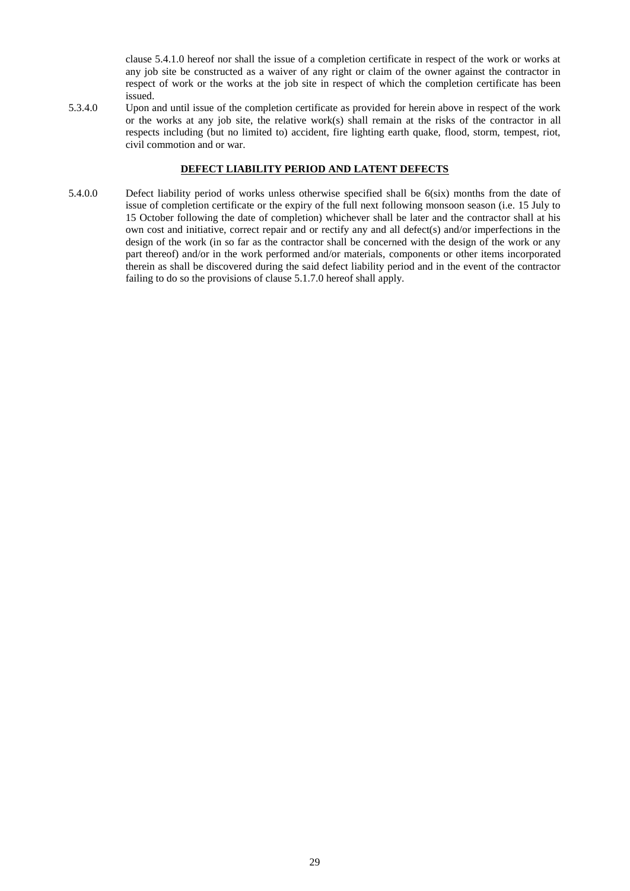clause 5.4.1.0 hereof nor shall the issue of a completion certificate in respect of the work or works at any job site be constructed as a waiver of any right or claim of the owner against the contractor in respect of work or the works at the job site in respect of which the completion certificate has been issued.

5.3.4.0 Upon and until issue of the completion certificate as provided for herein above in respect of the work or the works at any job site, the relative work(s) shall remain at the risks of the contractor in all respects including (but no limited to) accident, fire lighting earth quake, flood, storm, tempest, riot, civil commotion and or war.

**DEFECT LIABILITY PERIOD AND LATENT DEFECTS**

5.4.0.0 Defect liability period of works unless otherwise specified shall be 6(six) months from the date of issue of completion certificate or the expiry of the full next following monsoon season (i.e. 15 July to 15 October following the date of completion) whichever shall be later and the contractor shall at his own cost and initiative, correct repair and or rectify any and all defect(s) and/or imperfections in the design of the work (in so far as the contractor shall be concerned with the design of the work or any part thereof) and/or in the work performed and/or materials, components or other items incorporated therein as shall be discovered during the said defect liability period and in the event of the contractor failing to do so the provisions of clause 5.1.7.0 hereof shall apply.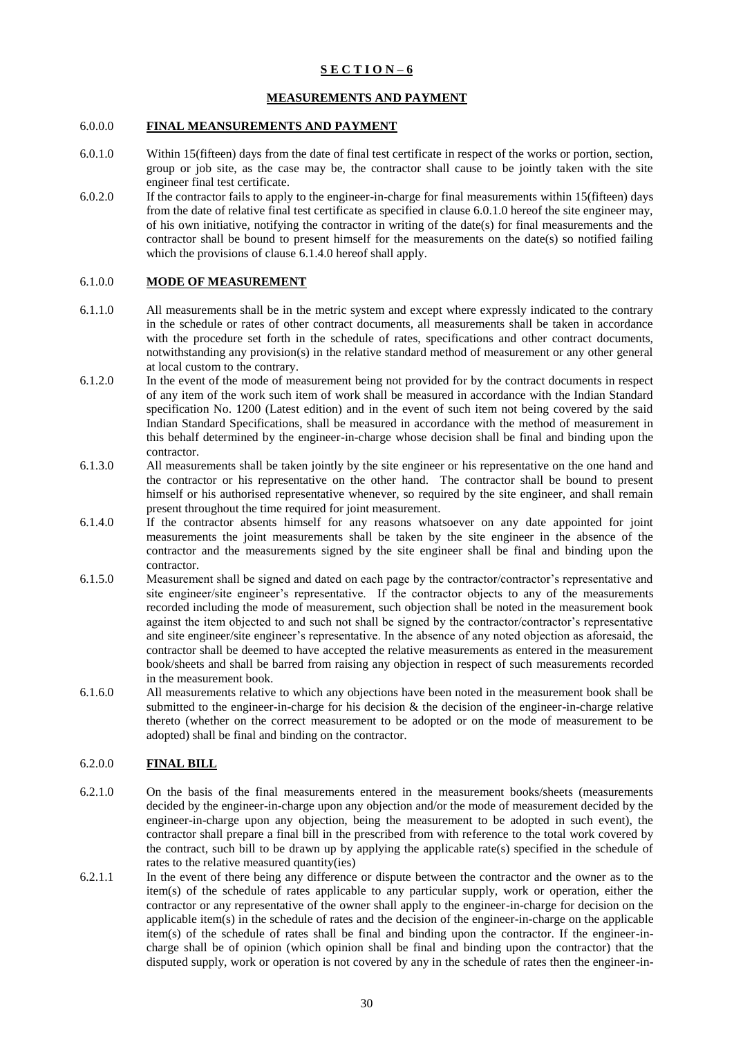# S E C T I O N – 6

## MEASUREMENTS AND PAYMENT

### 6.0.0.0 FINAL MEANSUREMENTS AND PAYMENT

6.0.1.0 Within 15(fifteen) days from the date of final test certificate in respect of the works or portion, section, group or job site, as the case may be, the contractor shall cause to be jointly taken with the site engineer final test certificate.

6.0.2.0 If the contractor fails to apply to the engineer-in-charge for final measurements within 15(fifteen) days from the date of relative final test certificate as specified in clause 6.0.1.0 hereof the site engineer may, of his own initiative, notifying the contractor in writing of the date(s) for final measurements and the contractor shall be bound to present himself for the measurements on the date(s) so notified failing which the provisions of clause 6.1.4.0 hereof shall apply.

### 6.1.0.0 MODE OF MEASUREMENT

6.1.1.0 All measurements shall be in the metric system and except where expressly indicated to the contrary in the schedule or rates of other contract documents, all measurements shall be taken in accordance with the procedure set forth in the schedule of rates, specifications and other contract documents, notwithstanding any provision(s) in the relative standard method of measurement or any other general at local custom to the contrary.

6.1.2.0 In the event of the mode of measurement being not provided for by the contract documents in respect of any item of the work such item of work shall be measured in accordance with the Indian Standard specification No. 1200 (Latest edition) and in the event of such item not being covered by the said Indian Standard Specifications, shall be measured in accordance with the method of measurement in this behalf determined by the engineer-in-charge whose decision shall be final and binding upon the contractor.

6.1.3.0 All measurements shall be taken jointly by the site engineer or his representative on the one hand and the contractor or his representative on the other hand. The contractor shall be bound to present himself or his authorised representative whenever, so required by the site engineer, and shall remain present throughout the time required for joint measurement.

6.1.4.0 If the contractor absents himself for any reasons whatsoever on any date appointed for joint measurements the joint measurements shall be taken by the site engineer in the absence of the contractor and the measurements signed by the site engineer shall be final and binding upon the contractor.

6.1.5.0 Measurement shall be signed and dated on each page by the contractor/contractor's representative and site engineer/site engineer's representative. If the contractor objects to any of the measurements recorded including the mode of measurement, such objection shall be noted in the measurement book against the item objected to and such not shall be signed by the contractor/contractor's representative and site engineer/site engineer's representative. In the absence of any noted objection as aforesaid, the contractor shall be deemed to have accepted the relative measurements as entered in the measurement book/sheets and shall be barred from raising any objection in respect of such measurements recorded in the measurement book.

6.1.6.0 All measurements relative to which any objections have been noted in the measurement book shall be submitted to the engineer-in-charge for his decision & the decision of the engineer-in-charge relative thereto (whether on the correct measurement to be adopted or on the mode of measurement to be adopted) shall be final and binding on the contractor.

### 6.2.0.0 FINAL BILL

6.2.1.0 On the basis of the final measurements entered in the measurement books/sheets (measurements decided by the engineer-in-charge upon any objection and/or the mode of measurement decided by the engineer-in-charge upon any objection, being the measurement to be adopted in such event), the contractor shall prepare a final bill in the prescribed from with reference to the total work covered by the contract, such bill to be drawn up by applying the applicable rate(s) specified in the schedule of rates to the relative measured quantity(ies)

6.2.1.1 In the event of there being any difference or dispute between the contractor and the owner as to the item(s) of the schedule of rates applicable to any particular supply, work or operation, either the contractor or any representative of the owner shall apply to the engineer-in-charge for decision on the applicable item(s) in the schedule of rates and the decision of the engineer-in-charge on the applicable item(s) of the schedule of rates shall be final and binding upon the contractor. If the engineer-in-charge shall be of opinion (which opinion shall be final and binding upon the contractor) that the disputed supply, work or operation is not covered by any in the schedule of rates then the engineer-in-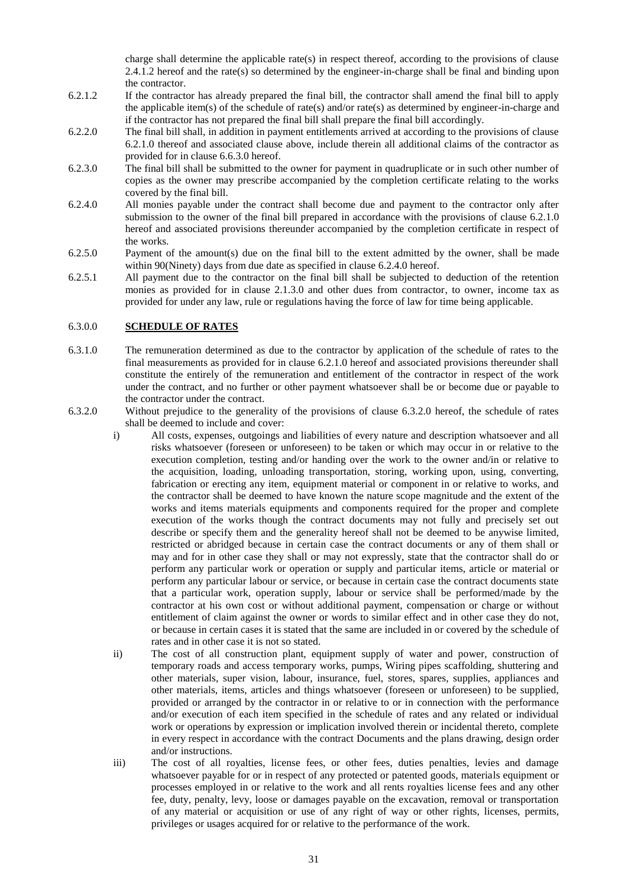charge shall determine the applicable rate(s) in respect thereof, according to the provisions of clause 2.4.1.2 hereof and the rate(s) so determined by the engineer-in-charge shall be final and binding upon the contractor.

6.2.1.2 If the contractor has already prepared the final bill, the contractor shall amend the final bill to apply the applicable item(s) of the schedule of rate(s) and/or rate(s) as determined by engineer-in-charge and if the contractor has not prepared the final bill shall prepare the final bill accordingly.

6.2.2.0 The final bill shall, in addition in payment entitlements arrived at according to the provisions of clause 6.2.1.0 thereof and associated clause above, include therein all additional claims of the contractor as provided for in clause 6.6.3.0 hereof.

6.2.3.0 The final bill shall be submitted to the owner for payment in quadruplicate or in such other number of copies as the owner may prescribe accompanied by the completion certificate relating to the works covered by the final bill.

6.2.4.0 All monies payable under the contract shall become due and payment to the contractor only after submission to the owner of the final bill prepared in accordance with the provisions of clause 6.2.1.0 hereof and associated provisions thereunder accompanied by the completion certificate in respect of the works.

6.2.5.0 Payment of the amount(s) due on the final bill to the extent admitted by the owner, shall be made within 90(Ninety) days from due date as specified in clause 6.2.4.0 hereof.

6.2.5.1 All payment due to the contractor on the final bill shall be subjected to deduction of the retention monies as provided for in clause 2.1.3.0 and other dues from contractor, to owner, income tax as provided for under any law, rule or regulations having the force of law for time being applicable.

## 6.3.0.0 SCHEDULE OF RATES

6.3.1.0 The remuneration determined as due to the contractor by application of the schedule of rates to the final measurements as provided for in clause 6.2.1.0 hereof and associated provisions thereunder shall constitute the entirely of the remuneration and entitlement of the contractor in respect of the work under the contract, and no further or other payment whatsoever shall be or become due or payable to the contractor under the contract.

6.3.2.0 Without prejudice to the generality of the provisions of clause 6.3.2.0 hereof, the schedule of rates shall be deemed to include and cover:

i) All costs, expenses, outgoings and liabilities of every nature and description whatsoever and all risks whatsoever (foreseen or unforeseen) to be taken or which may occur in or relative to the execution completion, testing and/or handing over the work to the owner and/in or relative to the acquisition, loading, unloading transportation, storing, working upon, using, converting, fabrication or erecting any item, equipment material or component in or relative to works, and the contractor shall be deemed to have known the nature scope magnitude and the extent of the works and items materials equipments and components required for the proper and complete execution of the works though the contract documents may not fully and precisely set out describe or specify them and the generality hereof shall not be deemed to be anywise limited, restricted or abridged because in certain case the contract documents or any of them shall or may and for in other case they shall or may not expressly, state that the contractor shall do or perform any particular work or operation or supply and particular items, article or material or perform any particular labour or service, or because in certain case the contract documents state that a particular work, operation supply, labour or service shall be performed/made by the contractor at his own cost or without additional payment, compensation or charge or without entitlement of claim against the owner or words to similar effect and in other case they do not, or because in certain cases it is stated that the same are included in or covered by the schedule of rates and in other case it is not so stated.

ii) The cost of all construction plant, equipment supply of water and power, construction of temporary roads and access temporary works, pumps, Wiring pipes scaffolding, shuttering and other materials, super vision, labour, insurance, fuel, stores, spares, supplies, appliances and other materials, items, articles and things whatsoever (foreseen or unforeseen) to be supplied, provided or arranged by the contractor in or relative to or in connection with the performance and/or execution of each item specified in the schedule of rates and any related or individual work or operations by expression or implication involved therein or incidental thereto, complete in every respect in accordance with the contract Documents and the plans drawing, design order and/or instructions.

iii) The cost of all royalties, license fees, or other fees, duties penalties, levies and damage whatsoever payable for or in respect of any protected or patented goods, materials equipment or processes employed in or relative to the work and all rents royalties license fees and any other fee, duty, penalty, levy, loose or damages payable on the excavation, removal or transportation of any material or acquisition or use of any right of way or other rights, licenses, permits, privileges or usages acquired for or relative to the performance of the work.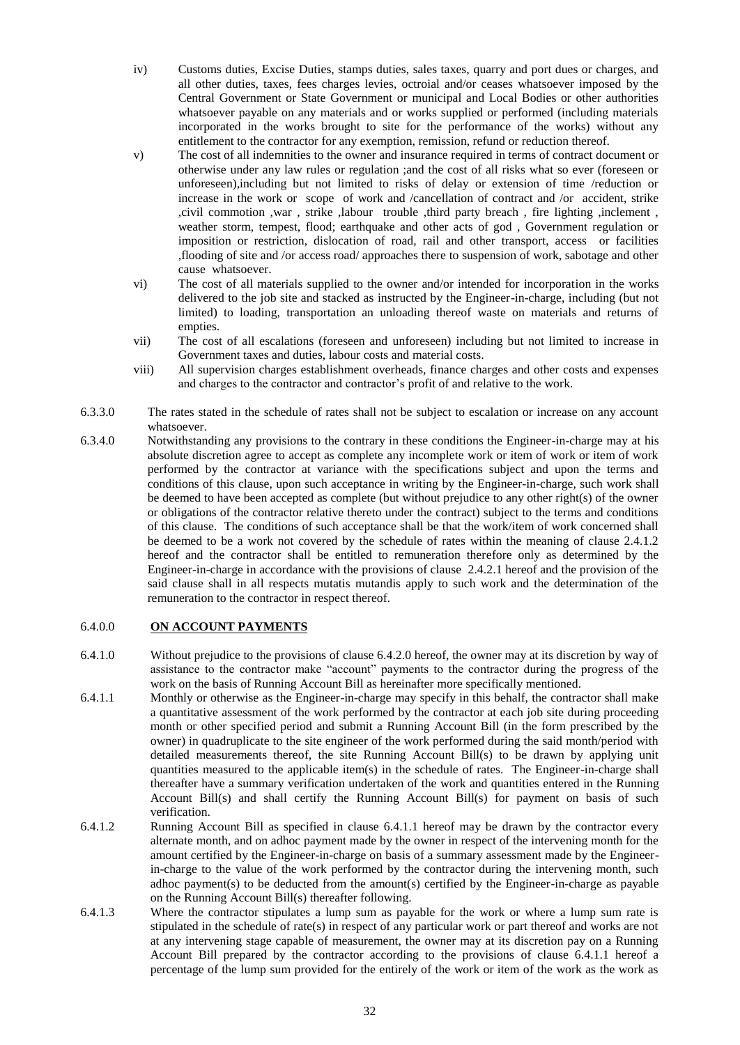iv) Customs duties, Excise Duties, stamps duties, sales taxes, quarry and port dues or charges, and all other duties, taxes, fees charges levies, octroial and/or ceases whatsoever imposed by the Central Government or State Government or municipal and Local Bodies or other authorities whatsoever payable on any materials and or works supplied or performed (including materials incorporated in the works brought to site for the performance of the works) without any entitlement to the contractor for any exemption, remission, refund or reduction thereof.

v) The cost of all indemnities to the owner and insurance required in terms of contract document or otherwise under any law rules or regulation ;and the cost of all risks what so ever (foreseen or unforeseen),including but not limited to risks of delay or extension of time /reduction or increase in the work or scope of work and /cancellation of contract and /or accident, strike ,civil commotion ,war , strike ,labour trouble ,third party breach , fire lighting ,inclement , weather storm, tempest, flood; earthquake and other acts of god , Government regulation or imposition or restriction, dislocation of road, rail and other transport, access or facilities ,flooding of site and /or access road/ approaches there to suspension of work, sabotage and other cause whatsoever.

vi) The cost of all materials supplied to the owner and/or intended for incorporation in the works delivered to the job site and stacked as instructed by the Engineer-in-charge, including (but not limited) to loading, transportation an unloading thereof waste on materials and returns of empties.

vii) The cost of all escalations (foreseen and unforeseen) including but not limited to increase in Government taxes and duties, labour costs and material costs.

viii) All supervision charges establishment overheads, finance charges and other costs and expenses and charges to the contractor and contractor's profit of and relative to the work.

6.3.3.0 The rates stated in the schedule of rates shall not be subject to escalation or increase on any account whatsoever.

6.3.4.0 Notwithstanding any provisions to the contrary in these conditions the Engineer-in-charge may at his absolute discretion agree to accept as complete any incomplete work or item of work or item of work performed by the contractor at variance with the specifications subject and upon the terms and conditions of this clause, upon such acceptance in writing by the Engineer-in-charge, such work shall be deemed to have been accepted as complete (but without prejudice to any other right(s) of the owner or obligations of the contractor relative thereto under the contract) subject to the terms and conditions of this clause. The conditions of such acceptance shall be that the work/item of work concerned shall be deemed to be a work not covered by the schedule of rates within the meaning of clause 2.4.1.2 hereof and the contractor shall be entitled to remuneration therefore only as determined by the Engineer-in-charge in accordance with the provisions of clause 2.4.2.1 hereof and the provision of the said clause shall in all respects mutatis mutandis apply to such work and the determination of the remuneration to the contractor in respect thereof.

## 6.4.0.0 **ON ACCOUNT PAYMENTS**

6.4.1.0 Without prejudice to the provisions of clause 6.4.2.0 hereof, the owner may at its discretion by way of assistance to the contractor make "account" payments to the contractor during the progress of the work on the basis of Running Account Bill as hereinafter more specifically mentioned.

6.4.1.1 Monthly or otherwise as the Engineer-in-charge may specify in this behalf, the contractor shall make a quantitative assessment of the work performed by the contractor at each job site during proceeding month or other specified period and submit a Running Account Bill (in the form prescribed by the owner) in quadruplicate to the site engineer of the work performed during the said month/period with detailed measurements thereof, the site Running Account Bill(s) to be drawn by applying unit quantities measured to the applicable item(s) in the schedule of rates. The Engineer-in-charge shall thereafter have a summary verification undertaken of the work and quantities entered in the Running Account Bill(s) and shall certify the Running Account Bill(s) for payment on basis of such verification.

6.4.1.2 Running Account Bill as specified in clause 6.4.1.1 hereof may be drawn by the contractor every alternate month, and on adhoc payment made by the owner in respect of the intervening month for the amount certified by the Engineer-in-charge on basis of a summary assessment made by the Engineer-in-charge to the value of the work performed by the contractor during the intervening month, such adhoc payment(s) to be deducted from the amount(s) certified by the Engineer-in-charge as payable on the Running Account Bill(s) thereafter following.

6.4.1.3 Where the contractor stipulates a lump sum as payable for the work or where a lump sum rate is stipulated in the schedule of rate(s) in respect of any particular work or part thereof and works are not at any intervening stage capable of measurement, the owner may at its discretion pay on a Running Account Bill prepared by the contractor according to the provisions of clause 6.4.1.1 hereof a percentage of the lump sum provided for the entirely of the work or item of the work as the work as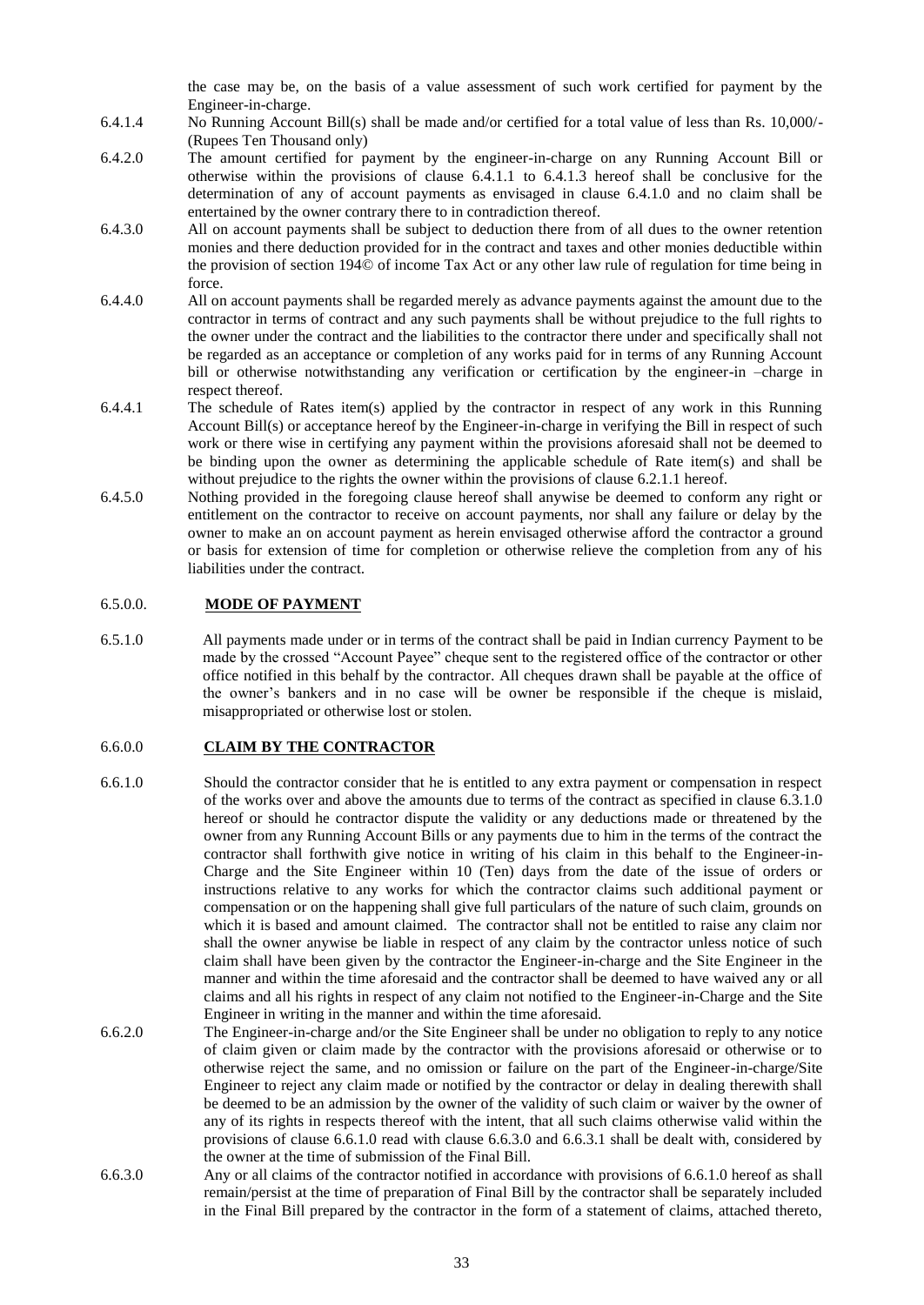the case may be, on the basis of a value assessment of such work certified for payment by the Engineer-in-charge.

6.4.1.4 No Running Account Bill(s) shall be made and/or certified for a total value of less than Rs. 10,000/- (Rupees Ten Thousand only)

6.4.2.0 The amount certified for payment by the engineer-in-charge on any Running Account Bill or otherwise within the provisions of clause 6.4.1.1 to 6.4.1.3 hereof shall be conclusive for the determination of any of account payments as envisaged in clause 6.4.1.0 and no claim shall be entertained by the owner contrary there to in contradiction thereof.

6.4.3.0 All on account payments shall be subject to deduction there from of all dues to the owner retention monies and there deduction provided for in the contract and taxes and other monies deductible within the provision of section 194© of income Tax Act or any other law rule of regulation for time being in force.

6.4.4.0 All on account payments shall be regarded merely as advance payments against the amount due to the contractor in terms of contract and any such payments shall be without prejudice to the full rights to the owner under the contract and the liabilities to the contractor there under and specifically shall not be regarded as an acceptance or completion of any works paid for in terms of any Running Account bill or otherwise notwithstanding any verification or certification by the engineer-in –charge in respect thereof.

6.4.4.1 The schedule of Rates item(s) applied by the contractor in respect of any work in this Running Account Bill(s) or acceptance hereof by the Engineer-in-charge in verifying the Bill in respect of such work or there wise in certifying any payment within the provisions aforesaid shall not be deemed to be binding upon the owner as determining the applicable schedule of Rate item(s) and shall be without prejudice to the rights the owner within the provisions of clause 6.2.1.1 hereof.

6.4.5.0 Nothing provided in the foregoing clause hereof shall anywise be deemed to conform any right or entitlement on the contractor to receive on account payments, nor shall any failure or delay by the owner to make an on account payment as herein envisaged otherwise afford the contractor a ground or basis for extension of time for completion or otherwise relieve the completion from any of his liabilities under the contract.

## 6.5.0.0. MODE OF PAYMENT

6.5.1.0 All payments made under or in terms of the contract shall be paid in Indian currency Payment to be made by the crossed "Account Payee" cheque sent to the registered office of the contractor or other office notified in this behalf by the contractor. All cheques drawn shall be payable at the office of the owner's bankers and in no case will be owner be responsible if the cheque is mislaid, misappropriated or otherwise lost or stolen.

## 6.6.0.0 CLAIM BY THE CONTRACTOR

6.6.1.0 Should the contractor consider that he is entitled to any extra payment or compensation in respect of the works over and above the amounts due to terms of the contract as specified in clause 6.3.1.0 hereof or should he contractor dispute the validity or any deductions made or threatened by the owner from any Running Account Bills or any payments due to him in the terms of the contract the contractor shall forthwith give notice in writing of his claim in this behalf to the Engineer-in-Charge and the Site Engineer within 10 (Ten) days from the date of the issue of orders or instructions relative to any works for which the contractor claims such additional payment or compensation or on the happening shall give full particulars of the nature of such claim, grounds on which it is based and amount claimed. The contractor shall not be entitled to raise any claim nor shall the owner anywise be liable in respect of any claim by the contractor unless notice of such claim shall have been given by the contractor the Engineer-in-charge and the Site Engineer in the manner and within the time aforesaid and the contractor shall be deemed to have waived any or all claims and all his rights in respect of any claim not notified to the Engineer-in-Charge and the Site Engineer in writing in the manner and within the time aforesaid.

6.6.2.0 The Engineer-in-charge and/or the Site Engineer shall be under no obligation to reply to any notice of claim given or claim made by the contractor with the provisions aforesaid or otherwise or to otherwise reject the same, and no omission or failure on the part of the Engineer-in-charge/Site Engineer to reject any claim made or notified by the contractor or delay in dealing therewith shall be deemed to be an admission by the owner of the validity of such claim or waiver by the owner of any of its rights in respects thereof with the intent, that all such claims otherwise valid within the provisions of clause 6.6.1.0 read with clause 6.6.3.0 and 6.6.3.1 shall be dealt with, considered by the owner at the time of submission of the Final Bill.

6.6.3.0 Any or all claims of the contractor notified in accordance with provisions of 6.6.1.0 hereof as shall remain/persist at the time of preparation of Final Bill by the contractor shall be separately included in the Final Bill prepared by the contractor in the form of a statement of claims, attached thereto,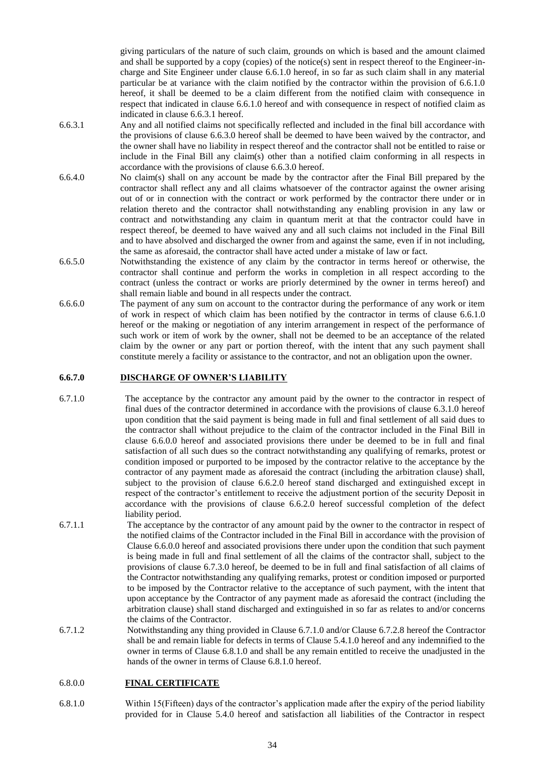giving particulars of the nature of such claim, grounds on which is based and the amount claimed and shall be supported by a copy (copies) of the notice(s) sent in respect thereof to the Engineer-in-charge and Site Engineer under clause 6.6.1.0 hereof, in so far as such claim shall in any material particular be at variance with the claim notified by the contractor within the provision of 6.6.1.0 hereof, it shall be deemed to be a claim different from the notified claim with consequence in respect that indicated in clause 6.6.1.0 hereof and with consequence in respect of notified claim as indicated in clause 6.6.3.1 hereof.

6.6.3.1 Any and all notified claims not specifically reflected and included in the final bill accordance with the provisions of clause 6.6.3.0 hereof shall be deemed to have been waived by the contractor, and the owner shall have no liability in respect thereof and the contractor shall not be entitled to raise or include in the Final Bill any claim(s) other than a notified claim conforming in all respects in accordance with the provisions of clause 6.6.3.0 hereof.

6.6.4.0 No claim(s) shall on any account be made by the contractor after the Final Bill prepared by the contractor shall reflect any and all claims whatsoever of the contractor against the owner arising out of or in connection with the contract or work performed by the contractor there under or in relation thereto and the contractor shall notwithstanding any enabling provision in any law or contract and notwithstanding any claim in quantum merit at that the contractor could have in respect thereof, be deemed to have waived any and all such claims not included in the Final Bill and to have absolved and discharged the owner from and against the same, even if in not including, the same as aforesaid, the contractor shall have acted under a mistake of law or fact.

6.6.5.0 Notwithstanding the existence of any claim by the contractor in terms hereof or otherwise, the contractor shall continue and perform the works in completion in all respect according to the contract (unless the contract or works are priorly determined by the owner in terms hereof) and shall remain liable and bound in all respects under the contract.

6.6.6.0 The payment of any sum on account to the contractor during the performance of any work or item of work in respect of which claim has been notified by the contractor in terms of clause 6.6.1.0 hereof or the making or negotiation of any interim arrangement in respect of the performance of such work or item of work by the owner, shall not be deemed to be an acceptance of the related claim by the owner or any part or portion thereof, with the intent that any such payment shall constitute merely a facility or assistance to the contractor, and not an obligation upon the owner.

## 6.6.7.0 DISCHARGE OF OWNER'S LIABILITY

6.7.1.0 The acceptance by the contractor any amount paid by the owner to the contractor in respect of final dues of the contractor determined in accordance with the provisions of clause 6.3.1.0 hereof upon condition that the said payment is being made in full and final settlement of all said dues to the contractor shall without prejudice to the claim of the contractor included in the Final Bill in clause 6.6.0.0 hereof and associated provisions there under be deemed to be in full and final satisfaction of all such dues so the contract notwithstanding any qualifying of remarks, protest or condition imposed or purported to be imposed by the contractor relative to the acceptance by the contractor of any payment made as aforesaid the contract (including the arbitration clause) shall, subject to the provision of clause 6.6.2.0 hereof stand discharged and extinguished except in respect of the contractor's entitlement to receive the adjustment portion of the security Deposit in accordance with the provisions of clause 6.6.2.0 hereof successful completion of the defect liability period.

6.7.1.1 The acceptance by the contractor of any amount paid by the owner to the contractor in respect of the notified claims of the Contractor included in the Final Bill in accordance with the provision of Clause 6.6.0.0 hereof and associated provisions there under upon the condition that such payment is being made in full and final settlement of all the claims of the contractor shall, subject to the provisions of clause 6.7.3.0 hereof, be deemed to be in full and final satisfaction of all claims of the Contractor notwithstanding any qualifying remarks, protest or condition imposed or purported to be imposed by the Contractor relative to the acceptance of such payment, with the intent that upon acceptance by the Contractor of any payment made as aforesaid the contract (including the arbitration clause) shall stand discharged and extinguished in so far as relates to and/or concerns the claims of the Contractor.

6.7.1.2 Notwithstanding any thing provided in Clause 6.7.1.0 and/or Clause 6.7.2.8 hereof the Contractor shall be and remain liable for defects in terms of Clause 5.4.1.0 hereof and any indemnified to the owner in terms of Clause 6.8.1.0 and shall be any remain entitled to receive the unadjusted in the hands of the owner in terms of Clause 6.8.1.0 hereof.

## 6.8.0.0 FINAL CERTIFICATE

6.8.1.0 Within 15(Fifteen) days of the contractor's application made after the expiry of the period liability provided for in Clause 5.4.0 hereof and satisfaction all liabilities of the Contractor in respect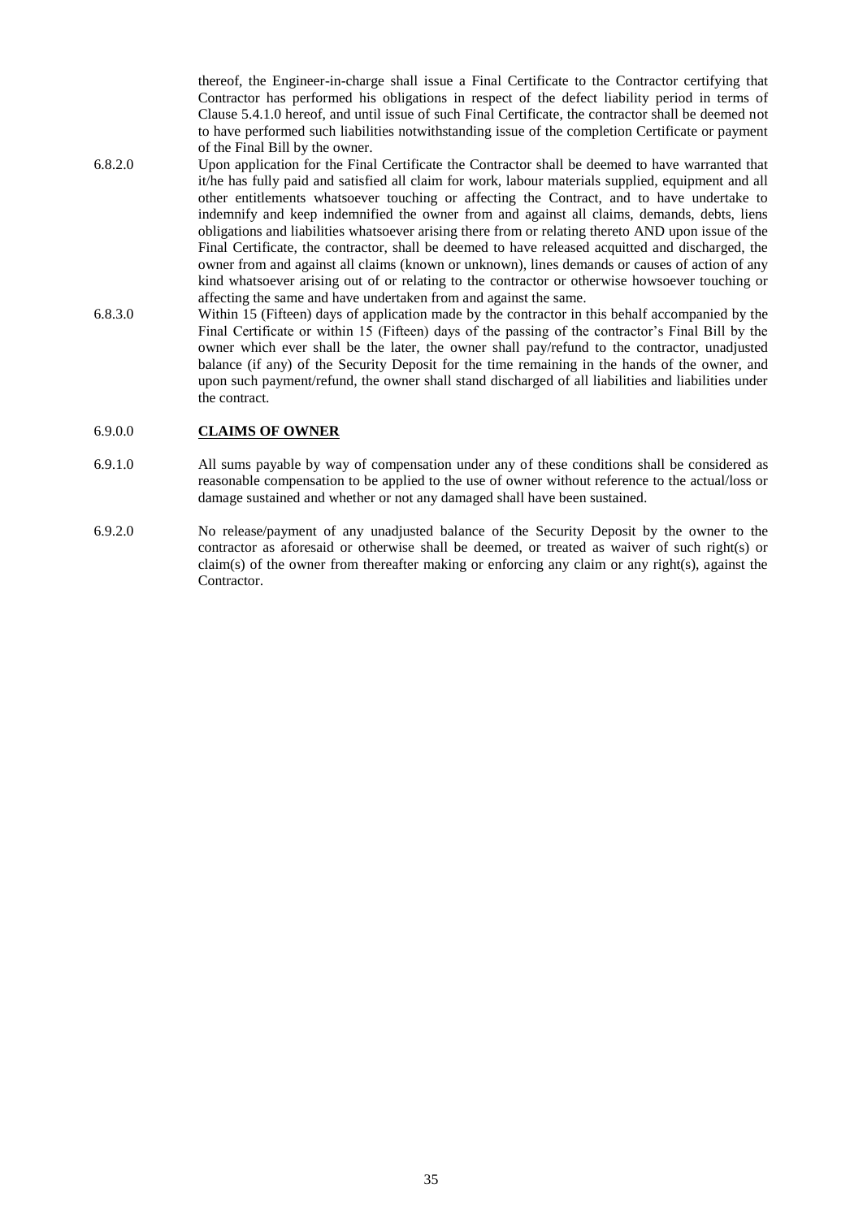thereof, the Engineer-in-charge shall issue a Final Certificate to the Contractor certifying that Contractor has performed his obligations in respect of the defect liability period in terms of Clause 5.4.1.0 hereof, and until issue of such Final Certificate, the contractor shall be deemed not to have performed such liabilities notwithstanding issue of the completion Certificate or payment of the Final Bill by the owner.

6.8.2.0 Upon application for the Final Certificate the Contractor shall be deemed to have warranted that it/he has fully paid and satisfied all claim for work, labour materials supplied, equipment and all other entitlements whatsoever touching or affecting the Contract, and to have undertake to indemnify and keep indemnified the owner from and against all claims, demands, debts, liens obligations and liabilities whatsoever arising there from or relating thereto AND upon issue of the Final Certificate, the contractor, shall be deemed to have released acquitted and discharged, the owner from and against all claims (known or unknown), lines demands or causes of action of any kind whatsoever arising out of or relating to the contractor or otherwise howsoever touching or affecting the same and have undertaken from and against the same.

6.8.3.0 Within 15 (Fifteen) days of application made by the contractor in this behalf accompanied by the Final Certificate or within 15 (Fifteen) days of the passing of the contractor's Final Bill by the owner which ever shall be the later, the owner shall pay/refund to the contractor, unadjusted balance (if any) of the Security Deposit for the time remaining in the hands of the owner, and upon such payment/refund, the owner shall stand discharged of all liabilities and liabilities under the contract.

## 6.9.0.0 **CLAIMS OF OWNER**

6.9.1.0 All sums payable by way of compensation under any of these conditions shall be considered as reasonable compensation to be applied to the use of owner without reference to the actual/loss or damage sustained and whether or not any damaged shall have been sustained.

6.9.2.0 No release/payment of any unadjusted balance of the Security Deposit by the owner to the contractor as aforesaid or otherwise shall be deemed, or treated as waiver of such right(s) or claim(s) of the owner from thereafter making or enforcing any claim or any right(s), against the Contractor.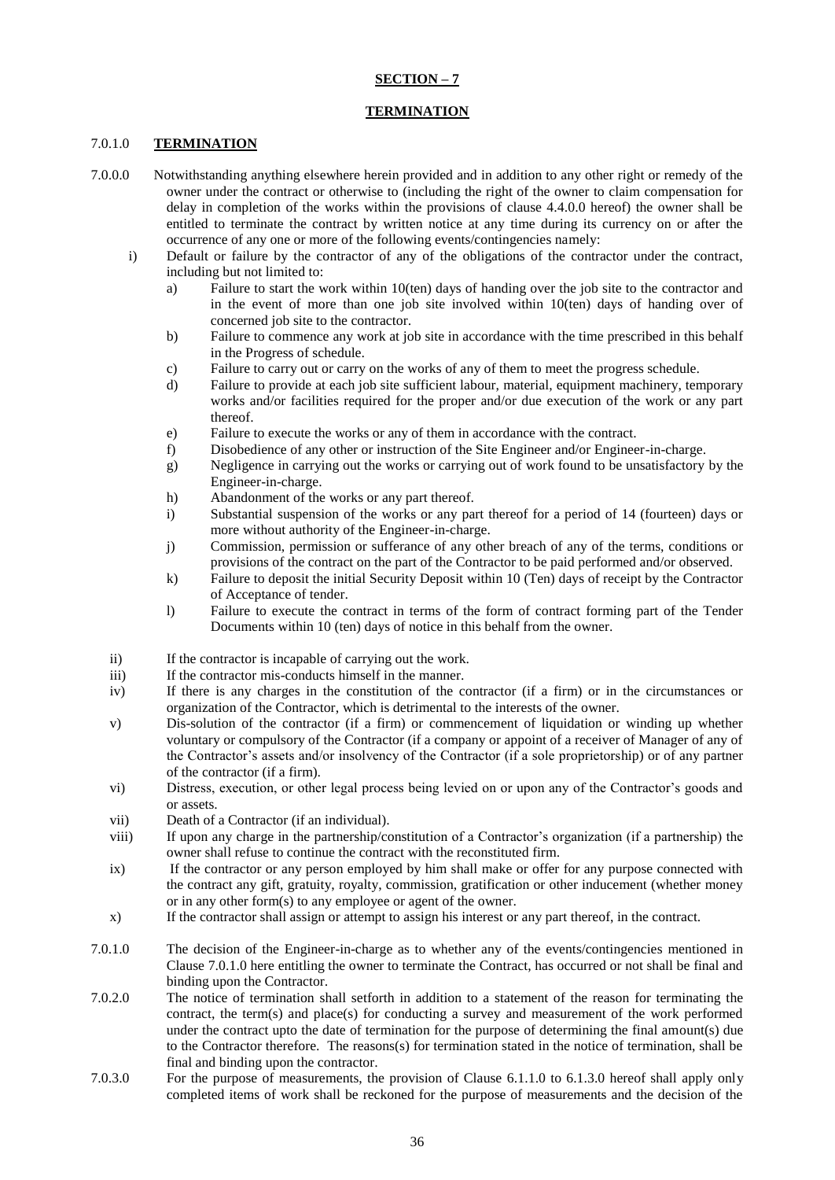**SECTION – 7**

**TERMINATION**

7.0.1.0 **TERMINATION**

7.0.0.0 Notwithstanding anything elsewhere herein provided and in addition to any other right or remedy of the owner under the contract or otherwise to (including the right of the owner to claim compensation for delay in completion of the works within the provisions of clause 4.4.0.0 hereof) the owner shall be entitled to terminate the contract by written notice at any time during its currency on or after the occurrence of any one or more of the following events/contingencies namely:

i) Default or failure by the contractor of any of the obligations of the contractor under the contract, including but not limited to:

   a) Failure to start the work within 10(ten) days of handing over the job site to the contractor and in the event of more than one job site involved within 10(ten) days of handing over of concerned job site to the contractor.
   b) Failure to commence any work at job site in accordance with the time prescribed in this behalf in the Progress of schedule.
   c) Failure to carry out or carry on the works of any of them to meet the progress schedule.
   d) Failure to provide at each job site sufficient labour, material, equipment machinery, temporary works and/or facilities required for the proper and/or due execution of the work or any part thereof.
   e) Failure to execute the works or any of them in accordance with the contract.
   f) Disobedience of any other or instruction of the Site Engineer and/or Engineer-in-charge.
   g) Negligence in carrying out the works or carrying out of work found to be unsatisfactory by the Engineer-in-charge.
   h) Abandonment of the works or any part thereof.
   i) Substantial suspension of the works or any part thereof for a period of 14 (fourteen) days or more without authority of the Engineer-in-charge.
   j) Commission, permission or sufferance of any other breach of any of the terms, conditions or provisions of the contract on the part of the Contractor to be paid performed and/or observed.
   k) Failure to deposit the initial Security Deposit within 10 (Ten) days of receipt by the Contractor of Acceptance of tender.
   l) Failure to execute the contract in terms of the form of contract forming part of the Tender Documents within 10 (ten) days of notice in this behalf from the owner.

ii) If the contractor is incapable of carrying out the work.

iii) If the contractor mis-conducts himself in the manner.

iv) If there is any charges in the constitution of the contractor (if a firm) or in the circumstances or organization of the Contractor, which is detrimental to the interests of the owner.

v) Dis-solution of the contractor (if a firm) or commencement of liquidation or winding up whether voluntary or compulsory of the Contractor (if a company or appoint of a receiver of Manager of any of the Contractor's assets and/or insolvency of the Contractor (if a sole proprietorship) or of any partner of the contractor (if a firm).

vi) Distress, execution, or other legal process being levied on or upon any of the Contractor's goods and or assets.

vii) Death of a Contractor (if an individual).

viii) If upon any charge in the partnership/constitution of a Contractor's organization (if a partnership) the owner shall refuse to continue the contract with the reconstituted firm.

ix) If the contractor or any person employed by him shall make or offer for any purpose connected with the contract any gift, gratuity, royalty, commission, gratification or other inducement (whether money or in any other form(s) to any employee or agent of the owner.

x) If the contractor shall assign or attempt to assign his interest or any part thereof, in the contract.

7.0.1.0 The decision of the Engineer-in-charge as to whether any of the events/contingencies mentioned in Clause 7.0.1.0 here entitling the owner to terminate the Contract, has occurred or not shall be final and binding upon the Contractor.

7.0.2.0 The notice of termination shall setforth in addition to a statement of the reason for terminating the contract, the term(s) and place(s) for conducting a survey and measurement of the work performed under the contract upto the date of termination for the purpose of determining the final amount(s) due to the Contractor therefore. The reasons(s) for termination stated in the notice of termination, shall be final and binding upon the contractor.

7.0.3.0 For the purpose of measurements, the provision of Clause 6.1.1.0 to 6.1.3.0 hereof shall apply only completed items of work shall be reckoned for the purpose of measurements and the decision of the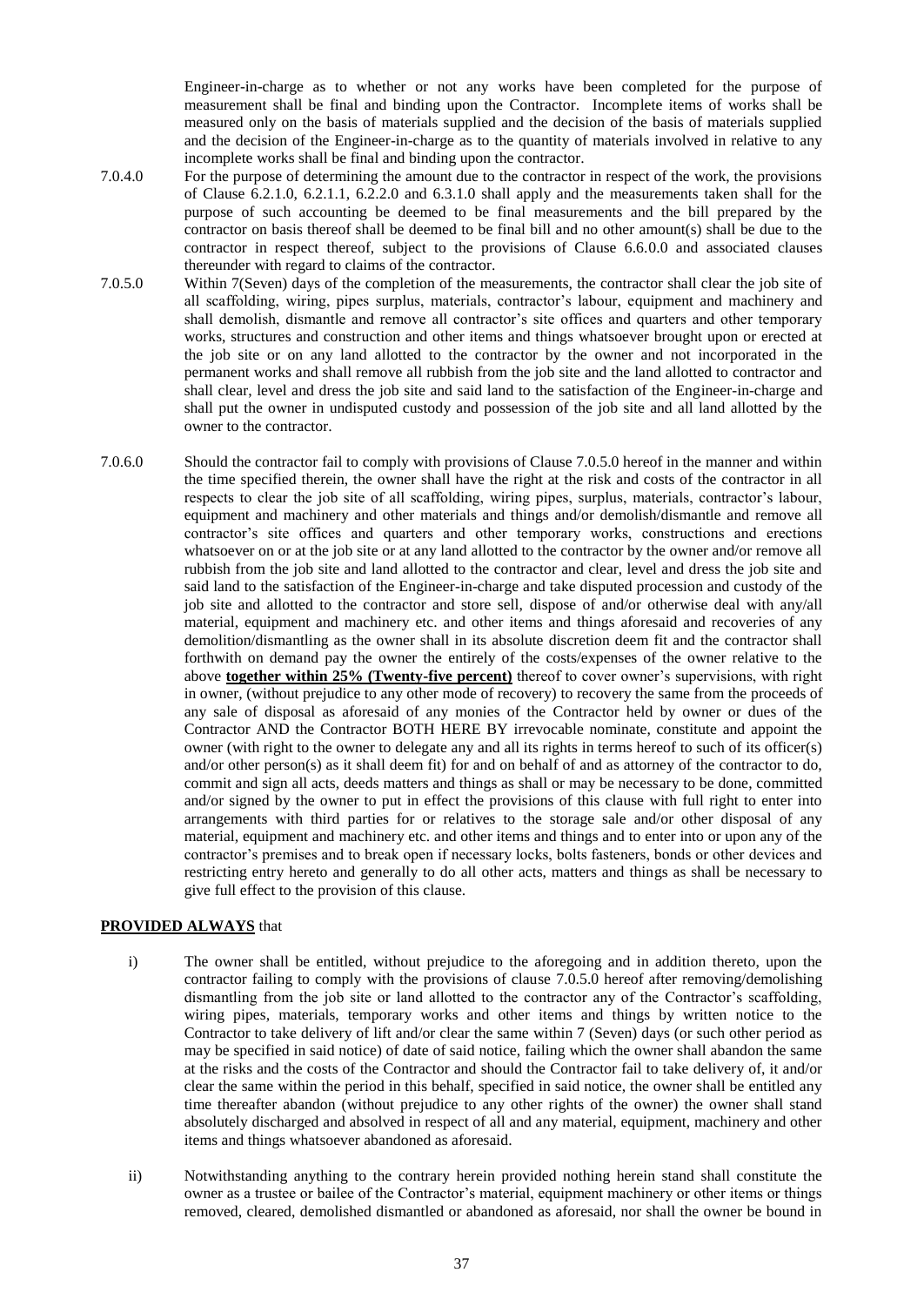Engineer-in-charge as to whether or not any works have been completed for the purpose of measurement shall be final and binding upon the Contractor. Incomplete items of works shall be measured only on the basis of materials supplied and the decision of the basis of materials supplied and the decision of the Engineer-in-charge as to the quantity of materials involved in relative to any incomplete works shall be final and binding upon the contractor.

7.0.4.0 For the purpose of determining the amount due to the contractor in respect of the work, the provisions of Clause 6.2.1.0, 6.2.1.1, 6.2.2.0 and 6.3.1.0 shall apply and the measurements taken shall for the purpose of such accounting be deemed to be final measurements and the bill prepared by the contractor on basis thereof shall be deemed to be final bill and no other amount(s) shall be due to the contractor in respect thereof, subject to the provisions of Clause 6.6.0.0 and associated clauses thereunder with regard to claims of the contractor.

7.0.5.0 Within 7(Seven) days of the completion of the measurements, the contractor shall clear the job site of all scaffolding, wiring, pipes surplus, materials, contractor's labour, equipment and machinery and shall demolish, dismantle and remove all contractor's site offices and quarters and other temporary works, structures and construction and other items and things whatsoever brought upon or erected at the job site or on any land allotted to the contractor by the owner and not incorporated in the permanent works and shall remove all rubbish from the job site and the land allotted to contractor and shall clear, level and dress the job site and said land to the satisfaction of the Engineer-in-charge and shall put the owner in undisputed custody and possession of the job site and all land allotted by the owner to the contractor.

7.0.6.0 Should the contractor fail to comply with provisions of Clause 7.0.5.0 hereof in the manner and within the time specified therein, the owner shall have the right at the risk and costs of the contractor in all respects to clear the job site of all scaffolding, wiring pipes, surplus, materials, contractor's labour, equipment and machinery and other materials and things and/or demolish/dismantle and remove all contractor's site offices and quarters and other temporary works, constructions and erections whatsoever on or at the job site or at any land allotted to the contractor by the owner and/or remove all rubbish from the job site and land allotted to the contractor and clear, level and dress the job site and said land to the satisfaction of the Engineer-in-charge and take disputed procession and custody of the job site and allotted to the contractor and store sell, dispose of and/or otherwise deal with any/all material, equipment and machinery etc. and other items and things aforesaid and recoveries of any demolition/dismantling as the owner shall in its absolute discretion deem fit and the contractor shall forthwith on demand pay the owner the entirely of the costs/expenses of the owner relative to the above **together within 25% (Twenty-five percent)** thereof to cover owner's supervisions, with right in owner, (without prejudice to any other mode of recovery) to recovery the same from the proceeds of any sale of disposal as aforesaid of any monies of the Contractor held by owner or dues of the Contractor AND the Contractor BOTH HERE BY irrevocable nominate, constitute and appoint the owner (with right to the owner to delegate any and all its rights in terms hereof to such of its officer(s) and/or other person(s) as it shall deem fit) for and on behalf of and as attorney of the contractor to do, commit and sign all acts, deeds matters and things as shall or may be necessary to be done, committed and/or signed by the owner to put in effect the provisions of this clause with full right to enter into arrangements with third parties for or relatives to the storage sale and/or other disposal of any material, equipment and machinery etc. and other items and things and to enter into or upon any of the contractor's premises and to break open if necessary locks, bolts fasteners, bonds or other devices and restricting entry hereto and generally to do all other acts, matters and things as shall be necessary to give full effect to the provision of this clause.

**PROVIDED ALWAYS** that

i) The owner shall be entitled, without prejudice to the aforegoing and in addition thereto, upon the contractor failing to comply with the provisions of clause 7.0.5.0 hereof after removing/demolishing dismantling from the job site or land allotted to the contractor any of the Contractor's scaffolding, wiring pipes, materials, temporary works and other items and things by written notice to the Contractor to take delivery of lift and/or clear the same within 7 (Seven) days (or such other period as may be specified in said notice) of date of said notice, failing which the owner shall abandon the same at the risks and the costs of the Contractor and should the Contractor fail to take delivery of, it and/or clear the same within the period in this behalf, specified in said notice, the owner shall be entitled any time thereafter abandon (without prejudice to any other rights of the owner) the owner shall stand absolutely discharged and absolved in respect of all and any material, equipment, machinery and other items and things whatsoever abandoned as aforesaid.

ii) Notwithstanding anything to the contrary herein provided nothing herein stand shall constitute the owner as a trustee or bailee of the Contractor's material, equipment machinery or other items or things removed, cleared, demolished dismantled or abandoned as aforesaid, nor shall the owner be bound in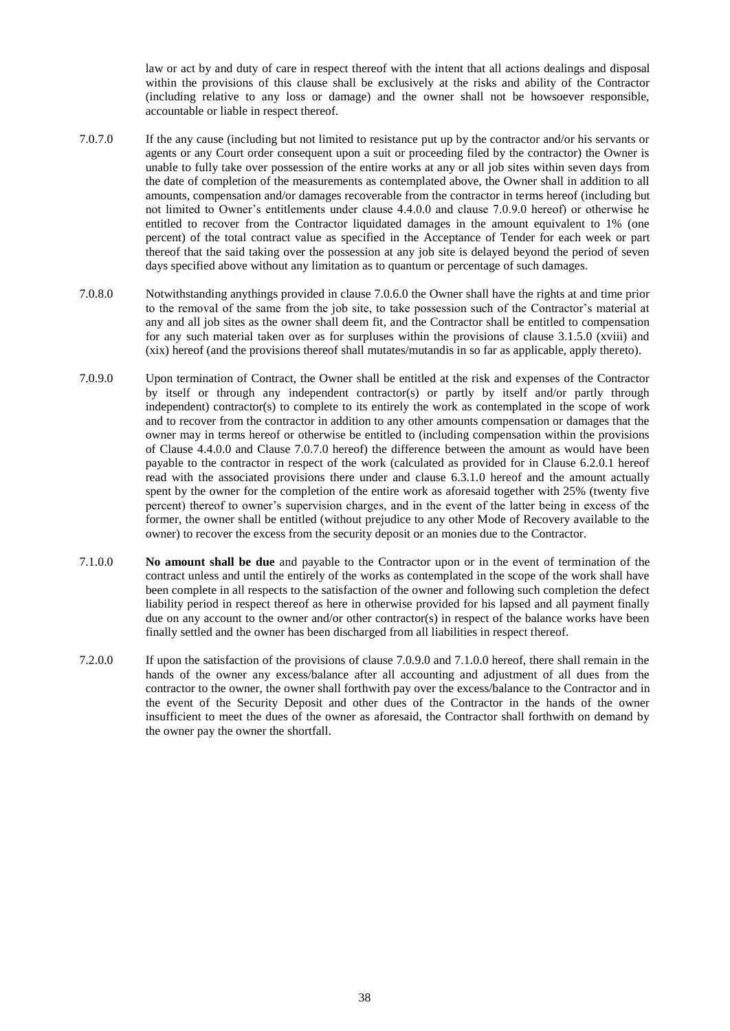law or act by and duty of care in respect thereof with the intent that all actions dealings and disposal within the provisions of this clause shall be exclusively at the risks and ability of the Contractor (including relative to any loss or damage) and the owner shall not be howsoever responsible, accountable or liable in respect thereof.

7.0.7.0 If the any cause (including but not limited to resistance put up by the contractor and/or his servants or agents or any Court order consequent upon a suit or proceeding filed by the contractor) the Owner is unable to fully take over possession of the entire works at any or all job sites within seven days from the date of completion of the measurements as contemplated above, the Owner shall in addition to all amounts, compensation and/or damages recoverable from the contractor in terms hereof (including but not limited to Owner's entitlements under clause 4.4.0.0 and clause 7.0.9.0 hereof) or otherwise he entitled to recover from the Contractor liquidated damages in the amount equivalent to 1% (one percent) of the total contract value as specified in the Acceptance of Tender for each week or part thereof that the said taking over the possession at any job site is delayed beyond the period of seven days specified above without any limitation as to quantum or percentage of such damages.

7.0.8.0 Notwithstanding anythings provided in clause 7.0.6.0 the Owner shall have the rights at and time prior to the removal of the same from the job site, to take possession such of the Contractor's material at any and all job sites as the owner shall deem fit, and the Contractor shall be entitled to compensation for any such material taken over as for surpluses within the provisions of clause 3.1.5.0 (xviii) and (xix) hereof (and the provisions thereof shall mutates/mutandis in so far as applicable, apply thereto).

7.0.9.0 Upon termination of Contract, the Owner shall be entitled at the risk and expenses of the Contractor by itself or through any independent contractor(s) or partly by itself and/or partly through independent) contractor(s) to complete to its entirely the work as contemplated in the scope of work and to recover from the contractor in addition to any other amounts compensation or damages that the owner may in terms hereof or otherwise be entitled to (including compensation within the provisions of Clause 4.4.0.0 and Clause 7.0.7.0 hereof) the difference between the amount as would have been payable to the contractor in respect of the work (calculated as provided for in Clause 6.2.0.1 hereof read with the associated provisions there under and clause 6.3.1.0 hereof and the amount actually spent by the owner for the completion of the entire work as aforesaid together with 25% (twenty five percent) thereof to owner's supervision charges, and in the event of the latter being in excess of the former, the owner shall be entitled (without prejudice to any other Mode of Recovery available to the owner) to recover the excess from the security deposit or an monies due to the Contractor.

7.1.0.0 **No amount shall be due** and payable to the Contractor upon or in the event of termination of the contract unless and until the entirely of the works as contemplated in the scope of the work shall have been complete in all respects to the satisfaction of the owner and following such completion the defect liability period in respect thereof as here in otherwise provided for his lapsed and all payment finally due on any account to the owner and/or other contractor(s) in respect of the balance works have been finally settled and the owner has been discharged from all liabilities in respect thereof.

7.2.0.0 If upon the satisfaction of the provisions of clause 7.0.9.0 and 7.1.0.0 hereof, there shall remain in the hands of the owner any excess/balance after all accounting and adjustment of all dues from the contractor to the owner, the owner shall forthwith pay over the excess/balance to the Contractor and in the event of the Security Deposit and other dues of the Contractor in the hands of the owner insufficient to meet the dues of the owner as aforesaid, the Contractor shall forthwith on demand by the owner pay the owner the shortfall.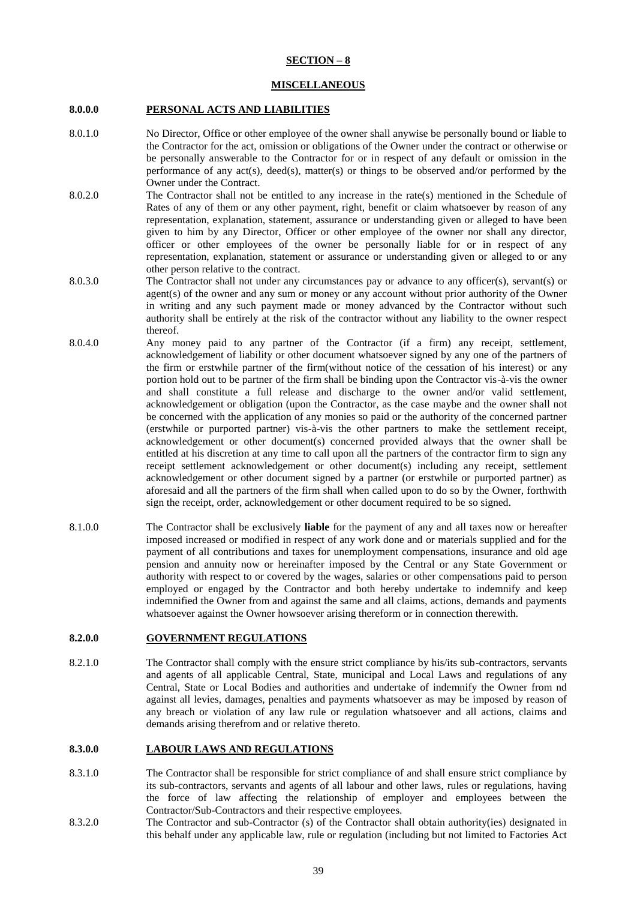**SECTION – 8**

**MISCELLANEOUS**

**8.0.0.0 PERSONAL ACTS AND LIABILITIES**

8.0.1.0 No Director, Office or other employee of the owner shall anywise be personally bound or liable to the Contractor for the act, omission or obligations of the Owner under the contract or otherwise or be personally answerable to the Contractor for or in respect of any default or omission in the performance of any act(s), deed(s), matter(s) or things to be observed and/or performed by the Owner under the Contract.

8.0.2.0 The Contractor shall not be entitled to any increase in the rate(s) mentioned in the Schedule of Rates of any of them or any other payment, right, benefit or claim whatsoever by reason of any representation, explanation, statement, assurance or understanding given or alleged to have been given to him by any Director, Officer or other employee of the owner nor shall any director, officer or other employees of the owner be personally liable for or in respect of any representation, explanation, statement or assurance or understanding given or alleged to or any other person relative to the contract.

8.0.3.0 The Contractor shall not under any circumstances pay or advance to any officer(s), servant(s) or agent(s) of the owner and any sum or money or any account without prior authority of the Owner in writing and any such payment made or money advanced by the Contractor without such authority shall be entirely at the risk of the contractor without any liability to the owner respect thereof.

8.0.4.0 Any money paid to any partner of the Contractor (if a firm) any receipt, settlement, acknowledgement of liability or other document whatsoever signed by any one of the partners of the firm or erstwhile partner of the firm(without notice of the cessation of his interest) or any portion hold out to be partner of the firm shall be binding upon the Contractor vis-à-vis the owner and shall constitute a full release and discharge to the owner and/or valid settlement, acknowledgement or obligation (upon the Contractor, as the case maybe and the owner shall not be concerned with the application of any monies so paid or the authority of the concerned partner (erstwhile or purported partner) vis-à-vis the other partners to make the settlement receipt, acknowledgement or other document(s) concerned provided always that the owner shall be entitled at his discretion at any time to call upon all the partners of the contractor firm to sign any receipt settlement acknowledgement or other document(s) including any receipt, settlement acknowledgement or other document signed by a partner (or erstwhile or purported partner) as aforesaid and all the partners of the firm shall when called upon to do so by the Owner, forthwith sign the receipt, order, acknowledgement or other document required to be so signed.

8.1.0.0 The Contractor shall be exclusively **liable** for the payment of any and all taxes now or hereafter imposed increased or modified in respect of any work done and or materials supplied and for the payment of all contributions and taxes for unemployment compensations, insurance and old age pension and annuity now or hereinafter imposed by the Central or any State Government or authority with respect to or covered by the wages, salaries or other compensations paid to person employed or engaged by the Contractor and both hereby undertake to indemnify and keep indemnified the Owner from and against the same and all claims, actions, demands and payments whatsoever against the Owner howsoever arising thereform or in connection therewith.

**8.2.0.0 GOVERNMENT REGULATIONS**

8.2.1.0 The Contractor shall comply with the ensure strict compliance by his/its sub-contractors, servants and agents of all applicable Central, State, municipal and Local Laws and regulations of any Central, State or Local Bodies and authorities and undertake of indemnify the Owner from nd against all levies, damages, penalties and payments whatsoever as may be imposed by reason of any breach or violation of any law rule or regulation whatsoever and all actions, claims and demands arising therefrom and or relative thereto.

**8.3.0.0 LABOUR LAWS AND REGULATIONS**

8.3.1.0 The Contractor shall be responsible for strict compliance of and shall ensure strict compliance by its sub-contractors, servants and agents of all labour and other laws, rules or regulations, having the force of law affecting the relationship of employer and employees between the Contractor/Sub-Contractors and their respective employees.

8.3.2.0 The Contractor and sub-Contractor (s) of the Contractor shall obtain authority(ies) designated in this behalf under any applicable law, rule or regulation (including but not limited to Factories Act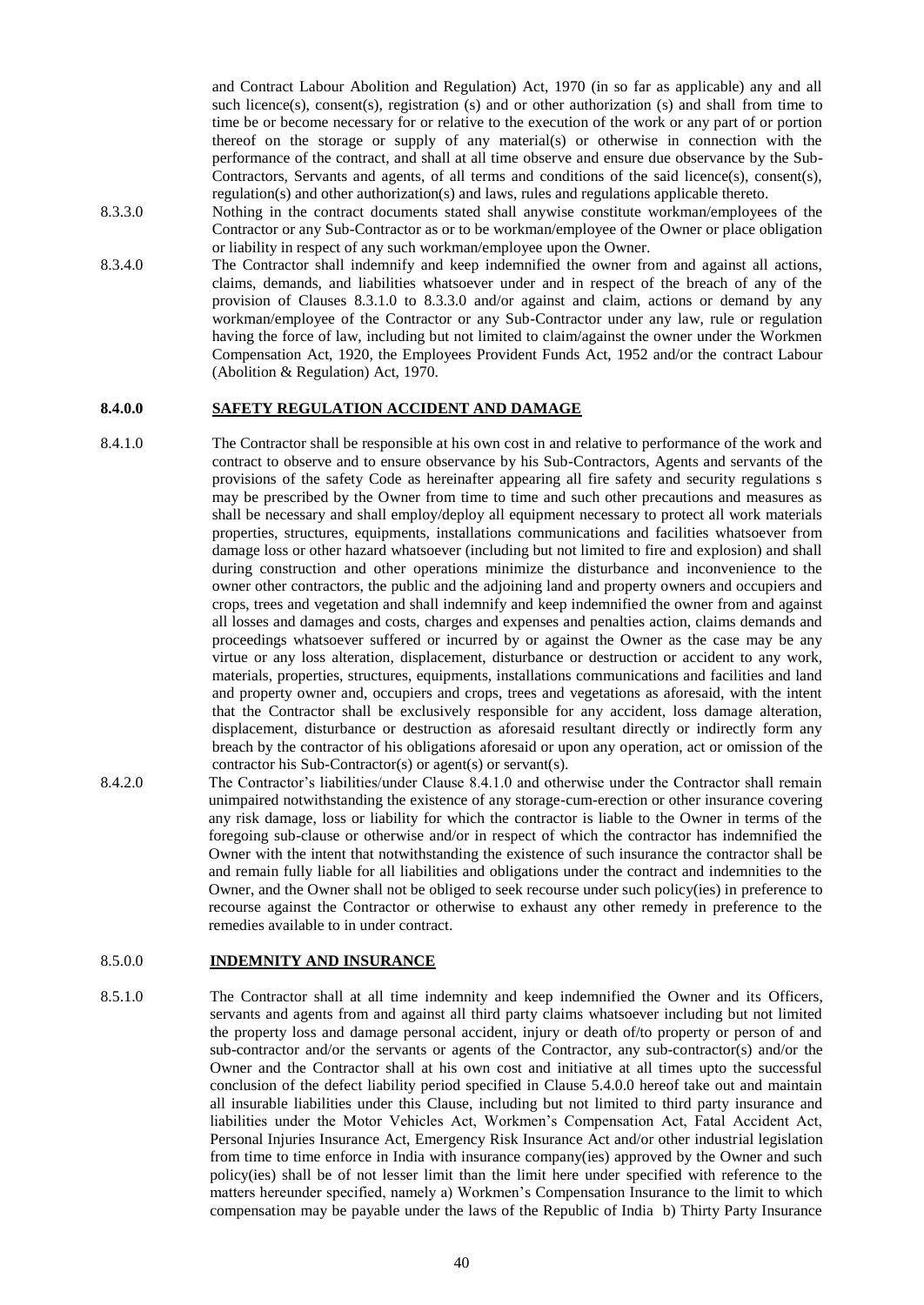and Contract Labour Abolition and Regulation) Act, 1970 (in so far as applicable) any and all such licence(s), consent(s), registration (s) and or other authorization (s) and shall from time to time be or become necessary for or relative to the execution of the work or any part of or portion thereof on the storage or supply of any material(s) or otherwise in connection with the performance of the contract, and shall at all time observe and ensure due observance by the Sub-Contractors, Servants and agents, of all terms and conditions of the said licence(s), consent(s), regulation(s) and other authorization(s) and laws, rules and regulations applicable thereto.

8.3.3.0 Nothing in the contract documents stated shall anywise constitute workman/employees of the Contractor or any Sub-Contractor as or to be workman/employee of the Owner or place obligation or liability in respect of any such workman/employee upon the Owner.

8.3.4.0 The Contractor shall indemnify and keep indemnified the owner from and against all actions, claims, demands, and liabilities whatsoever under and in respect of the breach of any of the provision of Clauses 8.3.1.0 to 8.3.3.0 and/or against and claim, actions or demand by any workman/employee of the Contractor or any Sub-Contractor under any law, rule or regulation having the force of law, including but not limited to claim/against the owner under the Workmen Compensation Act, 1920, the Employees Provident Funds Act, 1952 and/or the contract Labour (Abolition & Regulation) Act, 1970.

## 8.4.0.0 SAFETY REGULATION ACCIDENT AND DAMAGE

8.4.1.0 The Contractor shall be responsible at his own cost in and relative to performance of the work and contract to observe and to ensure observance by his Sub-Contractors, Agents and servants of the provisions of the safety Code as hereinafter appearing all fire safety and security regulations s may be prescribed by the Owner from time to time and such other precautions and measures as shall be necessary and shall employ/deploy all equipment necessary to protect all work materials properties, structures, equipments, installations communications and facilities whatsoever from damage loss or other hazard whatsoever (including but not limited to fire and explosion) and shall during construction and other operations minimize the disturbance and inconvenience to the owner other contractors, the public and the adjoining land and property owners and occupiers and crops, trees and vegetation and shall indemnify and keep indemnified the owner from and against all losses and damages and costs, charges and expenses and penalties action, claims demands and proceedings whatsoever suffered or incurred by or against the Owner as the case may be any virtue or any loss alteration, displacement, disturbance or destruction or accident to any work, materials, properties, structures, equipments, installations communications and facilities and land and property owner and, occupiers and crops, trees and vegetations as aforesaid, with the intent that the Contractor shall be exclusively responsible for any accident, loss damage alteration, displacement, disturbance or destruction as aforesaid resultant directly or indirectly form any breach by the contractor of his obligations aforesaid or upon any operation, act or omission of the contractor his Sub-Contractor(s) or agent(s) or servant(s).

8.4.2.0 The Contractor's liabilities/under Clause 8.4.1.0 and otherwise under the Contractor shall remain unimpaired notwithstanding the existence of any storage-cum-erection or other insurance covering any risk damage, loss or liability for which the contractor is liable to the Owner in terms of the foregoing sub-clause or otherwise and/or in respect of which the contractor has indemnified the Owner with the intent that notwithstanding the existence of such insurance the contractor shall be and remain fully liable for all liabilities and obligations under the contract and indemnities to the Owner, and the Owner shall not be obliged to seek recourse under such policy(ies) in preference to recourse against the Contractor or otherwise to exhaust any other remedy in preference to the remedies available to in under contract.

## 8.5.0.0 INDEMNITY AND INSURANCE

8.5.1.0 The Contractor shall at all time indemnity and keep indemnified the Owner and its Officers, servants and agents from and against all third party claims whatsoever including but not limited the property loss and damage personal accident, injury or death of/to property or person of and sub-contractor and/or the servants or agents of the Contractor, any sub-contractor(s) and/or the Owner and the Contractor shall at his own cost and initiative at all times upto the successful conclusion of the defect liability period specified in Clause 5.4.0.0 hereof take out and maintain all insurable liabilities under this Clause, including but not limited to third party insurance and liabilities under the Motor Vehicles Act, Workmen's Compensation Act, Fatal Accident Act, Personal Injuries Insurance Act, Emergency Risk Insurance Act and/or other industrial legislation from time to time enforce in India with insurance company(ies) approved by the Owner and such policy(ies) shall be of not lesser limit than the limit here under specified with reference to the matters hereunder specified, namely a) Workmen's Compensation Insurance to the limit to which compensation may be payable under the laws of the Republic of India b) Thirty Party Insurance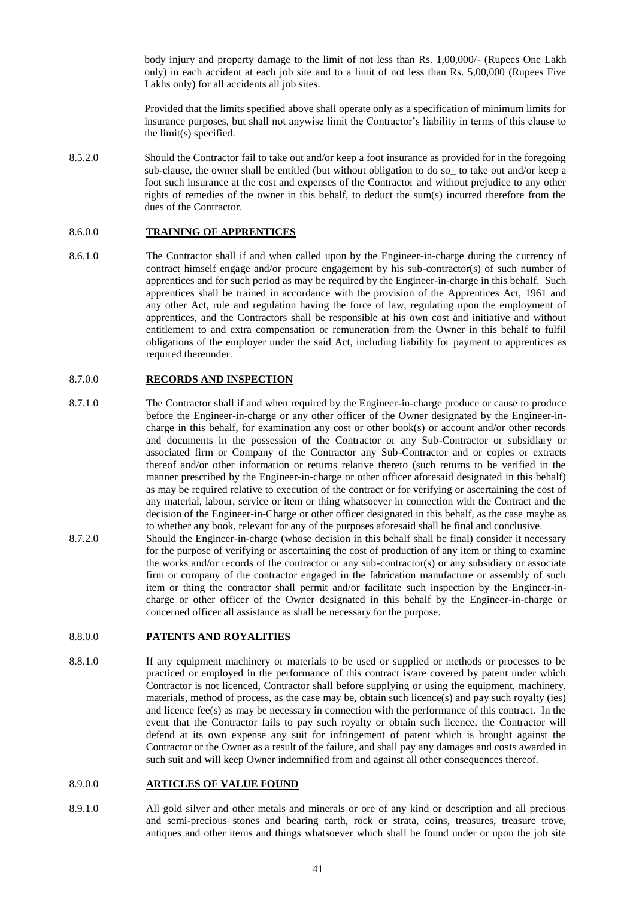body injury and property damage to the limit of not less than Rs. 1,00,000/- (Rupees One Lakh only) in each accident at each job site and to a limit of not less than Rs. 5,00,000 (Rupees Five Lakhs only) for all accidents all job sites.

Provided that the limits specified above shall operate only as a specification of minimum limits for insurance purposes, but shall not anywise limit the Contractor's liability in terms of this clause to the limit(s) specified.

8.5.2.0 Should the Contractor fail to take out and/or keep a foot insurance as provided for in the foregoing sub-clause, the owner shall be entitled (but without obligation to do so_ to take out and/or keep a foot such insurance at the cost and expenses of the Contractor and without prejudice to any other rights of remedies of the owner in this behalf, to deduct the sum(s) incurred therefore from the dues of the Contractor.

## 8.6.0.0 TRAINING OF APPRENTICES

8.6.1.0 The Contractor shall if and when called upon by the Engineer-in-charge during the currency of contract himself engage and/or procure engagement by his sub-contractor(s) of such number of apprentices and for such period as may be required by the Engineer-in-charge in this behalf. Such apprentices shall be trained in accordance with the provision of the Apprentices Act, 1961 and any other Act, rule and regulation having the force of law, regulating upon the employment of apprentices, and the Contractors shall be responsible at his own cost and initiative and without entitlement to and extra compensation or remuneration from the Owner in this behalf to fulfil obligations of the employer under the said Act, including liability for payment to apprentices as required thereunder.

## 8.7.0.0 RECORDS AND INSPECTION

8.7.1.0 The Contractor shall if and when required by the Engineer-in-charge produce or cause to produce before the Engineer-in-charge or any other officer of the Owner designated by the Engineer-in-charge in this behalf, for examination any cost or other book(s) or account and/or other records and documents in the possession of the Contractor or any Sub-Contractor or subsidiary or associated firm or Company of the Contractor any Sub-Contractor and or copies or extracts thereof and/or other information or returns relative thereto (such returns to be verified in the manner prescribed by the Engineer-in-charge or other officer aforesaid designated in this behalf) as may be required relative to execution of the contract or for verifying or ascertaining the cost of any material, labour, service or item or thing whatsoever in connection with the Contract and the decision of the Engineer-in-Charge or other officer designated in this behalf, as the case maybe as to whether any book, relevant for any of the purposes aforesaid shall be final and conclusive.

8.7.2.0 Should the Engineer-in-charge (whose decision in this behalf shall be final) consider it necessary for the purpose of verifying or ascertaining the cost of production of any item or thing to examine the works and/or records of the contractor or any sub-contractor(s) or any subsidiary or associate firm or company of the contractor engaged in the fabrication manufacture or assembly of such item or thing the contractor shall permit and/or facilitate such inspection by the Engineer-in-charge or other officer of the Owner designated in this behalf by the Engineer-in-charge or concerned officer all assistance as shall be necessary for the purpose.

## 8.8.0.0 PATENTS AND ROYALITIES

8.8.1.0 If any equipment machinery or materials to be used or supplied or methods or processes to be practiced or employed in the performance of this contract is/are covered by patent under which Contractor is not licenced, Contractor shall before supplying or using the equipment, machinery, materials, method of process, as the case may be, obtain such licence(s) and pay such royalty (ies) and licence fee(s) as may be necessary in connection with the performance of this contract. In the event that the Contractor fails to pay such royalty or obtain such licence, the Contractor will defend at its own expense any suit for infringement of patent which is brought against the Contractor or the Owner as a result of the failure, and shall pay any damages and costs awarded in such suit and will keep Owner indemnified from and against all other consequences thereof.

## 8.9.0.0 ARTICLES OF VALUE FOUND

8.9.1.0 All gold silver and other metals and minerals or ore of any kind or description and all precious and semi-precious stones and bearing earth, rock or strata, coins, treasures, treasure trove, antiques and other items and things whatsoever which shall be found under or upon the job site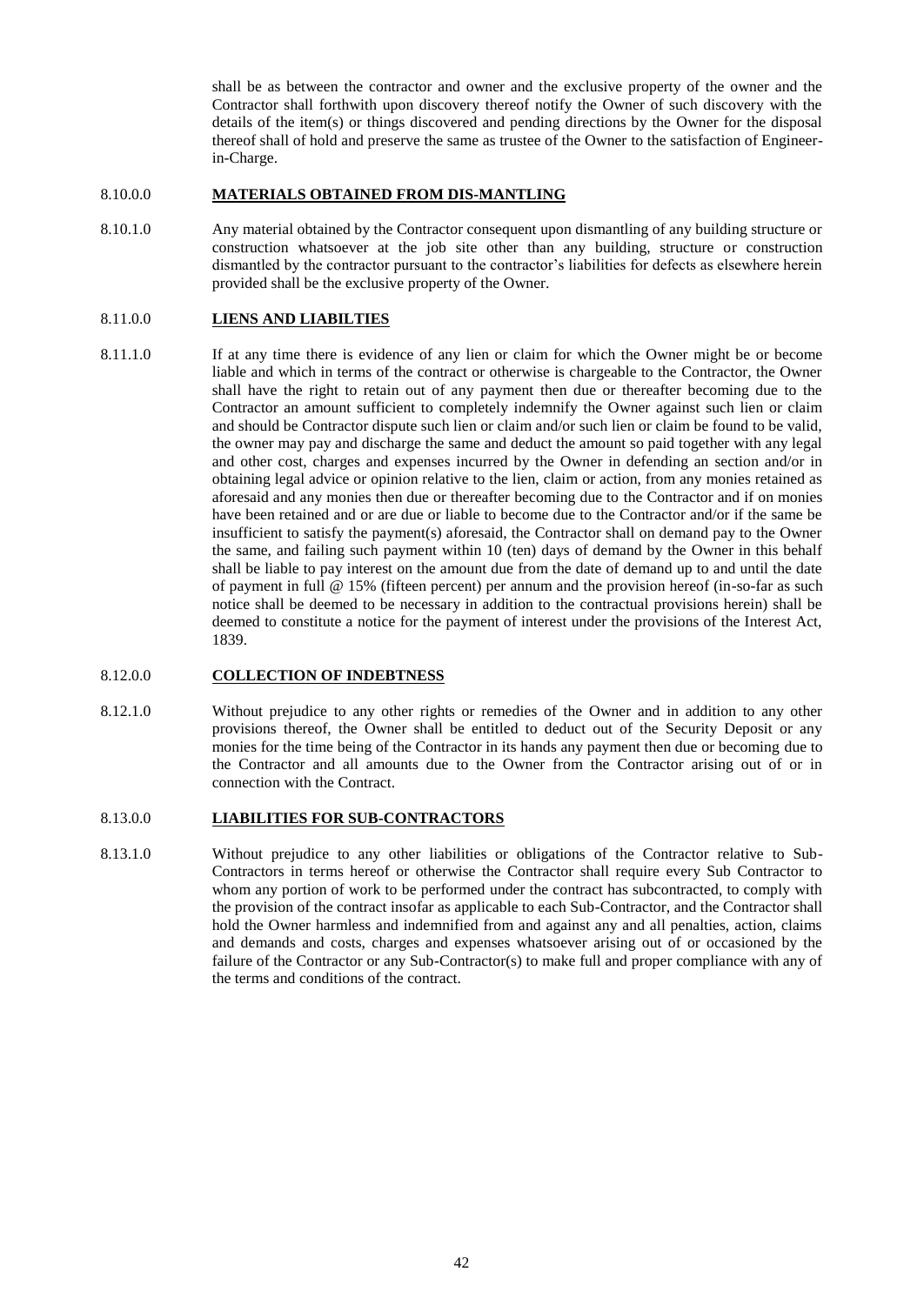shall be as between the contractor and owner and the exclusive property of the owner and the Contractor shall forthwith upon discovery thereof notify the Owner of such discovery with the details of the item(s) or things discovered and pending directions by the Owner for the disposal thereof shall of hold and preserve the same as trustee of the Owner to the satisfaction of Engineer-in-Charge.

### 8.10.0.0 **MATERIALS OBTAINED FROM DIS-MANTLING**

8.10.1.0 Any material obtained by the Contractor consequent upon dismantling of any building structure or construction whatsoever at the job site other than any building, structure or construction dismantled by the contractor pursuant to the contractor's liabilities for defects as elsewhere herein provided shall be the exclusive property of the Owner.

### 8.11.0.0 **LIENS AND LIABILTIES**

8.11.1.0 If at any time there is evidence of any lien or claim for which the Owner might be or become liable and which in terms of the contract or otherwise is chargeable to the Contractor, the Owner shall have the right to retain out of any payment then due or thereafter becoming due to the Contractor an amount sufficient to completely indemnify the Owner against such lien or claim and should be Contractor dispute such lien or claim and/or such lien or claim be found to be valid, the owner may pay and discharge the same and deduct the amount so paid together with any legal and other cost, charges and expenses incurred by the Owner in defending an section and/or in obtaining legal advice or opinion relative to the lien, claim or action, from any monies retained as aforesaid and any monies then due or thereafter becoming due to the Contractor and if on monies have been retained and or are due or liable to become due to the Contractor and/or if the same be insufficient to satisfy the payment(s) aforesaid, the Contractor shall on demand pay to the Owner the same, and failing such payment within 10 (ten) days of demand by the Owner in this behalf shall be liable to pay interest on the amount due from the date of demand up to and until the date of payment in full @ 15% (fifteen percent) per annum and the provision hereof (in-so-far as such notice shall be deemed to be necessary in addition to the contractual provisions herein) shall be deemed to constitute a notice for the payment of interest under the provisions of the Interest Act, 1839.

### 8.12.0.0 **COLLECTION OF INDEBTNESS**

8.12.1.0 Without prejudice to any other rights or remedies of the Owner and in addition to any other provisions thereof, the Owner shall be entitled to deduct out of the Security Deposit or any monies for the time being of the Contractor in its hands any payment then due or becoming due to the Contractor and all amounts due to the Owner from the Contractor arising out of or in connection with the Contract.

### 8.13.0.0 **LIABILITIES FOR SUB-CONTRACTORS**

8.13.1.0 Without prejudice to any other liabilities or obligations of the Contractor relative to Sub-Contractors in terms hereof or otherwise the Contractor shall require every Sub Contractor to whom any portion of work to be performed under the contract has subcontracted, to comply with the provision of the contract insofar as applicable to each Sub-Contractor, and the Contractor shall hold the Owner harmless and indemnified from and against any and all penalties, action, claims and demands and costs, charges and expenses whatsoever arising out of or occasioned by the failure of the Contractor or any Sub-Contractor(s) to make full and proper compliance with any of the terms and conditions of the contract.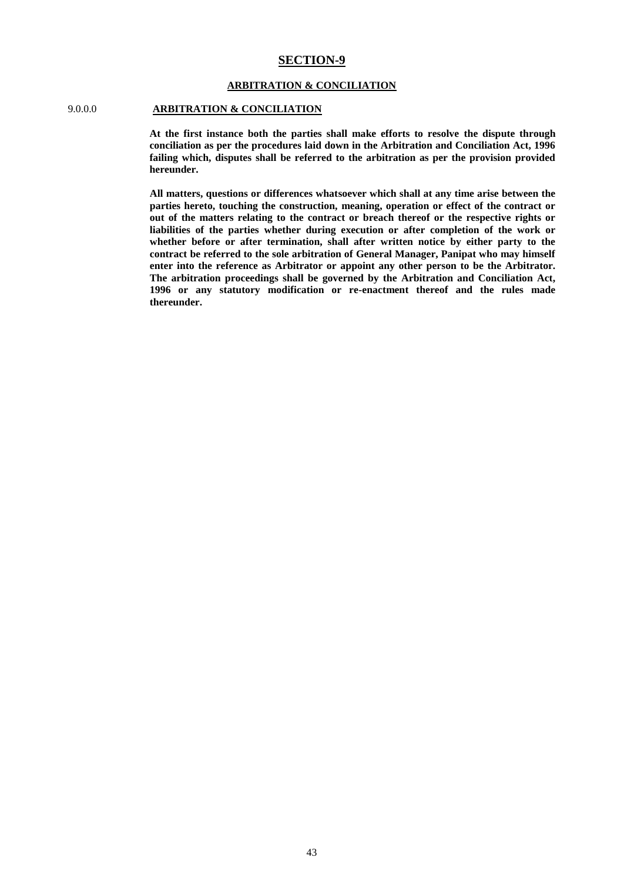# SECTION-9

## ARBITRATION & CONCILIATION

### 9.0.0.0 ARBITRATION & CONCILIATION

**At the first instance both the parties shall make efforts to resolve the dispute through conciliation as per the procedures laid down in the Arbitration and Conciliation Act, 1996 failing which, disputes shall be referred to the arbitration as per the provision provided hereunder.**

**All matters, questions or differences whatsoever which shall at any time arise between the parties hereto, touching the construction, meaning, operation or effect of the contract or out of the matters relating to the contract or breach thereof or the respective rights or liabilities of the parties whether during execution or after completion of the work or whether before or after termination, shall after written notice by either party to the contract be referred to the sole arbitration of General Manager, Panipat who may himself enter into the reference as Arbitrator or appoint any other person to be the Arbitrator. The arbitration proceedings shall be governed by the Arbitration and Conciliation Act, 1996 or any statutory modification or re-enactment thereof and the rules made thereunder.**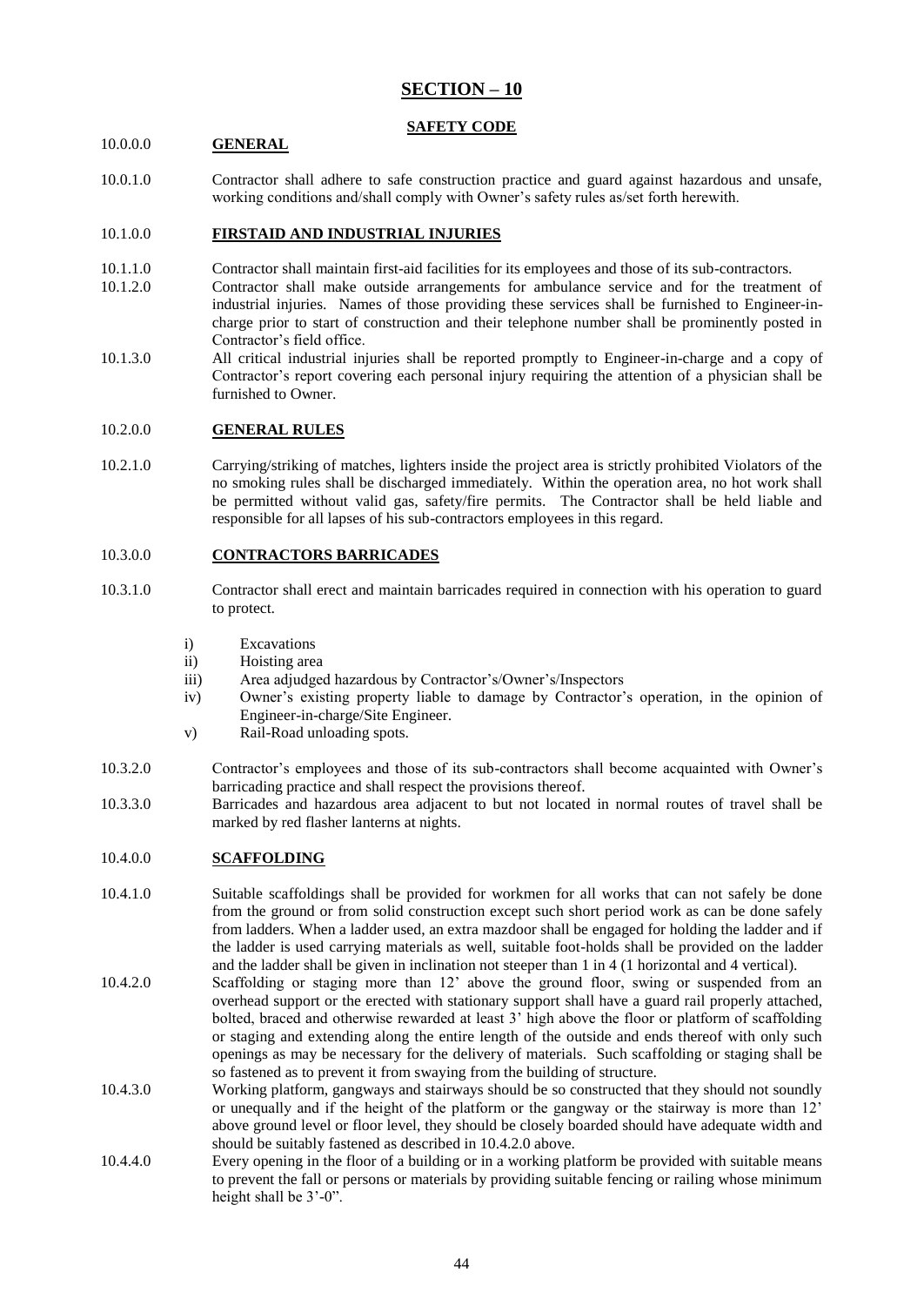# SECTION – 10

## SAFETY CODE

**10.0.0.0 GENERAL**

10.0.1.0 Contractor shall adhere to safe construction practice and guard against hazardous and unsafe, working conditions and/shall comply with Owner's safety rules as/set forth herewith.

**10.1.0.0 FIRSTAID AND INDUSTRIAL INJURIES**

10.1.1.0 Contractor shall maintain first-aid facilities for its employees and those of its sub-contractors.

10.1.2.0 Contractor shall make outside arrangements for ambulance service and for the treatment of industrial injuries. Names of those providing these services shall be furnished to Engineer-in-charge prior to start of construction and their telephone number shall be prominently posted in Contractor's field office.

10.1.3.0 All critical industrial injuries shall be reported promptly to Engineer-in-charge and a copy of Contractor's report covering each personal injury requiring the attention of a physician shall be furnished to Owner.

**10.2.0.0 GENERAL RULES**

10.2.1.0 Carrying/striking of matches, lighters inside the project area is strictly prohibited Violators of the no smoking rules shall be discharged immediately. Within the operation area, no hot work shall be permitted without valid gas, safety/fire permits. The Contractor shall be held liable and responsible for all lapses of his sub-contractors employees in this regard.

**10.3.0.0 CONTRACTORS BARRICADES**

10.3.1.0 Contractor shall erect and maintain barricades required in connection with his operation to guard to protect.

i) Excavations
ii) Hoisting area
iii) Area adjudged hazardous by Contractor's/Owner's/Inspectors
iv) Owner's existing property liable to damage by Contractor's operation, in the opinion of Engineer-in-charge/Site Engineer.
v) Rail-Road unloading spots.

10.3.2.0 Contractor's employees and those of its sub-contractors shall become acquainted with Owner's barricading practice and shall respect the provisions thereof.

10.3.3.0 Barricades and hazardous area adjacent to but not located in normal routes of travel shall be marked by red flasher lanterns at nights.

**10.4.0.0 SCAFFOLDING**

10.4.1.0 Suitable scaffoldings shall be provided for workmen for all works that can not safely be done from the ground or from solid construction except such short period work as can be done safely from ladders. When a ladder used, an extra mazdoor shall be engaged for holding the ladder and if the ladder is used carrying materials as well, suitable foot-holds shall be provided on the ladder and the ladder shall be given in inclination not steeper than 1 in 4 (1 horizontal and 4 vertical).

10.4.2.0 Scaffolding or staging more than 12' above the ground floor, swing or suspended from an overhead support or the erected with stationary support shall have a guard rail properly attached, bolted, braced and otherwise rewarded at least 3' high above the floor or platform of scaffolding or staging and extending along the entire length of the outside and ends thereof with only such openings as may be necessary for the delivery of materials. Such scaffolding or staging shall be so fastened as to prevent it from swaying from the building of structure.

10.4.3.0 Working platform, gangways and stairways should be so constructed that they should not soundly or unequally and if the height of the platform or the gangway or the stairway is more than 12' above ground level or floor level, they should be closely boarded should have adequate width and should be suitably fastened as described in 10.4.2.0 above.

10.4.4.0 Every opening in the floor of a building or in a working platform be provided with suitable means to prevent the fall or persons or materials by providing suitable fencing or railing whose minimum height shall be 3'-0".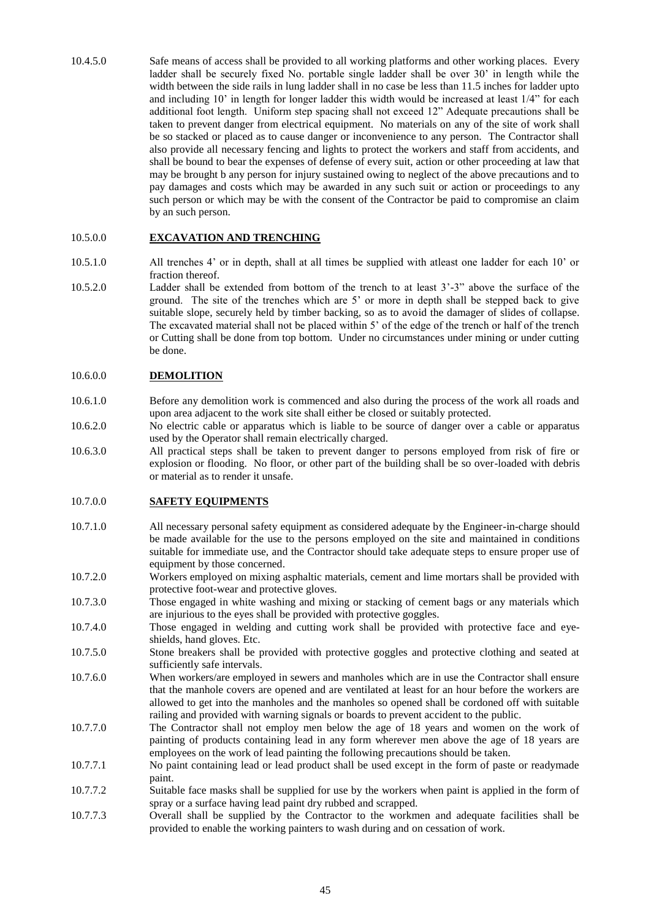10.4.5.0 Safe means of access shall be provided to all working platforms and other working places. Every ladder shall be securely fixed No. portable single ladder shall be over 30' in length while the width between the side rails in lung ladder shall in no case be less than 11.5 inches for ladder upto and including 10' in length for longer ladder this width would be increased at least 1/4" for each additional foot length. Uniform step spacing shall not exceed 12" Adequate precautions shall be taken to prevent danger from electrical equipment. No materials on any of the site of work shall be so stacked or placed as to cause danger or inconvenience to any person. The Contractor shall also provide all necessary fencing and lights to protect the workers and staff from accidents, and shall be bound to bear the expenses of defense of every suit, action or other proceeding at law that may be brought b any person for injury sustained owing to neglect of the above precautions and to pay damages and costs which may be awarded in any such suit or action or proceedings to any such person or which may be with the consent of the Contractor be paid to compromise an claim by an such person.

10.5.0.0 **EXCAVATION AND TRENCHING**

10.5.1.0 All trenches 4' or in depth, shall at all times be supplied with atleast one ladder for each 10' or fraction thereof.

10.5.2.0 Ladder shall be extended from bottom of the trench to at least 3'-3" above the surface of the ground. The site of the trenches which are 5' or more in depth shall be stepped back to give suitable slope, securely held by timber backing, so as to avoid the damager of slides of collapse. The excavated material shall not be placed within 5' of the edge of the trench or half of the trench or Cutting shall be done from top bottom. Under no circumstances under mining or under cutting be done.

10.6.0.0 **DEMOLITION**

10.6.1.0 Before any demolition work is commenced and also during the process of the work all roads and upon area adjacent to the work site shall either be closed or suitably protected.

10.6.2.0 No electric cable or apparatus which is liable to be source of danger over a cable or apparatus used by the Operator shall remain electrically charged.

10.6.3.0 All practical steps shall be taken to prevent danger to persons employed from risk of fire or explosion or flooding. No floor, or other part of the building shall be so over-loaded with debris or material as to render it unsafe.

10.7.0.0 **SAFETY EQUIPMENTS**

10.7.1.0 All necessary personal safety equipment as considered adequate by the Engineer-in-charge should be made available for the use to the persons employed on the site and maintained in conditions suitable for immediate use, and the Contractor should take adequate steps to ensure proper use of equipment by those concerned.

10.7.2.0 Workers employed on mixing asphaltic materials, cement and lime mortars shall be provided with protective foot-wear and protective gloves.

10.7.3.0 Those engaged in white washing and mixing or stacking of cement bags or any materials which are injurious to the eyes shall be provided with protective goggles.

10.7.4.0 Those engaged in welding and cutting work shall be provided with protective face and eye-shields, hand gloves. Etc.

10.7.5.0 Stone breakers shall be provided with protective goggles and protective clothing and seated at sufficiently safe intervals.

10.7.6.0 When workers/are employed in sewers and manholes which are in use the Contractor shall ensure that the manhole covers are opened and are ventilated at least for an hour before the workers are allowed to get into the manholes and the manholes so opened shall be cordoned off with suitable railing and provided with warning signals or boards to prevent accident to the public.

10.7.7.0 The Contractor shall not employ men below the age of 18 years and women on the work of painting of products containing lead in any form wherever men above the age of 18 years are employees on the work of lead painting the following precautions should be taken.

10.7.7.1 No paint containing lead or lead product shall be used except in the form of paste or readymade paint.

10.7.7.2 Suitable face masks shall be supplied for use by the workers when paint is applied in the form of spray or a surface having lead paint dry rubbed and scrapped.

10.7.7.3 Overall shall be supplied by the Contractor to the workmen and adequate facilities shall be provided to enable the working painters to wash during and on cessation of work.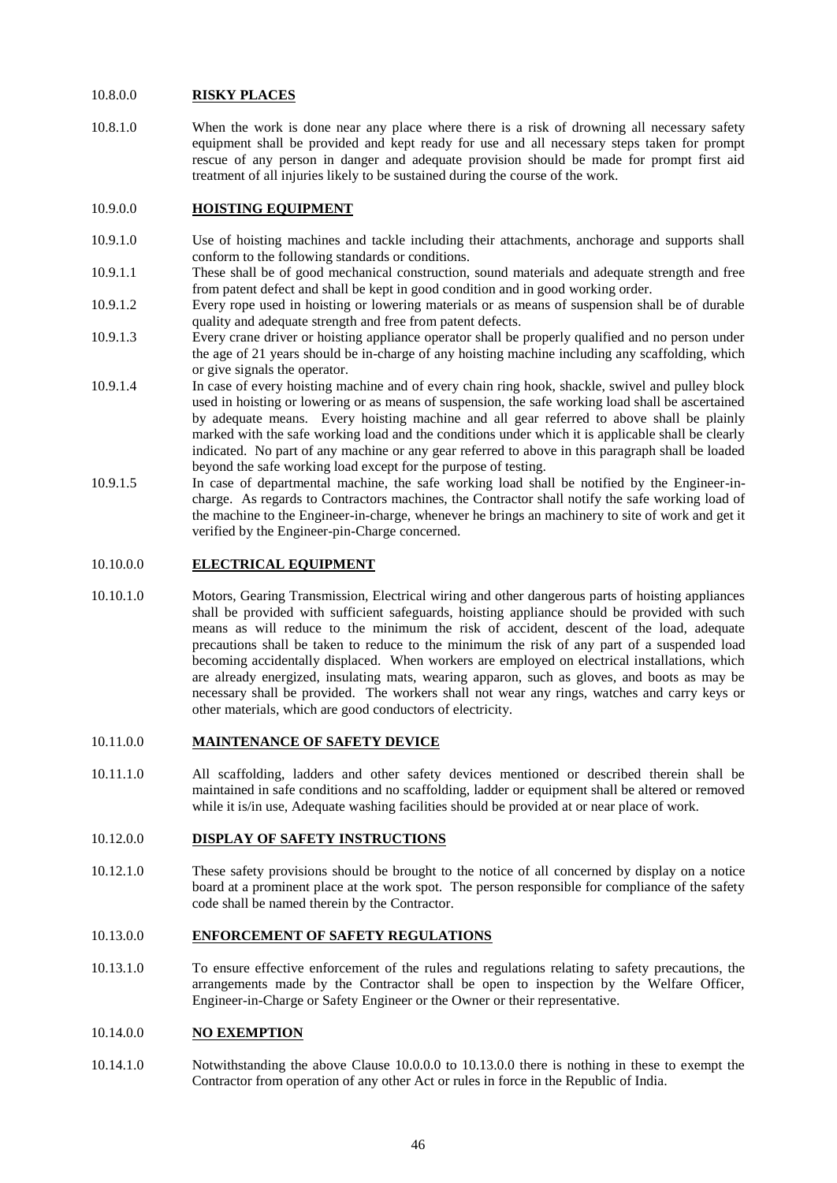## 10.8.0.0 RISKY PLACES

10.8.1.0 When the work is done near any place where there is a risk of drowning all necessary safety equipment shall be provided and kept ready for use and all necessary steps taken for prompt rescue of any person in danger and adequate provision should be made for prompt first aid treatment of all injuries likely to be sustained during the course of the work.

## 10.9.0.0 HOISTING EQUIPMENT

10.9.1.0 Use of hoisting machines and tackle including their attachments, anchorage and supports shall conform to the following standards or conditions.

10.9.1.1 These shall be of good mechanical construction, sound materials and adequate strength and free from patent defect and shall be kept in good condition and in good working order.

10.9.1.2 Every rope used in hoisting or lowering materials or as means of suspension shall be of durable quality and adequate strength and free from patent defects.

10.9.1.3 Every crane driver or hoisting appliance operator shall be properly qualified and no person under the age of 21 years should be in-charge of any hoisting machine including any scaffolding, which or give signals the operator.

10.9.1.4 In case of every hoisting machine and of every chain ring hook, shackle, swivel and pulley block used in hoisting or lowering or as means of suspension, the safe working load shall be ascertained by adequate means. Every hoisting machine and all gear referred to above shall be plainly marked with the safe working load and the conditions under which it is applicable shall be clearly indicated. No part of any machine or any gear referred to above in this paragraph shall be loaded beyond the safe working load except for the purpose of testing.

10.9.1.5 In case of departmental machine, the safe working load shall be notified by the Engineer-in-charge. As regards to Contractors machines, the Contractor shall notify the safe working load of the machine to the Engineer-in-Charge, whenever he brings an machinery to site of work and get it verified by the Engineer-pin-Charge concerned.

## 10.10.0.0 ELECTRICAL EQUIPMENT

10.10.1.0 Motors, Gearing Transmission, Electrical wiring and other dangerous parts of hoisting appliances shall be provided with sufficient safeguards, hoisting appliance should be provided with such means as will reduce to the minimum the risk of accident, descent of the load, adequate precautions shall be taken to reduce to the minimum the risk of any part of a suspended load becoming accidentally displaced. When workers are employed on electrical installations, which are already energized, insulating mats, wearing apparon, such as gloves, and boots as may be necessary shall be provided. The workers shall not wear any rings, watches and carry keys or other materials, which are good conductors of electricity.

## 10.11.0.0 MAINTENANCE OF SAFETY DEVICE

10.11.1.0 All scaffolding, ladders and other safety devices mentioned or described therein shall be maintained in safe conditions and no scaffolding, ladder or equipment shall be altered or removed while it is/in use, Adequate washing facilities should be provided at or near place of work.

## 10.12.0.0 DISPLAY OF SAFETY INSTRUCTIONS

10.12.1.0 These safety provisions should be brought to the notice of all concerned by display on a notice board at a prominent place at the work spot. The person responsible for compliance of the safety code shall be named therein by the Contractor.

## 10.13.0.0 ENFORCEMENT OF SAFETY REGULATIONS

10.13.1.0 To ensure effective enforcement of the rules and regulations relating to safety precautions, the arrangements made by the Contractor shall be open to inspection by the Welfare Officer, Engineer-in-Charge or Safety Engineer or the Owner or their representative.

## 10.14.0.0 NO EXEMPTION

10.14.1.0 Notwithstanding the above Clause 10.0.0.0 to 10.13.0.0 there is nothing in these to exempt the Contractor from operation of any other Act or rules in force in the Republic of India.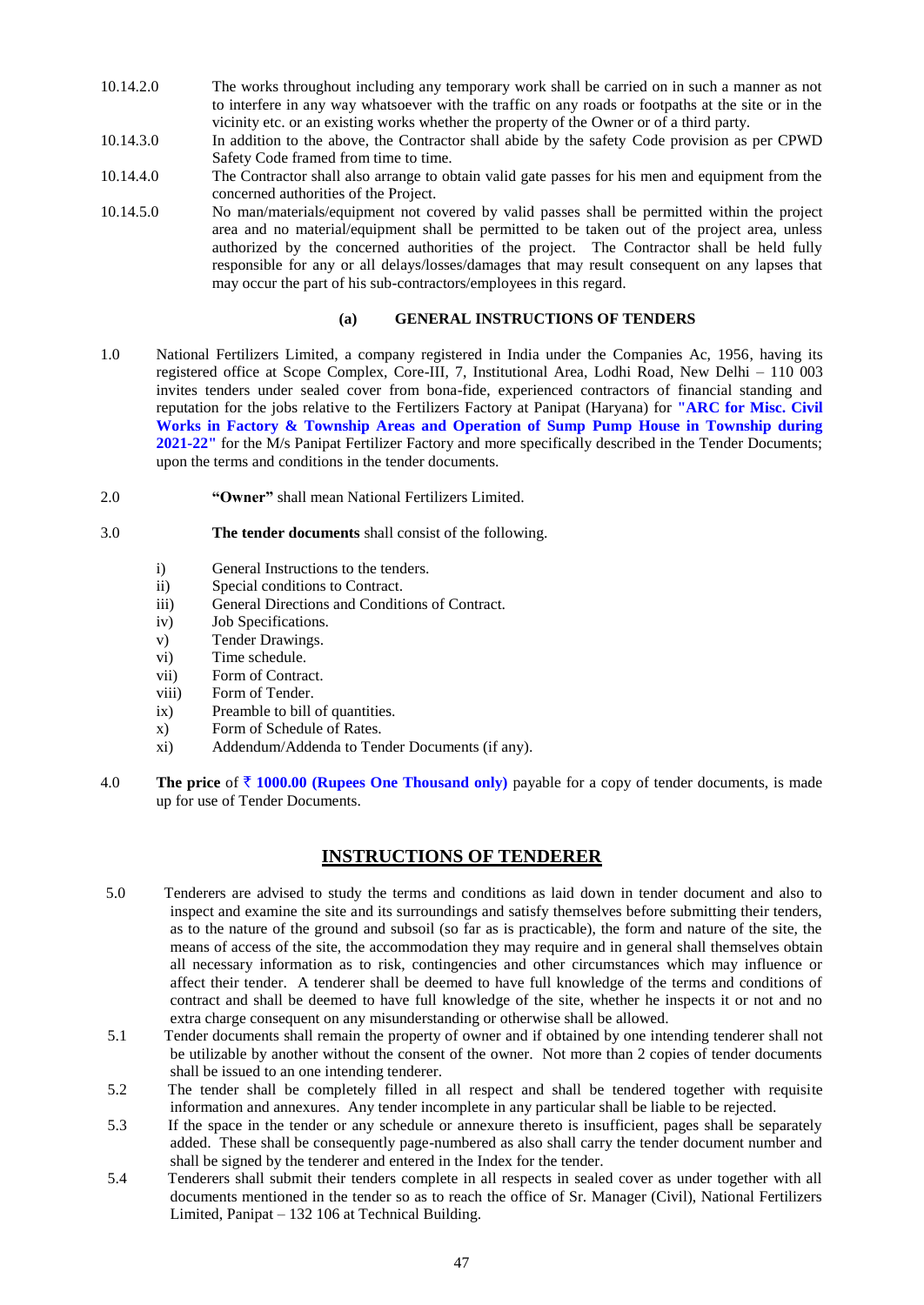10.14.2.0 The works throughout including any temporary work shall be carried on in such a manner as not to interfere in any way whatsoever with the traffic on any roads or footpaths at the site or in the vicinity etc. or an existing works whether the property of the Owner or of a third party.

10.14.3.0 In addition to the above, the Contractor shall abide by the safety Code provision as per CPWD Safety Code framed from time to time.

10.14.4.0 The Contractor shall also arrange to obtain valid gate passes for his men and equipment from the concerned authorities of the Project.

10.14.5.0 No man/materials/equipment not covered by valid passes shall be permitted within the project area and no material/equipment shall be permitted to be taken out of the project area, unless authorized by the concerned authorities of the project. The Contractor shall be held fully responsible for any or all delays/losses/damages that may result consequent on any lapses that may occur the part of his sub-contractors/employees in this regard.

### (a) GENERAL INSTRUCTIONS OF TENDERS

1.0 National Fertilizers Limited, a company registered in India under the Companies Ac, 1956, having its registered office at Scope Complex, Core-III, 7, Institutional Area, Lodhi Road, New Delhi – 110 003 invites tenders under sealed cover from bona-fide, experienced contractors of financial standing and reputation for the jobs relative to the Fertilizers Factory at Panipat (Haryana) for **"ARC for Misc. Civil Works in Factory & Township Areas and Operation of Sump Pump House in Township during 2021-22"** for the M/s Panipat Fertilizer Factory and more specifically described in the Tender Documents; upon the terms and conditions in the tender documents.

2.0 **"Owner"** shall mean National Fertilizers Limited.

3.0 **The tender documents** shall consist of the following.

- i) General Instructions to the tenders.
- ii) Special conditions to Contract.
- iii) General Directions and Conditions of Contract.
- iv) Job Specifications.
- v) Tender Drawings.
- vi) Time schedule.
- vii) Form of Contract.
- viii) Form of Tender.
- ix) Preamble to bill of quantities.
- x) Form of Schedule of Rates.
- xi) Addendum/Addenda to Tender Documents (if any).

4.0 **The price** of **₹ 1000.00 (Rupees One Thousand only)** payable for a copy of tender documents, is made up for use of Tender Documents.

## INSTRUCTIONS OF TENDERER

5.0 Tenderers are advised to study the terms and conditions as laid down in tender document and also to inspect and examine the site and its surroundings and satisfy themselves before submitting their tenders, as to the nature of the ground and subsoil (so far as is practicable), the form and nature of the site, the means of access of the site, the accommodation they may require and in general shall themselves obtain all necessary information as to risk, contingencies and other circumstances which may influence or affect their tender. A tenderer shall be deemed to have full knowledge of the terms and conditions of contract and shall be deemed to have full knowledge of the site, whether he inspects it or not and no extra charge consequent on any misunderstanding or otherwise shall be allowed.

5.1 Tender documents shall remain the property of owner and if obtained by one intending tenderer shall not be utilizable by another without the consent of the owner. Not more than 2 copies of tender documents shall be issued to an one intending tenderer.

5.2 The tender shall be completely filled in all respect and shall be tendered together with requisite information and annexures. Any tender incomplete in any particular shall be liable to be rejected.

5.3 If the space in the tender or any schedule or annexure thereto is insufficient, pages shall be separately added. These shall be consequently page-numbered as also shall carry the tender document number and shall be signed by the tenderer and entered in the Index for the tender.

5.4 Tenderers shall submit their tenders complete in all respects in sealed cover as under together with all documents mentioned in the tender so as to reach the office of Sr. Manager (Civil), National Fertilizers Limited, Panipat – 132 106 at Technical Building.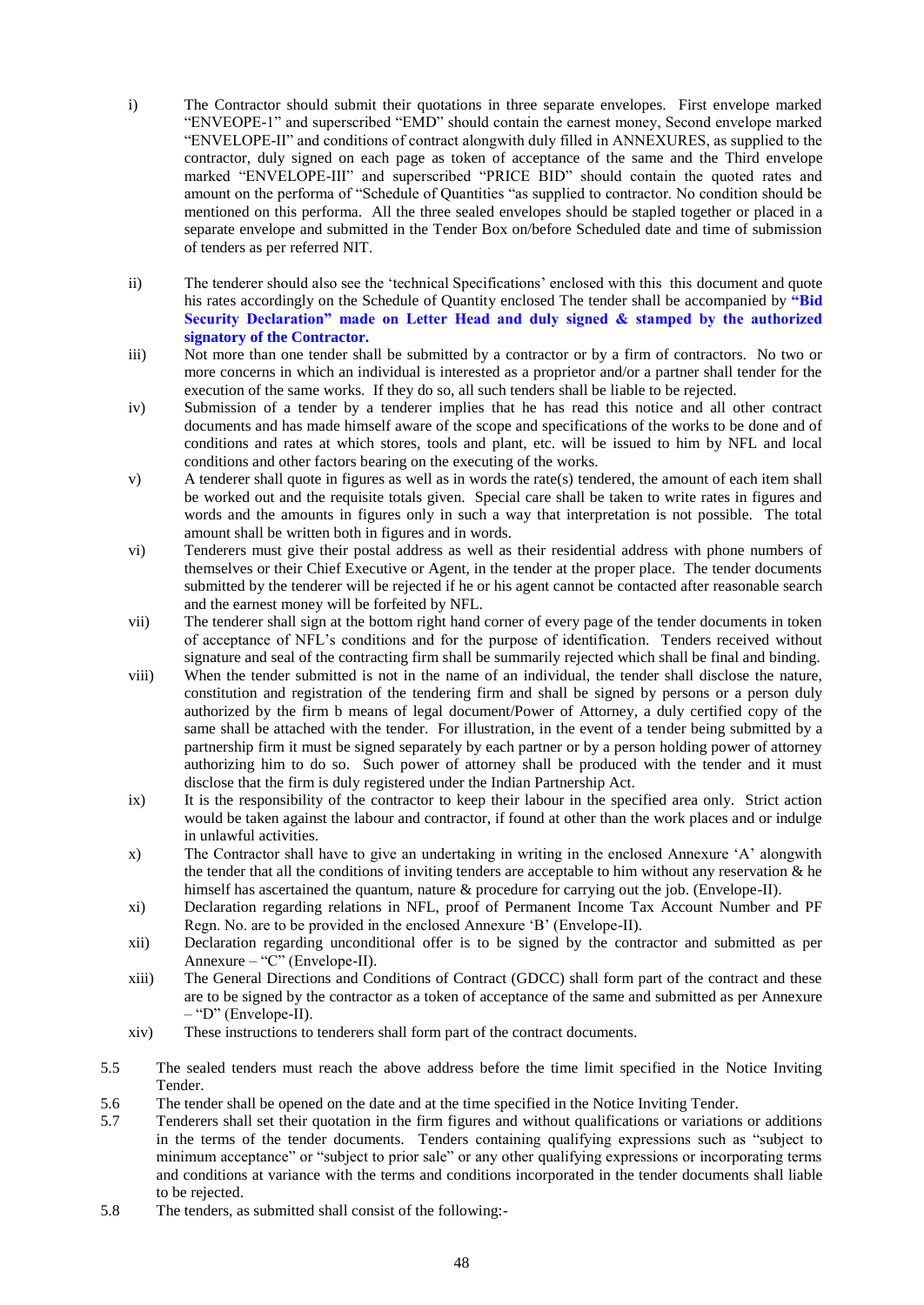i) The Contractor should submit their quotations in three separate envelopes. First envelope marked "ENVEOPE-1" and superscribed "EMD" should contain the earnest money, Second envelope marked "ENVELOPE-II" and conditions of contract alongwith duly filled in ANNEXURES, as supplied to the contractor, duly signed on each page as token of acceptance of the same and the Third envelope marked "ENVELOPE-III" and superscribed "PRICE BID" should contain the quoted rates and amount on the performa of "Schedule of Quantities "as supplied to contractor. No condition should be mentioned on this performa. All the three sealed envelopes should be stapled together or placed in a separate envelope and submitted in the Tender Box on/before Scheduled date and time of submission of tenders as per referred NIT.

ii) The tenderer should also see the 'technical Specifications' enclosed with this this document and quote his rates accordingly on the Schedule of Quantity enclosed The tender shall be accompanied by **"Bid Security Declaration" made on Letter Head and duly signed & stamped by the authorized signatory of the Contractor.**

iii) Not more than one tender shall be submitted by a contractor or by a firm of contractors. No two or more concerns in which an individual is interested as a proprietor and/or a partner shall tender for the execution of the same works. If they do so, all such tenders shall be liable to be rejected.

iv) Submission of a tender by a tenderer implies that he has read this notice and all other contract documents and has made himself aware of the scope and specifications of the works to be done and of conditions and rates at which stores, tools and plant, etc. will be issued to him by NFL and local conditions and other factors bearing on the executing of the works.

v) A tenderer shall quote in figures as well as in words the rate(s) tendered, the amount of each item shall be worked out and the requisite totals given. Special care shall be taken to write rates in figures and words and the amounts in figures only in such a way that interpretation is not possible. The total amount shall be written both in figures and in words.

vi) Tenderers must give their postal address as well as their residential address with phone numbers of themselves or their Chief Executive or Agent, in the tender at the proper place. The tender documents submitted by the tenderer will be rejected if he or his agent cannot be contacted after reasonable search and the earnest money will be forfeited by NFL.

vii) The tenderer shall sign at the bottom right hand corner of every page of the tender documents in token of acceptance of NFL's conditions and for the purpose of identification. Tenders received without signature and seal of the contracting firm shall be summarily rejected which shall be final and binding.

viii) When the tender submitted is not in the name of an individual, the tender shall disclose the nature, constitution and registration of the tendering firm and shall be signed by persons or a person duly authorized by the firm b means of legal document/Power of Attorney, a duly certified copy of the same shall be attached with the tender. For illustration, in the event of a tender being submitted by a partnership firm it must be signed separately by each partner or by a person holding power of attorney authorizing him to do so. Such power of attorney shall be produced with the tender and it must disclose that the firm is duly registered under the Indian Partnership Act.

ix) It is the responsibility of the contractor to keep their labour in the specified area only. Strict action would be taken against the labour and contractor, if found at other than the work places and or indulge in unlawful activities.

x) The Contractor shall have to give an undertaking in writing in the enclosed Annexure 'A' alongwith the tender that all the conditions of inviting tenders are acceptable to him without any reservation & he himself has ascertained the quantum, nature & procedure for carrying out the job. (Envelope-II).

xi) Declaration regarding relations in NFL, proof of Permanent Income Tax Account Number and PF Regn. No. are to be provided in the enclosed Annexure 'B' (Envelope-II).

xii) Declaration regarding unconditional offer is to be signed by the contractor and submitted as per Annexure – "C" (Envelope-II).

xiii) The General Directions and Conditions of Contract (GDCC) shall form part of the contract and these are to be signed by the contractor as a token of acceptance of the same and submitted as per Annexure – "D" (Envelope-II).

xiv) These instructions to tenderers shall form part of the contract documents.

5.5 The sealed tenders must reach the above address before the time limit specified in the Notice Inviting Tender.

5.6 The tender shall be opened on the date and at the time specified in the Notice Inviting Tender.

5.7 Tenderers shall set their quotation in the firm figures and without qualifications or variations or additions in the terms of the tender documents. Tenders containing qualifying expressions such as "subject to minimum acceptance" or "subject to prior sale" or any other qualifying expressions or incorporating terms and conditions at variance with the terms and conditions incorporated in the tender documents shall liable to be rejected.

5.8 The tenders, as submitted shall consist of the following:-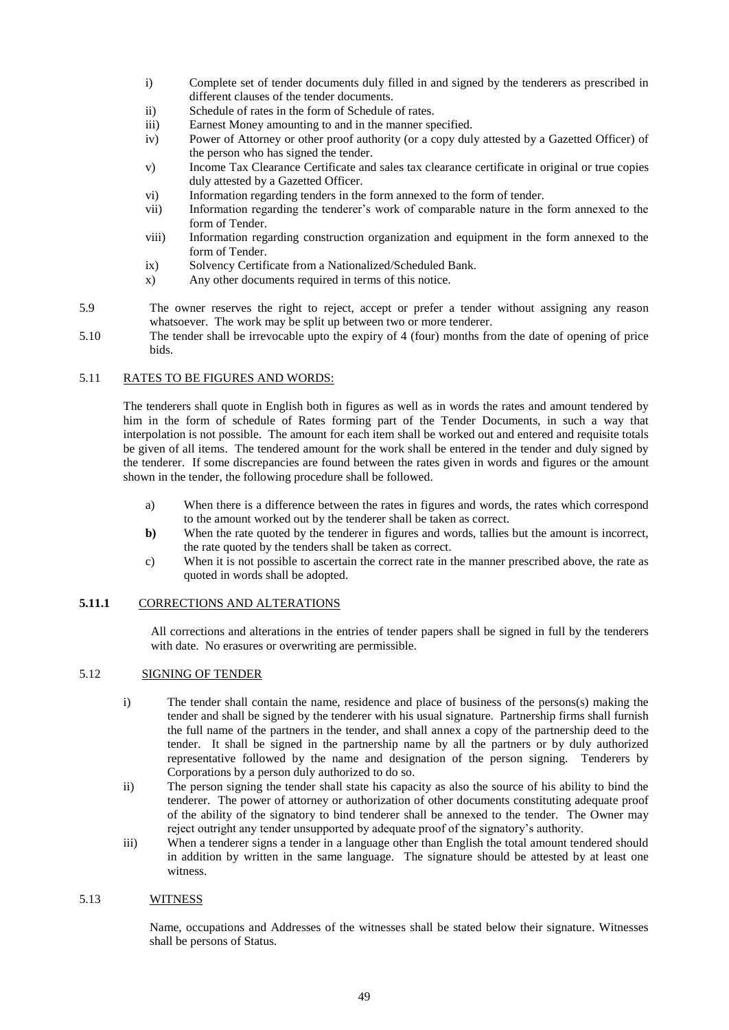i) Complete set of tender documents duly filled in and signed by the tenderers as prescribed in different clauses of the tender documents.

ii) Schedule of rates in the form of Schedule of rates.

iii) Earnest Money amounting to and in the manner specified.

iv) Power of Attorney or other proof authority (or a copy duly attested by a Gazetted Officer) of the person who has signed the tender.

v) Income Tax Clearance Certificate and sales tax clearance certificate in original or true copies duly attested by a Gazetted Officer.

vi) Information regarding tenders in the form annexed to the form of tender.

vii) Information regarding the tenderer's work of comparable nature in the form annexed to the form of Tender.

viii) Information regarding construction organization and equipment in the form annexed to the form of Tender.

ix) Solvency Certificate from a Nationalized/Scheduled Bank.

x) Any other documents required in terms of this notice.

5.9 The owner reserves the right to reject, accept or prefer a tender without assigning any reason whatsoever. The work may be split up between two or more tenderer.

5.10 The tender shall be irrevocable upto the expiry of 4 (four) months from the date of opening of price bids.

5.11 <u>RATES TO BE FIGURES AND WORDS:</u>

The tenderers shall quote in English both in figures as well as in words the rates and amount tendered by him in the form of schedule of Rates forming part of the Tender Documents, in such a way that interpolation is not possible. The amount for each item shall be worked out and entered and requisite totals be given of all items. The tendered amount for the work shall be entered in the tender and duly signed by the tenderer. If some discrepancies are found between the rates given in words and figures or the amount shown in the tender, the following procedure shall be followed.

a) When there is a difference between the rates in figures and words, the rates which correspond to the amount worked out by the tenderer shall be taken as correct.

**b)** When the rate quoted by the tenderer in figures and words, tallies but the amount is incorrect, the rate quoted by the tenders shall be taken as correct.

c) When it is not possible to ascertain the correct rate in the manner prescribed above, the rate as quoted in words shall be adopted.

**5.11.1** <u>CORRECTIONS AND ALTERATIONS</u>

All corrections and alterations in the entries of tender papers shall be signed in full by the tenderers with date. No erasures or overwriting are permissible.

5.12 <u>SIGNING OF TENDER</u>

i) The tender shall contain the name, residence and place of business of the persons(s) making the tender and shall be signed by the tenderer with his usual signature. Partnership firms shall furnish the full name of the partners in the tender, and shall annex a copy of the partnership deed to the tender. It shall be signed in the partnership name by all the partners or by duly authorized representative followed by the name and designation of the person signing. Tenderers by Corporations by a person duly authorized to do so.

ii) The person signing the tender shall state his capacity as also the source of his ability to bind the tenderer. The power of attorney or authorization of other documents constituting adequate proof of the ability of the signatory to bind tenderer shall be annexed to the tender. The Owner may reject outright any tender unsupported by adequate proof of the signatory's authority.

iii) When a tenderer signs a tender in a language other than English the total amount tendered should in addition by written in the same language. The signature should be attested by at least one witness.

5.13 <u>WITNESS</u>

Name, occupations and Addresses of the witnesses shall be stated below their signature. Witnesses shall be persons of Status.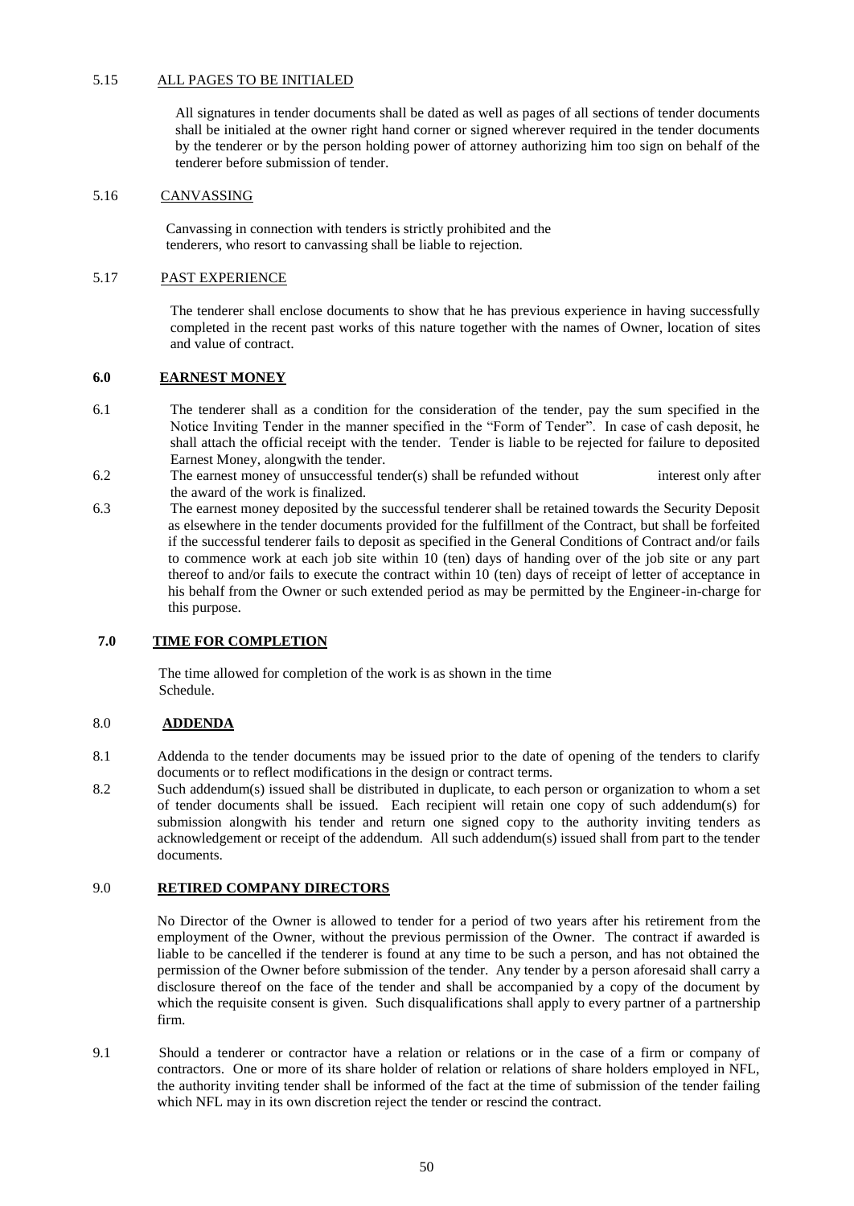5.15 ALL PAGES TO BE INITIALED

All signatures in tender documents shall be dated as well as pages of all sections of tender documents shall be initialed at the owner right hand corner or signed wherever required in the tender documents by the tenderer or by the person holding power of attorney authorizing him too sign on behalf of the tenderer before submission of tender.

5.16 CANVASSING

Canvassing in connection with tenders is strictly prohibited and the tenderers, who resort to canvassing shall be liable to rejection.

5.17 PAST EXPERIENCE

The tenderer shall enclose documents to show that he has previous experience in having successfully completed in the recent past works of this nature together with the names of Owner, location of sites and value of contract.

## 6.0 EARNEST MONEY

6.1 The tenderer shall as a condition for the consideration of the tender, pay the sum specified in the Notice Inviting Tender in the manner specified in the "Form of Tender". In case of cash deposit, he shall attach the official receipt with the tender. Tender is liable to be rejected for failure to deposited Earnest Money, alongwith the tender.

6.2 The earnest money of unsuccessful tender(s) shall be refunded without interest only after the award of the work is finalized.

6.3 The earnest money deposited by the successful tenderer shall be retained towards the Security Deposit as elsewhere in the tender documents provided for the fulfillment of the Contract, but shall be forfeited if the successful tenderer fails to deposit as specified in the General Conditions of Contract and/or fails to commence work at each job site within 10 (ten) days of handing over of the job site or any part thereof to and/or fails to execute the contract within 10 (ten) days of receipt of letter of acceptance in his behalf from the Owner or such extended period as may be permitted by the Engineer-in-charge for this purpose.

## 7.0 TIME FOR COMPLETION

The time allowed for completion of the work is as shown in the time Schedule.

## 8.0 ADDENDA

8.1 Addenda to the tender documents may be issued prior to the date of opening of the tenders to clarify documents or to reflect modifications in the design or contract terms.

8.2 Such addendum(s) issued shall be distributed in duplicate, to each person or organization to whom a set of tender documents shall be issued. Each recipient will retain one copy of such addendum(s) for submission alongwith his tender and return one signed copy to the authority inviting tenders as acknowledgement or receipt of the addendum. All such addendum(s) issued shall from part to the tender documents.

## 9.0 RETIRED COMPANY DIRECTORS

No Director of the Owner is allowed to tender for a period of two years after his retirement from the employment of the Owner, without the previous permission of the Owner. The contract if awarded is liable to be cancelled if the tenderer is found at any time to be such a person, and has not obtained the permission of the Owner before submission of the tender. Any tender by a person aforesaid shall carry a disclosure thereof on the face of the tender and shall be accompanied by a copy of the document by which the requisite consent is given. Such disqualifications shall apply to every partner of a partnership firm.

9.1 Should a tenderer or contractor have a relation or relations or in the case of a firm or company of contractors. One or more of its share holder of relation or relations of share holders employed in NFL, the authority inviting tender shall be informed of the fact at the time of submission of the tender failing which NFL may in its own discretion reject the tender or rescind the contract.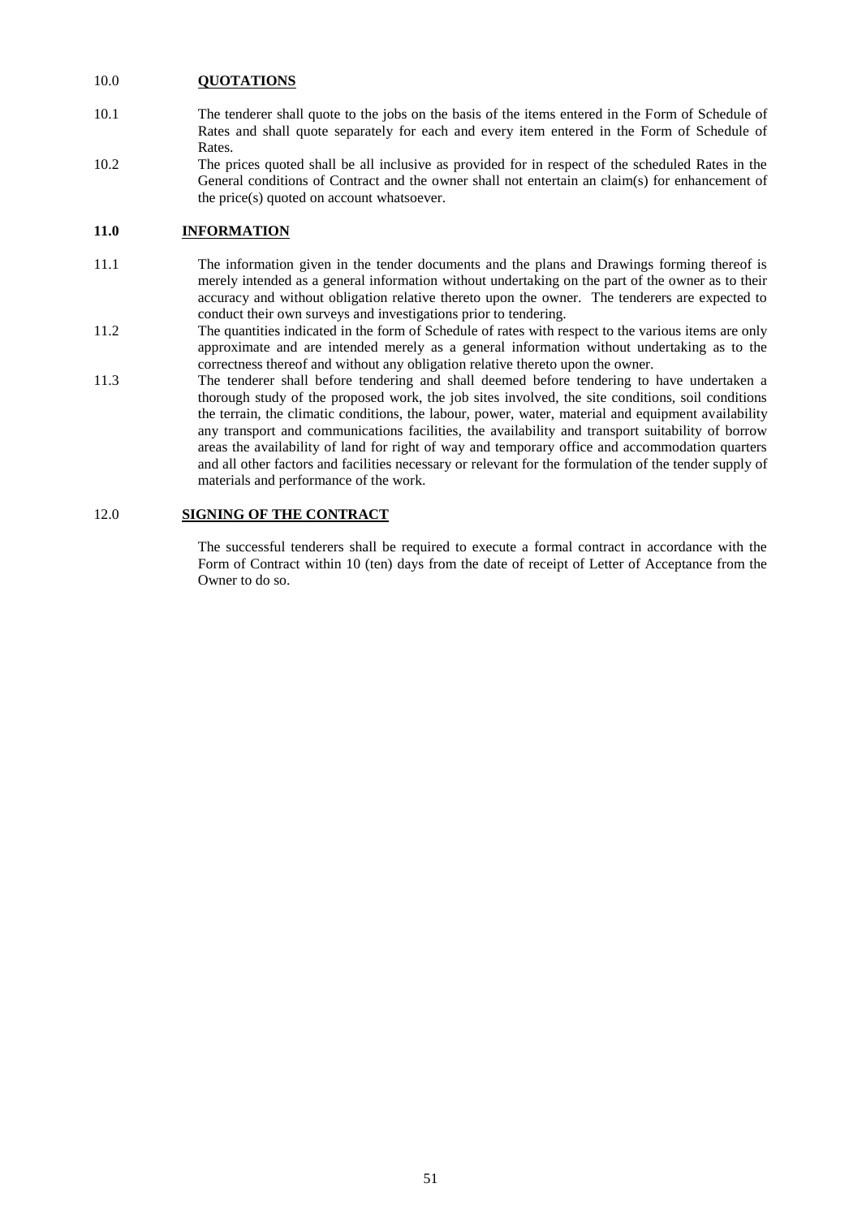## 10.0 **QUOTATIONS**

10.1 The tenderer shall quote to the jobs on the basis of the items entered in the Form of Schedule of Rates and shall quote separately for each and every item entered in the Form of Schedule of Rates.

10.2 The prices quoted shall be all inclusive as provided for in respect of the scheduled Rates in the General conditions of Contract and the owner shall not entertain an claim(s) for enhancement of the price(s) quoted on account whatsoever.

## 11.0 **INFORMATION**

11.1 The information given in the tender documents and the plans and Drawings forming thereof is merely intended as a general information without undertaking on the part of the owner as to their accuracy and without obligation relative thereto upon the owner. The tenderers are expected to conduct their own surveys and investigations prior to tendering.

11.2 The quantities indicated in the form of Schedule of rates with respect to the various items are only approximate and are intended merely as a general information without undertaking as to the correctness thereof and without any obligation relative thereto upon the owner.

11.3 The tenderer shall before tendering and shall deemed before tendering to have undertaken a thorough study of the proposed work, the job sites involved, the site conditions, soil conditions the terrain, the climatic conditions, the labour, power, water, material and equipment availability any transport and communications facilities, the availability and transport suitability of borrow areas the availability of land for right of way and temporary office and accommodation quarters and all other factors and facilities necessary or relevant for the formulation of the tender supply of materials and performance of the work.

## 12.0 **SIGNING OF THE CONTRACT**

The successful tenderers shall be required to execute a formal contract in accordance with the Form of Contract within 10 (ten) days from the date of receipt of Letter of Acceptance from the Owner to do so.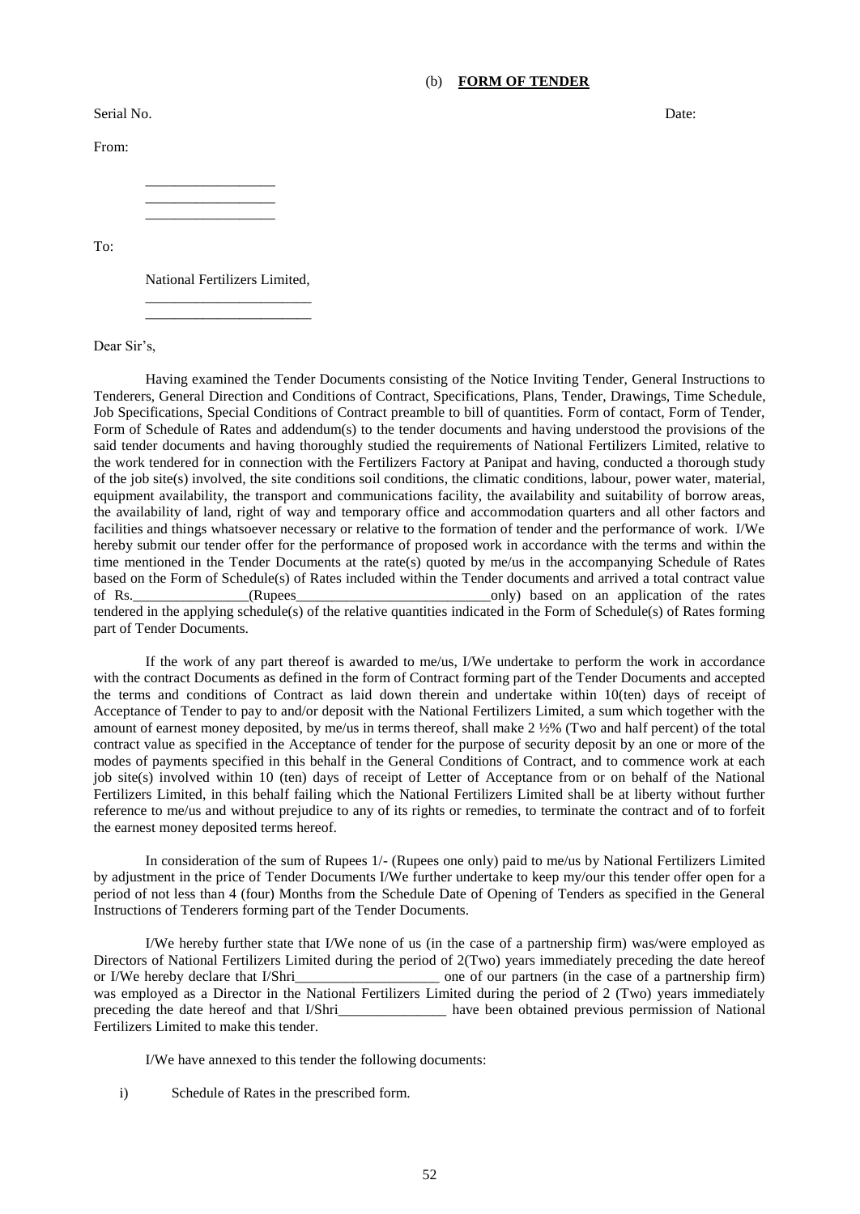(b) **FORM OF TENDER**

Serial No. Date:

From:

__________________
__________________
__________________

To:

National Fertilizers Limited,
_______________________
_______________________

Dear Sir's,

Having examined the Tender Documents consisting of the Notice Inviting Tender, General Instructions to Tenderers, General Direction and Conditions of Contract, Specifications, Plans, Tender, Drawings, Time Schedule, Job Specifications, Special Conditions of Contract preamble to bill of quantities. Form of contact, Form of Tender, Form of Schedule of Rates and addendum(s) to the tender documents and having understood the provisions of the said tender documents and having thoroughly studied the requirements of National Fertilizers Limited, relative to the work tendered for in connection with the Fertilizers Factory at Panipat and having, conducted a thorough study of the job site(s) involved, the site conditions soil conditions, the climatic conditions, labour, power water, material, equipment availability, the transport and communications facility, the availability and suitability of borrow areas, the availability of land, right of way and temporary office and accommodation quarters and all other factors and facilities and things whatsoever necessary or relative to the formation of tender and the performance of work. I/We hereby submit our tender offer for the performance of proposed work in accordance with the terms and within the time mentioned in the Tender Documents at the rate(s) quoted by me/us in the accompanying Schedule of Rates based on the Form of Schedule(s) of Rates included within the Tender documents and arrived a total contract value of Rs.________________(Rupees___________________________only) based on an application of the rates tendered in the applying schedule(s) of the relative quantities indicated in the Form of Schedule(s) of Rates forming part of Tender Documents.

If the work of any part thereof is awarded to me/us, I/We undertake to perform the work in accordance with the contract Documents as defined in the form of Contract forming part of the Tender Documents and accepted the terms and conditions of Contract as laid down therein and undertake within 10(ten) days of receipt of Acceptance of Tender to pay to and/or deposit with the National Fertilizers Limited, a sum which together with the amount of earnest money deposited, by me/us in terms thereof, shall make 2 ½% (Two and half percent) of the total contract value as specified in the Acceptance of tender for the purpose of security deposit by an one or more of the modes of payments specified in this behalf in the General Conditions of Contract, and to commence work at each job site(s) involved within 10 (ten) days of receipt of Letter of Acceptance from or on behalf of the National Fertilizers Limited, in this behalf failing which the National Fertilizers Limited shall be at liberty without further reference to me/us and without prejudice to any of its rights or remedies, to terminate the contract and of to forfeit the earnest money deposited terms hereof.

In consideration of the sum of Rupees 1/- (Rupees one only) paid to me/us by National Fertilizers Limited by adjustment in the price of Tender Documents I/We further undertake to keep my/our this tender offer open for a period of not less than 4 (four) Months from the Schedule Date of Opening of Tenders as specified in the General Instructions of Tenderers forming part of the Tender Documents.

I/We hereby further state that I/We none of us (in the case of a partnership firm) was/were employed as Directors of National Fertilizers Limited during the period of 2(Two) years immediately preceding the date hereof or I/We hereby declare that I/Shri____________________ one of our partners (in the case of a partnership firm) was employed as a Director in the National Fertilizers Limited during the period of 2 (Two) years immediately preceding the date hereof and that I/Shri_______________ have been obtained previous permission of National Fertilizers Limited to make this tender.

I/We have annexed to this tender the following documents:

i) Schedule of Rates in the prescribed form.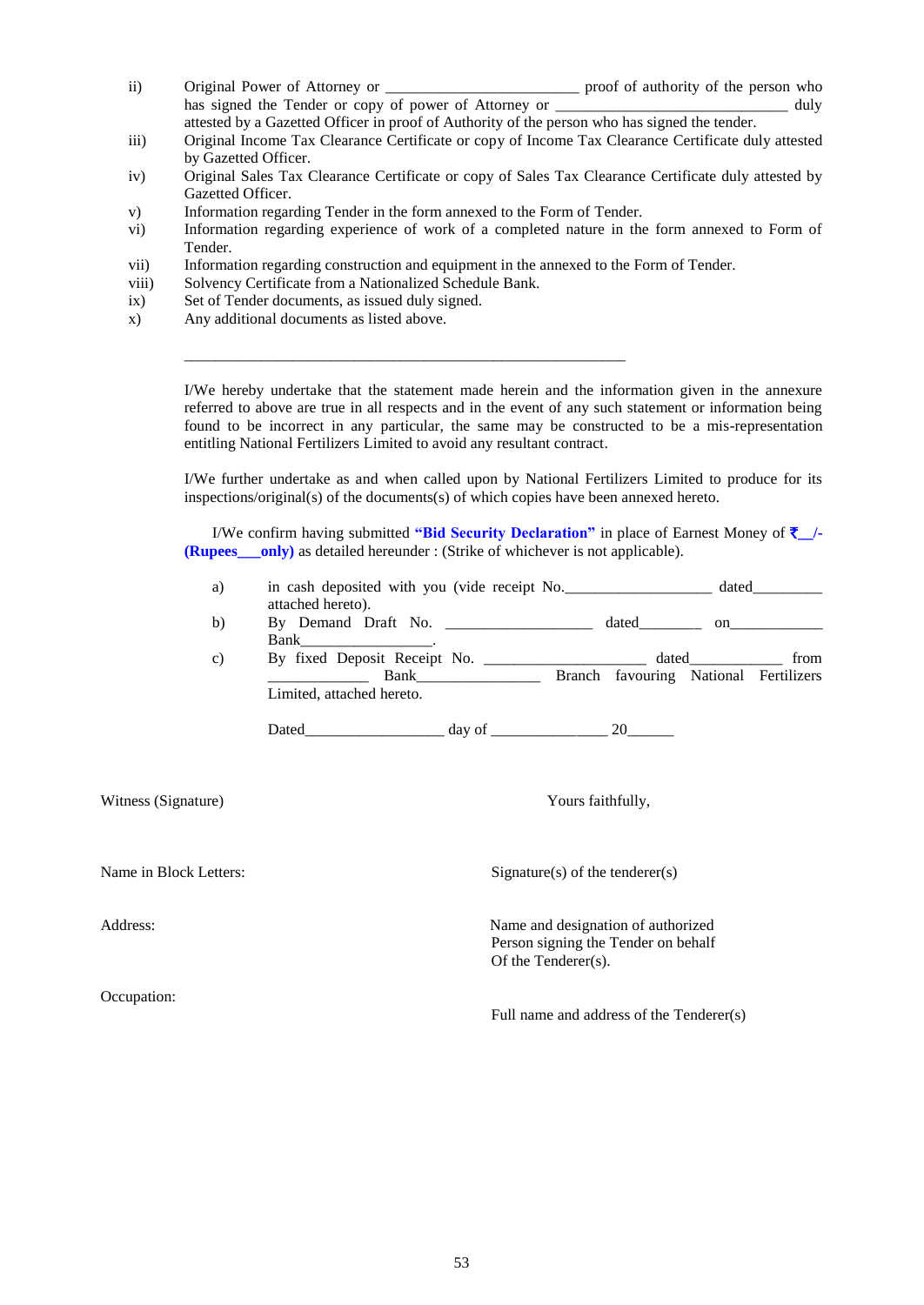ii) Original Power of Attorney or ________________________ proof of authority of the person who has signed the Tender or copy of power of Attorney or ______________________________ duly attested by a Gazetted Officer in proof of Authority of the person who has signed the tender.

iii) Original Income Tax Clearance Certificate or copy of Income Tax Clearance Certificate duly attested by Gazetted Officer.

iv) Original Sales Tax Clearance Certificate or copy of Sales Tax Clearance Certificate duly attested by Gazetted Officer.

v) Information regarding Tender in the form annexed to the Form of Tender.

vi) Information regarding experience of work of a completed nature in the form annexed to Form of Tender.

vii) Information regarding construction and equipment in the annexed to the Form of Tender.

viii) Solvency Certificate from a Nationalized Schedule Bank.

ix) Set of Tender documents, as issued duly signed.

x) Any additional documents as listed above.

_______________________________________________________

I/We hereby undertake that the statement made herein and the information given in the annexure referred to above are true in all respects and in the event of any such statement or information being found to be incorrect in any particular, the same may be constructed to be a mis-representation entitling National Fertilizers Limited to avoid any resultant contract.

I/We further undertake as and when called upon by National Fertilizers Limited to produce for its inspections/original(s) of the documents(s) of which copies have been annexed hereto.

I/We confirm having submitted **"Bid Security Declaration"** in place of Earnest Money of **₹__/- (Rupees___only)** as detailed hereunder : (Strike of whichever is not applicable).

a) in cash deposited with you (vide receipt No.__________________ dated_________ attached hereto).

b) By Demand Draft No. __________________ dated________ on____________ Bank_________________.

c) By fixed Deposit Receipt No. ____________________ dated____________ from _____________ Bank_______________ Branch favouring National Fertilizers Limited, attached hereto.

Dated__________________ day of _______________ 20______

Witness (Signature)

Name in Block Letters:

Address:

Occupation:

Yours faithfully,

Signature(s) of the tenderer(s)

Name and designation of authorized Person signing the Tender on behalf Of the Tenderer(s).

Full name and address of the Tenderer(s)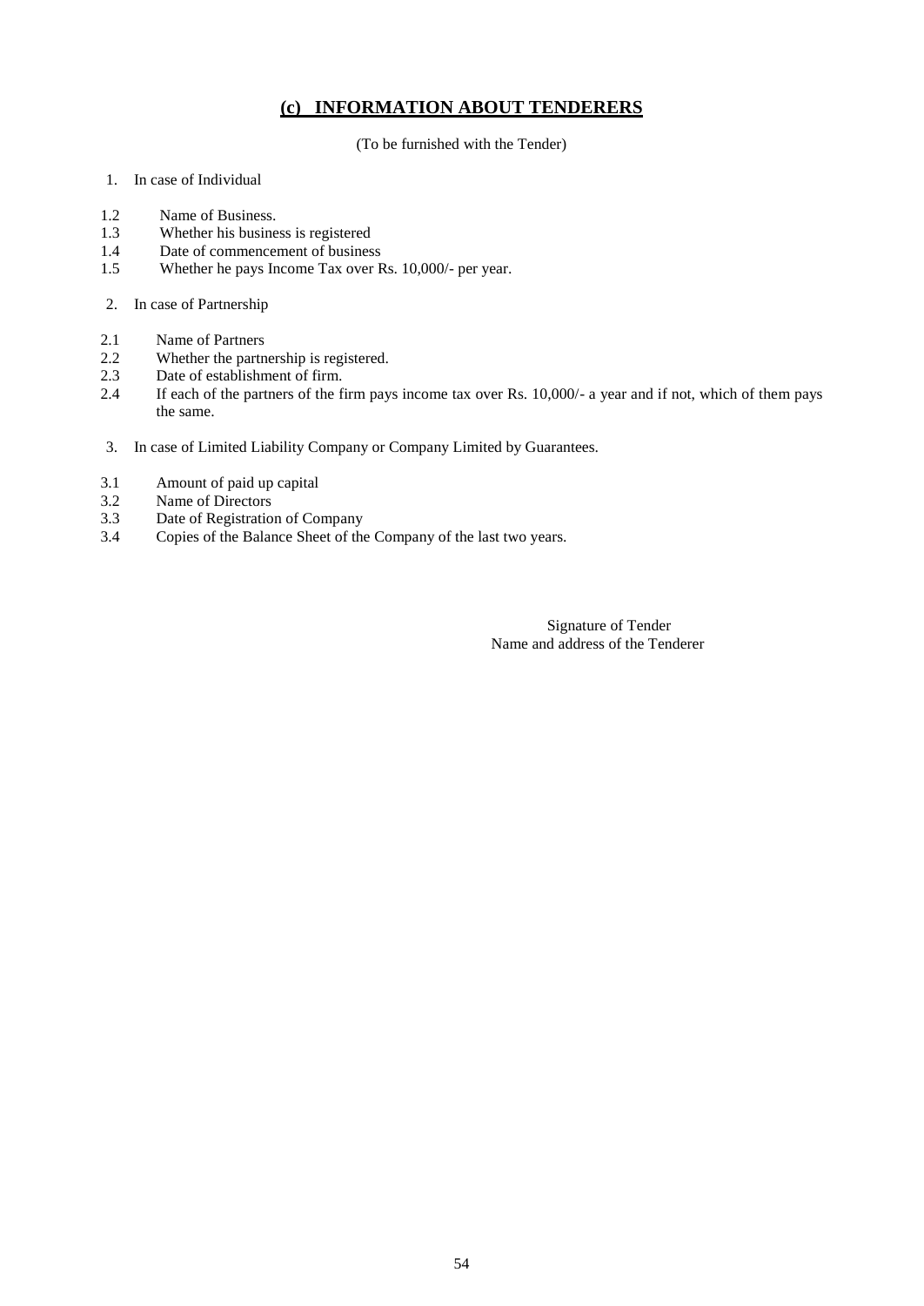## (c) INFORMATION ABOUT TENDERERS

(To be furnished with the Tender)

1. In case of Individual

1.2 Name of Business.
1.3 Whether his business is registered
1.4 Date of commencement of business
1.5 Whether he pays Income Tax over Rs. 10,000/- per year.

2. In case of Partnership

2.1 Name of Partners
2.2 Whether the partnership is registered.
2.3 Date of establishment of firm.
2.4 If each of the partners of the firm pays income tax over Rs. 10,000/- a year and if not, which of them pays the same.

3. In case of Limited Liability Company or Company Limited by Guarantees.

3.1 Amount of paid up capital
3.2 Name of Directors
3.3 Date of Registration of Company
3.4 Copies of the Balance Sheet of the Company of the last two years.

Signature of Tender
Name and address of the Tenderer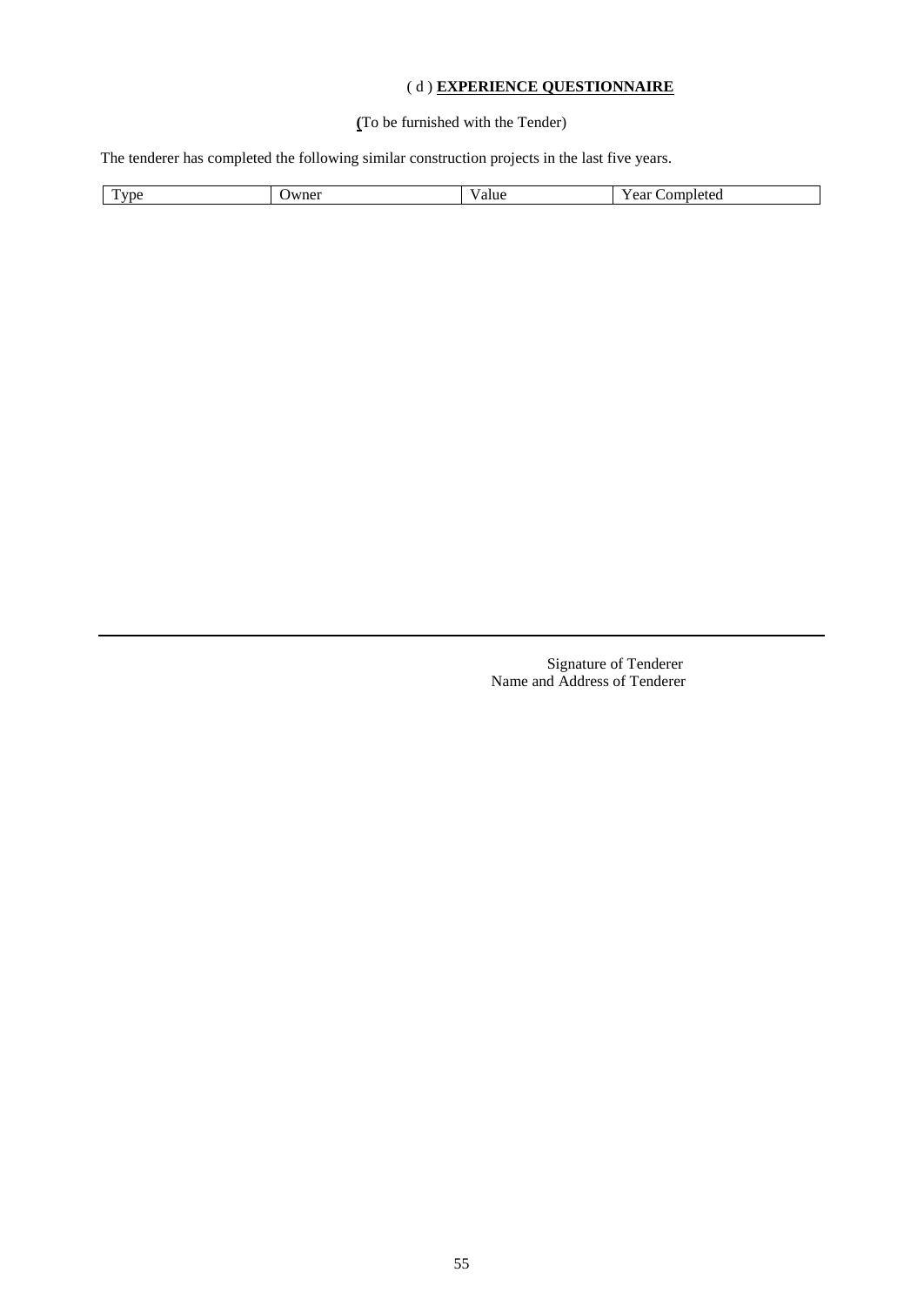## ( d ) **EXPERIENCE QUESTIONNAIRE**

(To be furnished with the Tender)

The tenderer has completed the following similar construction projects in the last five years.

| Type | Owner | Value | Year Completed |
| --- | --- | --- | --- |

Signature of Tenderer
Name and Address of Tenderer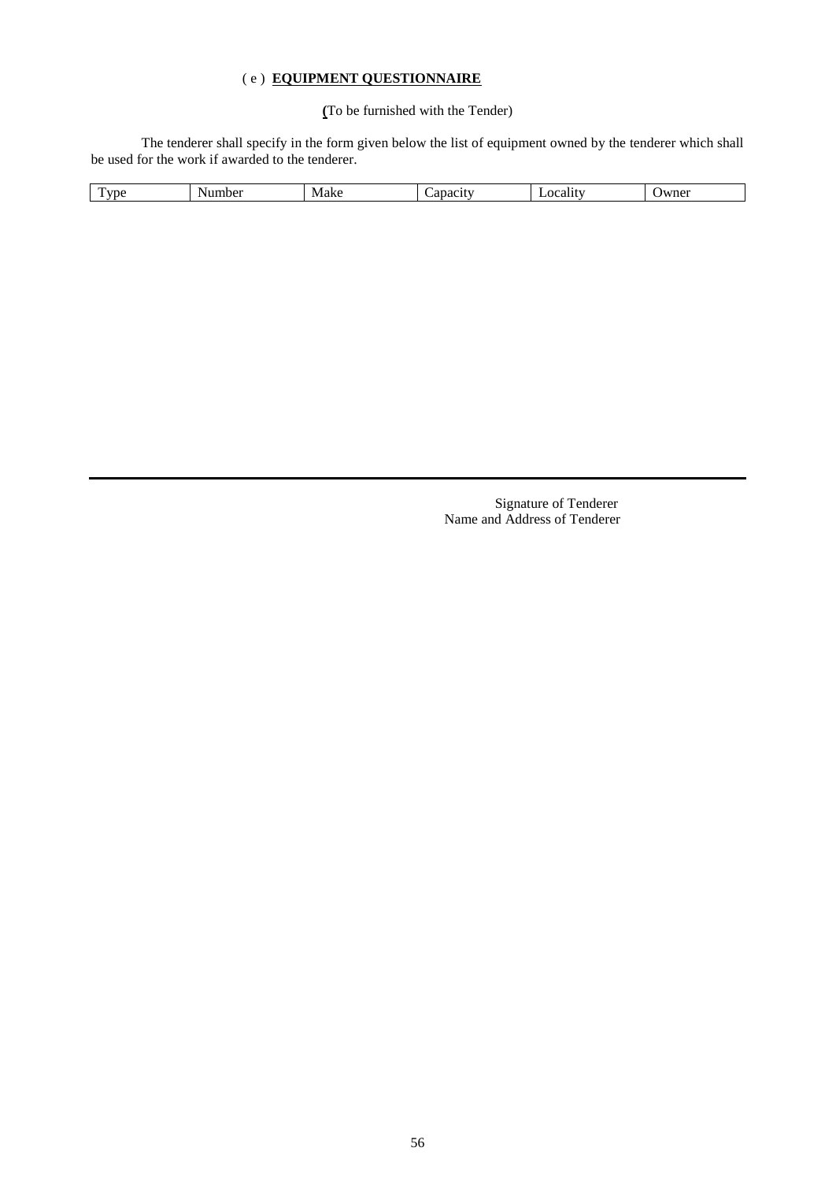## ( e ) **EQUIPMENT QUESTIONNAIRE**

**(**To be furnished with the Tender)

The tenderer shall specify in the form given below the list of equipment owned by the tenderer which shall be used for the work if awarded to the tenderer.

| Type | Number | Make | Capacity | Locality | Owner |
|---|---|---|---|---|---|

Signature of Tenderer
Name and Address of Tenderer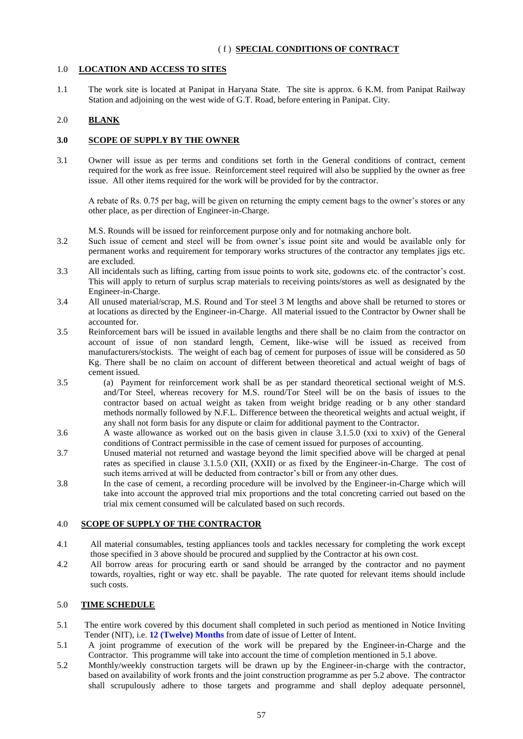## ( f ) **SPECIAL CONDITIONS OF CONTRACT**

### 1.0 **LOCATION AND ACCESS TO SITES**

1.1 The work site is located at Panipat in Haryana State. The site is approx. 6 K.M. from Panipat Railway Station and adjoining on the west wide of G.T. Road, before entering in Panipat. City.

### 2.0 **BLANK**

### 3.0 **SCOPE OF SUPPLY BY THE OWNER**

3.1 Owner will issue as per terms and conditions set forth in the General conditions of contract, cement required for the work as free issue. Reinforcement steel required will also be supplied by the owner as free issue. All other items required for the work will be provided for by the contractor.

A rebate of Rs. 0.75 per bag, will be given on returning the empty cement bags to the owner's stores or any other place, as per direction of Engineer-in-Charge.

M.S. Rounds will be issued for reinforcement purpose only and for notmaking anchore bolt.

3.2 Such issue of cement and steel will be from owner's issue point site and would be available only for permanent works and requirement for temporary works structures of the contractor any templates jigs etc. are excluded.

3.3 All incidentals such as lifting, carting from issue points to work site, godowns etc. of the contractor's cost. This will apply to return of surplus scrap materials to receiving points/stores as well as designated by the Engineer-in-Charge.

3.4 All unused material/scrap, M.S. Round and Tor steel 3 M lengths and above shall be returned to stores or at locations as directed by the Engineer-in-Charge. All material issued to the Contractor by Owner shall be accounted for.

3.5 Reinforcement bars will be issued in available lengths and there shall be no claim from the contractor on account of issue of non standard length, Cement, like-wise will be issued as received from manufacturers/stockists. The weight of each bag of cement for purposes of issue will be considered as 50 Kg. There shall be no claim on account of different between theoretical and actual weight of bags of cement issued.

3.5 (a) Payment for reinforcement work shall be as per standard theoretical sectional weight of M.S. and/Tor Steel, whereas recovery for M.S. round/Tor Steel will be on the basis of issues to the contractor based on actual weight as taken from weight bridge reading or b any other standard methods normally followed by N.F.L. Difference between the theoretical weights and actual weight, if any shall not form basis for any dispute or claim for additional payment to the Contractor.

3.6 A waste allowance as worked out on the basis given in clause 3.1.5.0 (xxi to xxiv) of the General conditions of Contract permissible in the case of cement issued for purposes of accounting.

3.7 Unused material not returned and wastage beyond the limit specified above will be charged at penal rates as specified in clause 3.1.5.0 (XII, (XXII) or as fixed by the Engineer-in-Charge. The cost of such items arrived at will be deducted from contractor's bill or from any other dues.

3.8 In the case of cement, a recording procedure will be involved by the Engineer-in-Charge which will take into account the approved trial mix proportions and the total concreting carried out based on the trial mix cement consumed will be calculated based on such records.

### 4.0 **SCOPE OF SUPPLY OF THE CONTRACTOR**

4.1 All material consumables, testing appliances tools and tackles necessary for completing the work except those specified in 3 above should be procured and supplied by the Contractor at his own cost.

4.2 All borrow areas for procuring earth or sand should be arranged by the contractor and no payment towards, royalties, right or way etc. shall be payable. The rate quoted for relevant items should include such costs.

### 5.0 **TIME SCHEDULE**

5.1 The entire work covered by this document shall completed in such period as mentioned in Notice Inviting Tender (NIT), i.e. **12 (Twelve) Months** from date of issue of Letter of Intent.

5.1 A joint programme of execution of the work will be prepared by the Engineer-in-Charge and the Contractor. This programme will take into account the time of completion mentioned in 5.1 above.

5.2 Monthly/weekly construction targets will be drawn up by the Engineer-in-charge with the contractor, based on availability of work fronts and the joint construction programme as per 5.2 above. The contractor shall scrupulously adhere to those targets and programme and shall deploy adequate personnel,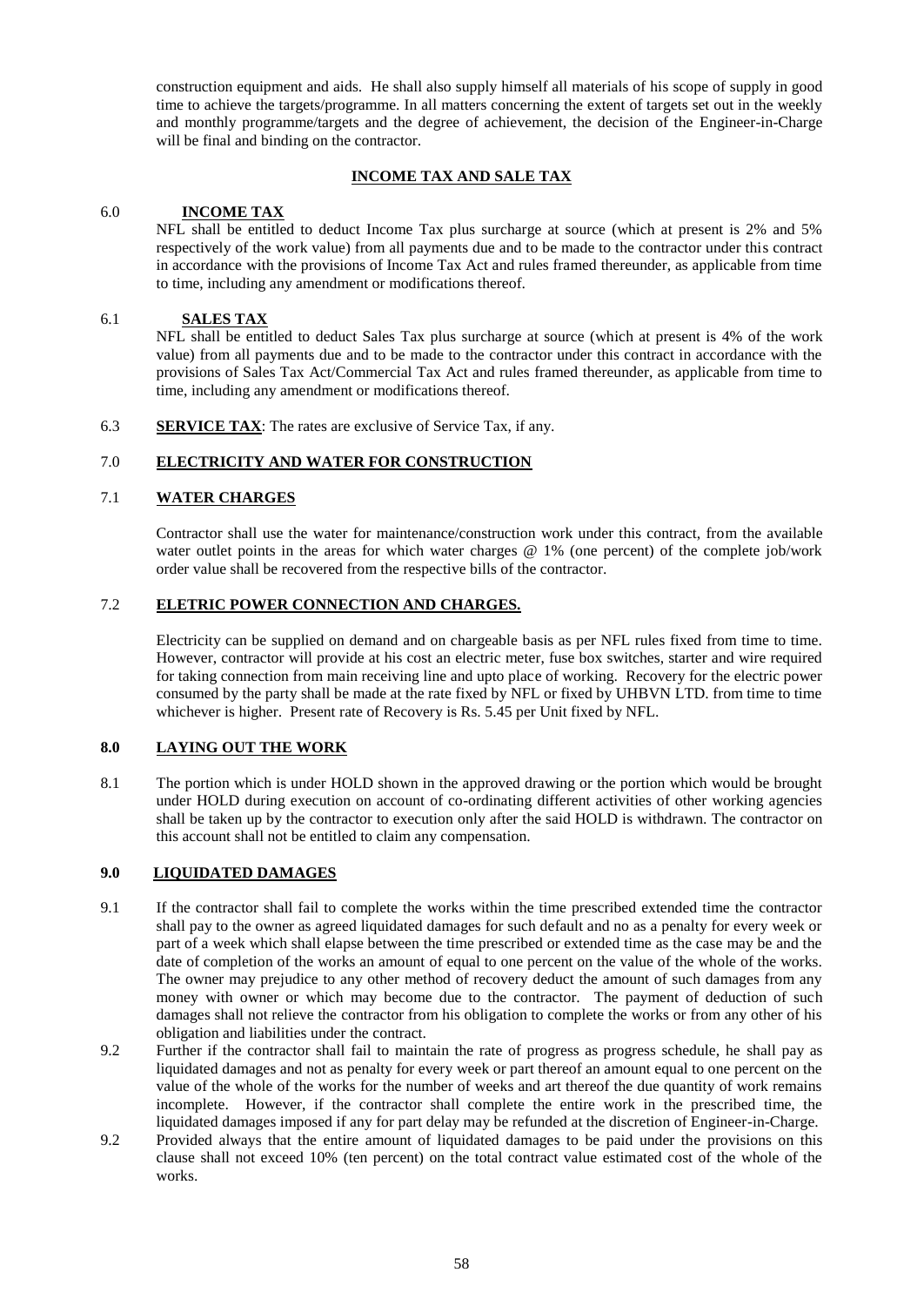construction equipment and aids. He shall also supply himself all materials of his scope of supply in good time to achieve the targets/programme. In all matters concerning the extent of targets set out in the weekly and monthly programme/targets and the degree of achievement, the decision of the Engineer-in-Charge will be final and binding on the contractor.

## INCOME TAX AND SALE TAX

**6.0 INCOME TAX**

NFL shall be entitled to deduct Income Tax plus surcharge at source (which at present is 2% and 5% respectively of the work value) from all payments due and to be made to the contractor under this contract in accordance with the provisions of Income Tax Act and rules framed thereunder, as applicable from time to time, including any amendment or modifications thereof.

**6.1 SALES TAX**

NFL shall be entitled to deduct Sales Tax plus surcharge at source (which at present is 4% of the work value) from all payments due and to be made to the contractor under this contract in accordance with the provisions of Sales Tax Act/Commercial Tax Act and rules framed thereunder, as applicable from time to time, including any amendment or modifications thereof.

6.3 **SERVICE TAX**: The rates are exclusive of Service Tax, if any.

## 7.0 ELECTRICITY AND WATER FOR CONSTRUCTION

**7.1 WATER CHARGES**

Contractor shall use the water for maintenance/construction work under this contract, from the available water outlet points in the areas for which water charges @ 1% (one percent) of the complete job/work order value shall be recovered from the respective bills of the contractor.

**7.2 ELETRIC POWER CONNECTION AND CHARGES.**

Electricity can be supplied on demand and on chargeable basis as per NFL rules fixed from time to time. However, contractor will provide at his cost an electric meter, fuse box switches, starter and wire required for taking connection from main receiving line and upto place of working. Recovery for the electric power consumed by the party shall be made at the rate fixed by NFL or fixed by UHBVN LTD. from time to time whichever is higher. Present rate of Recovery is Rs. 5.45 per Unit fixed by NFL.

## 8.0 LAYING OUT THE WORK

8.1 The portion which is under HOLD shown in the approved drawing or the portion which would be brought under HOLD during execution on account of co-ordinating different activities of other working agencies shall be taken up by the contractor to execution only after the said HOLD is withdrawn. The contractor on this account shall not be entitled to claim any compensation.

## 9.0 LIQUIDATED DAMAGES

9.1 If the contractor shall fail to complete the works within the time prescribed extended time the contractor shall pay to the owner as agreed liquidated damages for such default and no as a penalty for every week or part of a week which shall elapse between the time prescribed or extended time as the case may be and the date of completion of the works an amount of equal to one percent on the value of the whole of the works. The owner may prejudice to any other method of recovery deduct the amount of such damages from any money with owner or which may become due to the contractor. The payment of deduction of such damages shall not relieve the contractor from his obligation to complete the works or from any other of his obligation and liabilities under the contract.

9.2 Further if the contractor shall fail to maintain the rate of progress as progress schedule, he shall pay as liquidated damages and not as penalty for every week or part thereof an amount equal to one percent on the value of the whole of the works for the number of weeks and art thereof the due quantity of work remains incomplete. However, if the contractor shall complete the entire work in the prescribed time, the liquidated damages imposed if any for part delay may be refunded at the discretion of Engineer-in-Charge.

9.2 Provided always that the entire amount of liquidated damages to be paid under the provisions on this clause shall not exceed 10% (ten percent) on the total contract value estimated cost of the whole of the works.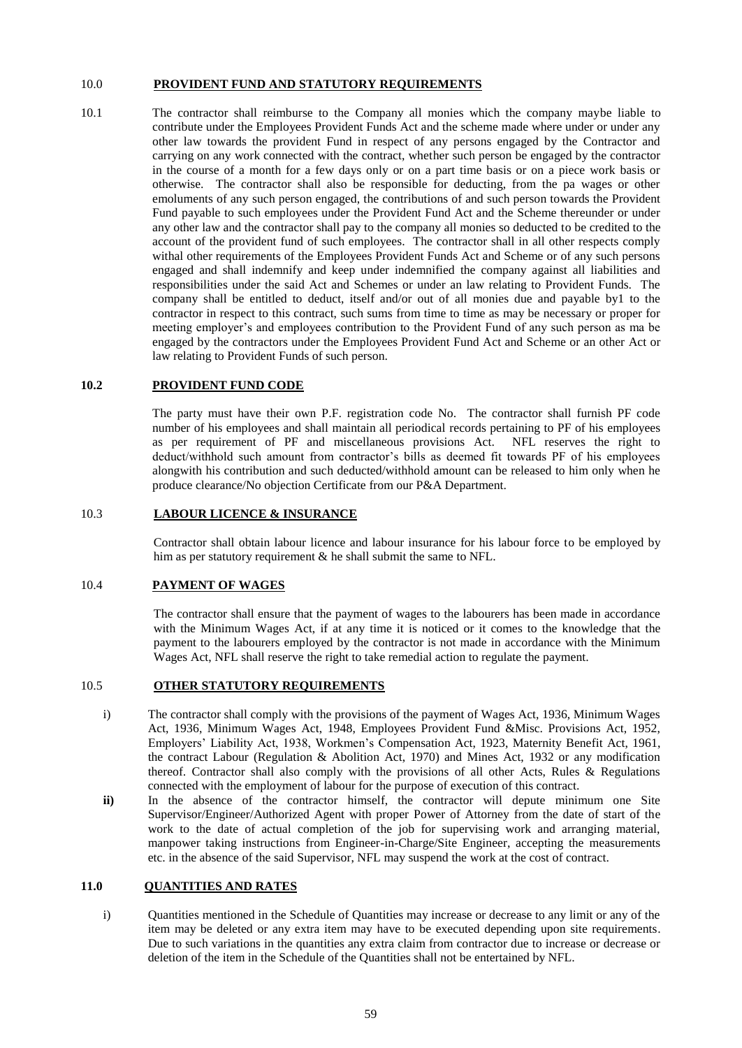## 10.0 PROVIDENT FUND AND STATUTORY REQUIREMENTS

10.1 The contractor shall reimburse to the Company all monies which the company maybe liable to contribute under the Employees Provident Funds Act and the scheme made where under or under any other law towards the provident Fund in respect of any persons engaged by the Contractor and carrying on any work connected with the contract, whether such person be engaged by the contractor in the course of a month for a few days only or on a part time basis or on a piece work basis or otherwise. The contractor shall also be responsible for deducting, from the pa wages or other emoluments of any such person engaged, the contributions of and such person towards the Provident Fund payable to such employees under the Provident Fund Act and the Scheme thereunder or under any other law and the contractor shall pay to the company all monies so deducted to be credited to the account of the provident fund of such employees. The contractor shall in all other respects comply withal other requirements of the Employees Provident Funds Act and Scheme or of any such persons engaged and shall indemnify and keep under indemnified the company against all liabilities and responsibilities under the said Act and Schemes or under an law relating to Provident Funds. The company shall be entitled to deduct, itself and/or out of all monies due and payable by1 to the contractor in respect to this contract, such sums from time to time as may be necessary or proper for meeting employer's and employees contribution to the Provident Fund of any such person as ma be engaged by the contractors under the Employees Provident Fund Act and Scheme or an other Act or law relating to Provident Funds of such person.

### 10.2 PROVIDENT FUND CODE

The party must have their own P.F. registration code No. The contractor shall furnish PF code number of his employees and shall maintain all periodical records pertaining to PF of his employees as per requirement of PF and miscellaneous provisions Act. NFL reserves the right to deduct/withhold such amount from contractor's bills as deemed fit towards PF of his employees alongwith his contribution and such deducted/withhold amount can be released to him only when he produce clearance/No objection Certificate from our P&A Department.

### 10.3 LABOUR LICENCE & INSURANCE

Contractor shall obtain labour licence and labour insurance for his labour force to be employed by him as per statutory requirement & he shall submit the same to NFL.

### 10.4 PAYMENT OF WAGES

The contractor shall ensure that the payment of wages to the labourers has been made in accordance with the Minimum Wages Act, if at any time it is noticed or it comes to the knowledge that the payment to the labourers employed by the contractor is not made in accordance with the Minimum Wages Act, NFL shall reserve the right to take remedial action to regulate the payment.

### 10.5 OTHER STATUTORY REQUIREMENTS

i) The contractor shall comply with the provisions of the payment of Wages Act, 1936, Minimum Wages Act, 1936, Minimum Wages Act, 1948, Employees Provident Fund &Misc. Provisions Act, 1952, Employers' Liability Act, 1938, Workmen's Compensation Act, 1923, Maternity Benefit Act, 1961, the contract Labour (Regulation & Abolition Act, 1970) and Mines Act, 1932 or any modification thereof. Contractor shall also comply with the provisions of all other Acts, Rules & Regulations connected with the employment of labour for the purpose of execution of this contract.

**ii)** In the absence of the contractor himself, the contractor will depute minimum one Site Supervisor/Engineer/Authorized Agent with proper Power of Attorney from the date of start of the work to the date of actual completion of the job for supervising work and arranging material, manpower taking instructions from Engineer-in-Charge/Site Engineer, accepting the measurements etc. in the absence of the said Supervisor, NFL may suspend the work at the cost of contract.

## 11.0 QUANTITIES AND RATES

i) Quantities mentioned in the Schedule of Quantities may increase or decrease to any limit or any of the item may be deleted or any extra item may have to be executed depending upon site requirements. Due to such variations in the quantities any extra claim from contractor due to increase or decrease or deletion of the item in the Schedule of the Quantities shall not be entertained by NFL.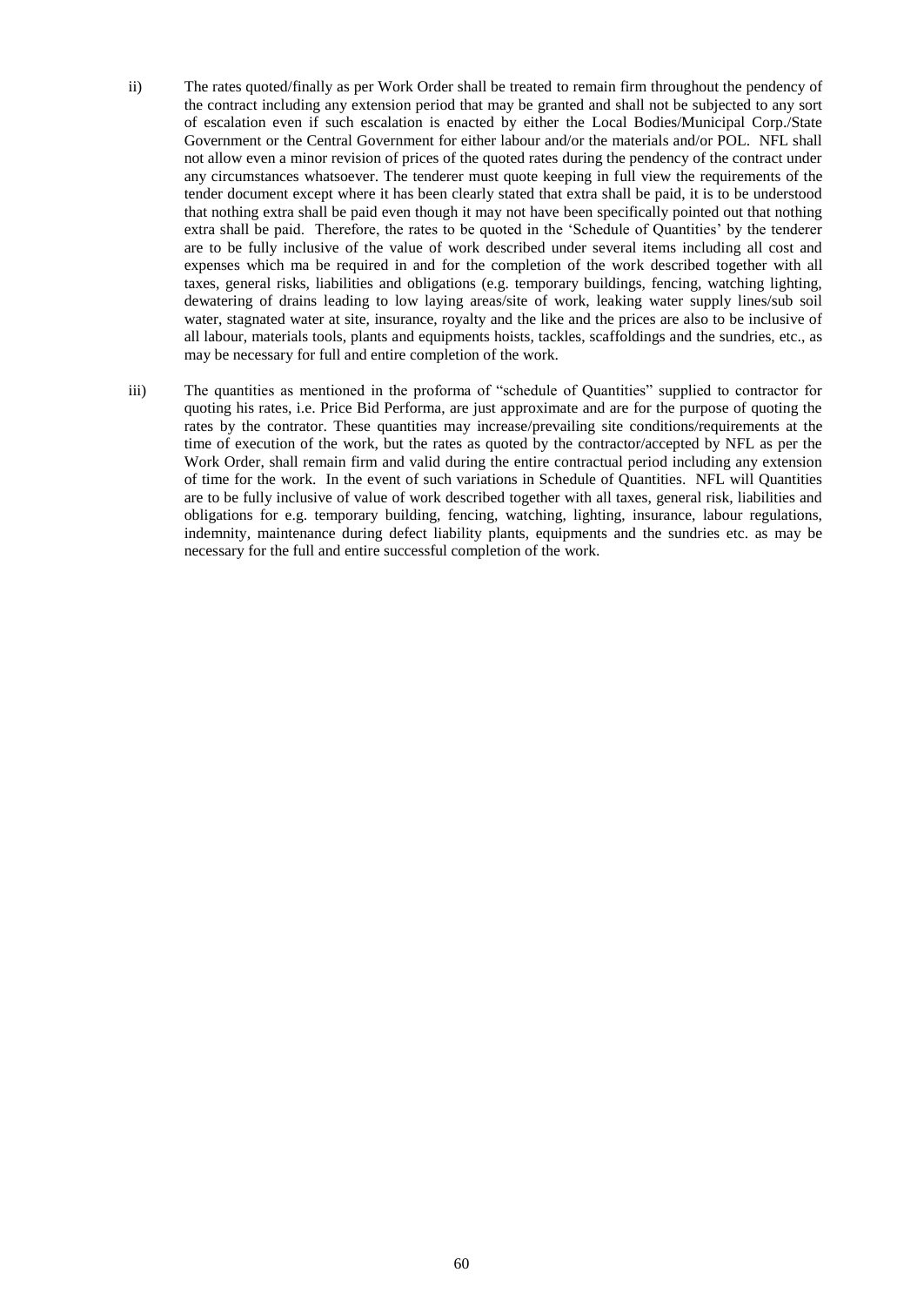ii) The rates quoted/finally as per Work Order shall be treated to remain firm throughout the pendency of the contract including any extension period that may be granted and shall not be subjected to any sort of escalation even if such escalation is enacted by either the Local Bodies/Municipal Corp./State Government or the Central Government for either labour and/or the materials and/or POL. NFL shall not allow even a minor revision of prices of the quoted rates during the pendency of the contract under any circumstances whatsoever. The tenderer must quote keeping in full view the requirements of the tender document except where it has been clearly stated that extra shall be paid, it is to be understood that nothing extra shall be paid even though it may not have been specifically pointed out that nothing extra shall be paid. Therefore, the rates to be quoted in the 'Schedule of Quantities' by the tenderer are to be fully inclusive of the value of work described under several items including all cost and expenses which ma be required in and for the completion of the work described together with all taxes, general risks, liabilities and obligations (e.g. temporary buildings, fencing, watching lighting, dewatering of drains leading to low laying areas/site of work, leaking water supply lines/sub soil water, stagnated water at site, insurance, royalty and the like and the prices are also to be inclusive of all labour, materials tools, plants and equipments hoists, tackles, scaffoldings and the sundries, etc., as may be necessary for full and entire completion of the work.

iii) The quantities as mentioned in the proforma of "schedule of Quantities" supplied to contractor for quoting his rates, i.e. Price Bid Performa, are just approximate and are for the purpose of quoting the rates by the contrator. These quantities may increase/prevailing site conditions/requirements at the time of execution of the work, but the rates as quoted by the contractor/accepted by NFL as per the Work Order, shall remain firm and valid during the entire contractual period including any extension of time for the work. In the event of such variations in Schedule of Quantities. NFL will Quantities are to be fully inclusive of value of work described together with all taxes, general risk, liabilities and obligations for e.g. temporary building, fencing, watching, lighting, insurance, labour regulations, indemnity, maintenance during defect liability plants, equipments and the sundries etc. as may be necessary for the full and entire successful completion of the work.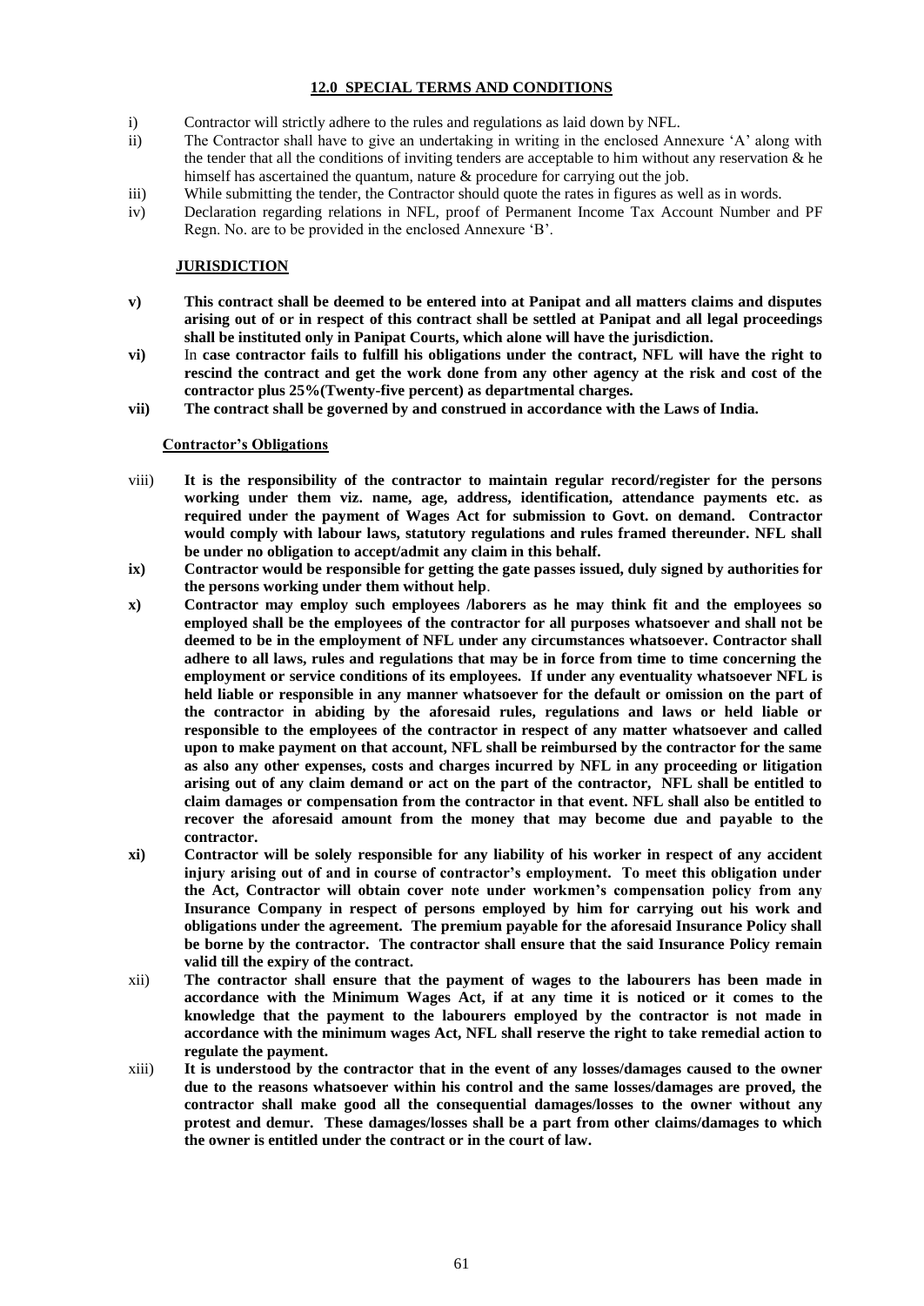## 12.0 SPECIAL TERMS AND CONDITIONS

i) Contractor will strictly adhere to the rules and regulations as laid down by NFL.

ii) The Contractor shall have to give an undertaking in writing in the enclosed Annexure 'A' along with the tender that all the conditions of inviting tenders are acceptable to him without any reservation & he himself has ascertained the quantum, nature & procedure for carrying out the job.

iii) While submitting the tender, the Contractor should quote the rates in figures as well as in words.

iv) Declaration regarding relations in NFL, proof of Permanent Income Tax Account Number and PF Regn. No. are to be provided in the enclosed Annexure 'B'.

### JURISDICTION

**v) This contract shall be deemed to be entered into at Panipat and all matters claims and disputes arising out of or in respect of this contract shall be settled at Panipat and all legal proceedings shall be instituted only in Panipat Courts, which alone will have the jurisdiction.**

**vi)** In **case contractor fails to fulfill his obligations under the contract, NFL will have the right to rescind the contract and get the work done from any other agency at the risk and cost of the contractor plus 25%(Twenty-five percent) as departmental charges.**

**vii) The contract shall be governed by and construed in accordance with the Laws of India.**

### Contractor's Obligations

viii) **It is the responsibility of the contractor to maintain regular record/register for the persons working under them viz. name, age, address, identification, attendance payments etc. as required under the payment of Wages Act for submission to Govt. on demand. Contractor would comply with labour laws, statutory regulations and rules framed thereunder. NFL shall be under no obligation to accept/admit any claim in this behalf.**

**ix) Contractor would be responsible for getting the gate passes issued, duly signed by authorities for the persons working under them without help**.

**x) Contractor may employ such employees /laborers as he may think fit and the employees so employed shall be the employees of the contractor for all purposes whatsoever and shall not be deemed to be in the employment of NFL under any circumstances whatsoever. Contractor shall adhere to all laws, rules and regulations that may be in force from time to time concerning the employment or service conditions of its employees. If under any eventuality whatsoever NFL is held liable or responsible in any manner whatsoever for the default or omission on the part of the contractor in abiding by the aforesaid rules, regulations and laws or held liable or responsible to the employees of the contractor in respect of any matter whatsoever and called upon to make payment on that account, NFL shall be reimbursed by the contractor for the same as also any other expenses, costs and charges incurred by NFL in any proceeding or litigation arising out of any claim demand or act on the part of the contractor, NFL shall be entitled to claim damages or compensation from the contractor in that event. NFL shall also be entitled to recover the aforesaid amount from the money that may become due and payable to the contractor.**

**xi) Contractor will be solely responsible for any liability of his worker in respect of any accident injury arising out of and in course of contractor's employment. To meet this obligation under the Act, Contractor will obtain cover note under workmen's compensation policy from any Insurance Company in respect of persons employed by him for carrying out his work and obligations under the agreement. The premium payable for the aforesaid Insurance Policy shall be borne by the contractor. The contractor shall ensure that the said Insurance Policy remain valid till the expiry of the contract.**

xii) **The contractor shall ensure that the payment of wages to the labourers has been made in accordance with the Minimum Wages Act, if at any time it is noticed or it comes to the knowledge that the payment to the labourers employed by the contractor is not made in accordance with the minimum wages Act, NFL shall reserve the right to take remedial action to regulate the payment.**

xiii) **It is understood by the contractor that in the event of any losses/damages caused to the owner due to the reasons whatsoever within his control and the same losses/damages are proved, the contractor shall make good all the consequential damages/losses to the owner without any protest and demur. These damages/losses shall be a part from other claims/damages to which the owner is entitled under the contract or in the court of law.**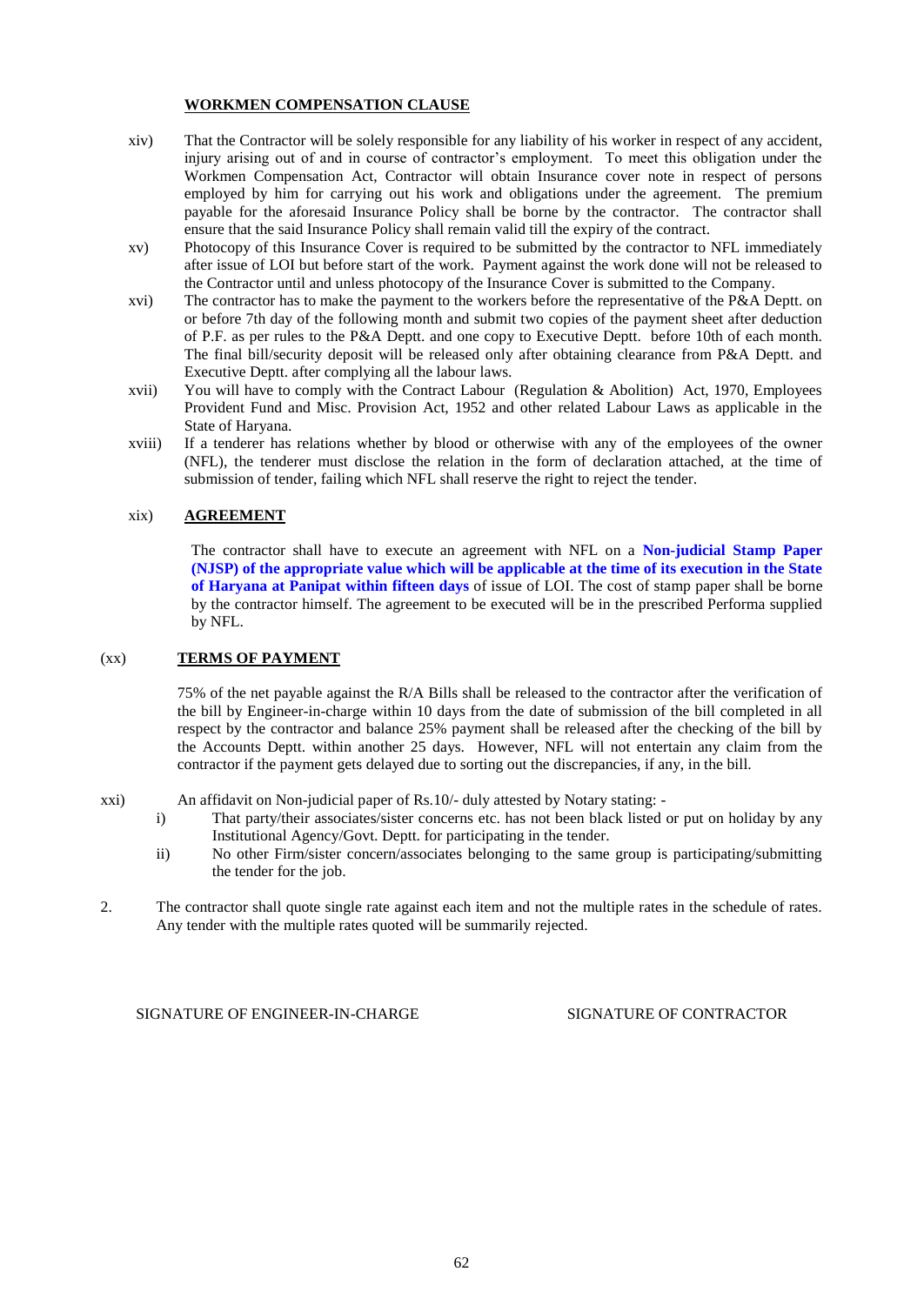**WORKMEN COMPENSATION CLAUSE**

xiv) That the Contractor will be solely responsible for any liability of his worker in respect of any accident, injury arising out of and in course of contractor's employment. To meet this obligation under the Workmen Compensation Act, Contractor will obtain Insurance cover note in respect of persons employed by him for carrying out his work and obligations under the agreement. The premium payable for the aforesaid Insurance Policy shall be borne by the contractor. The contractor shall ensure that the said Insurance Policy shall remain valid till the expiry of the contract.

xv) Photocopy of this Insurance Cover is required to be submitted by the contractor to NFL immediately after issue of LOI but before start of the work. Payment against the work done will not be released to the Contractor until and unless photocopy of the Insurance Cover is submitted to the Company.

xvi) The contractor has to make the payment to the workers before the representative of the P&A Deptt. on or before 7th day of the following month and submit two copies of the payment sheet after deduction of P.F. as per rules to the P&A Deptt. and one copy to Executive Deptt. before 10th of each month. The final bill/security deposit will be released only after obtaining clearance from P&A Deptt. and Executive Deptt. after complying all the labour laws.

xvii) You will have to comply with the Contract Labour (Regulation & Abolition) Act, 1970, Employees Provident Fund and Misc. Provision Act, 1952 and other related Labour Laws as applicable in the State of Haryana.

xviii) If a tenderer has relations whether by blood or otherwise with any of the employees of the owner (NFL), the tenderer must disclose the relation in the form of declaration attached, at the time of submission of tender, failing which NFL shall reserve the right to reject the tender.

xix) **AGREEMENT**

The contractor shall have to execute an agreement with NFL on a **Non-judicial Stamp Paper (NJSP) of the appropriate value which will be applicable at the time of its execution in the State of Haryana at Panipat within fifteen days** of issue of LOI. The cost of stamp paper shall be borne by the contractor himself. The agreement to be executed will be in the prescribed Performa supplied by NFL.

(xx) **TERMS OF PAYMENT**

75% of the net payable against the R/A Bills shall be released to the contractor after the verification of the bill by Engineer-in-charge within 10 days from the date of submission of the bill completed in all respect by the contractor and balance 25% payment shall be released after the checking of the bill by the Accounts Deptt. within another 25 days. However, NFL will not entertain any claim from the contractor if the payment gets delayed due to sorting out the discrepancies, if any, in the bill.

xxi) An affidavit on Non-judicial paper of Rs.10/- duly attested by Notary stating: -

i) That party/their associates/sister concerns etc. has not been black listed or put on holiday by any Institutional Agency/Govt. Deptt. for participating in the tender.

ii) No other Firm/sister concern/associates belonging to the same group is participating/submitting the tender for the job.

2. The contractor shall quote single rate against each item and not the multiple rates in the schedule of rates. Any tender with the multiple rates quoted will be summarily rejected.

SIGNATURE OF ENGINEER-IN-CHARGE SIGNATURE OF CONTRACTOR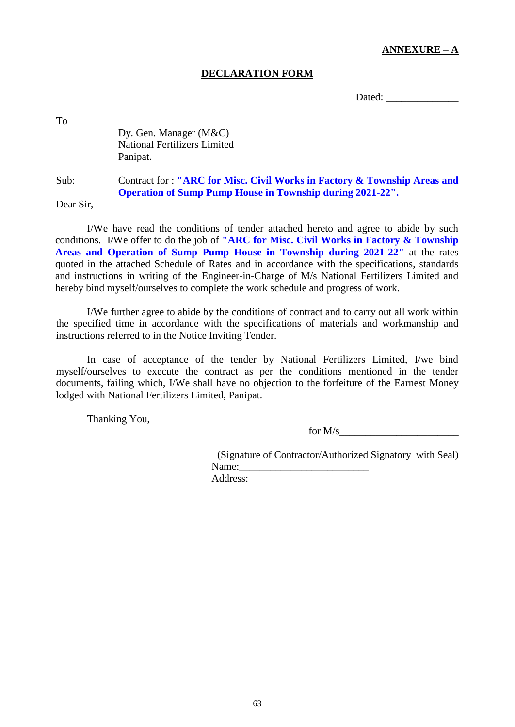**ANNEXURE – A**

**DECLARATION FORM**

Dated: ______________

To

Dy. Gen. Manager (M&C)
National Fertilizers Limited
Panipat.

Sub: Contract for : **"ARC for Misc. Civil Works in Factory & Township Areas and Operation of Sump Pump House in Township during 2021-22".**

Dear Sir,

I/We have read the conditions of tender attached hereto and agree to abide by such conditions. I/We offer to do the job of **"ARC for Misc. Civil Works in Factory & Township Areas and Operation of Sump Pump House in Township during 2021-22"** at the rates quoted in the attached Schedule of Rates and in accordance with the specifications, standards and instructions in writing of the Engineer-in-Charge of M/s National Fertilizers Limited and hereby bind myself/ourselves to complete the work schedule and progress of work.

I/We further agree to abide by the conditions of contract and to carry out all work within the specified time in accordance with the specifications of materials and workmanship and instructions referred to in the Notice Inviting Tender.

In case of acceptance of the tender by National Fertilizers Limited, I/we bind myself/ourselves to execute the contract as per the conditions mentioned in the tender documents, failing which, I/We shall have no objection to the forfeiture of the Earnest Money lodged with National Fertilizers Limited, Panipat.

Thanking You,

for M/s_______________________

(Signature of Contractor/Authorized Signatory with Seal)
Name:_________________________
Address: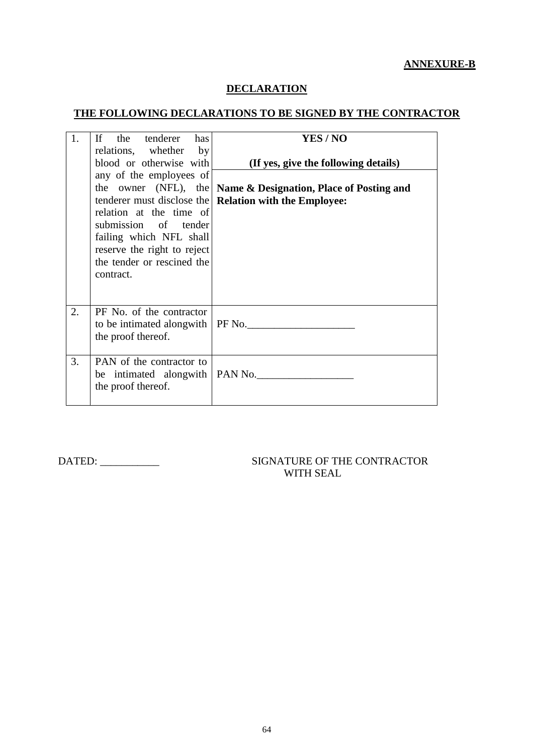**ANNEXURE-B**

## DECLARATION

### THE FOLLOWING DECLARATIONS TO BE SIGNED BY THE CONTRACTOR

| | | |
|---|---|---|
| 1. | If the tenderer has relations, whether by blood or otherwise with any of the employees of the owner (NFL), the tenderer must disclose the relation at the time of submission of tender failing which NFL shall reserve the right to reject the tender or rescined the contract. | **YES / NO**<br><br>**(If yes, give the following details)**<br><br>**Name & Designation, Place of Posting and Relation with the Employee:** |
| 2. | PF No. of the contractor to be intimated alongwith the proof thereof. | PF No.____________________ |
| 3. | PAN of the contractor to be intimated alongwith the proof thereof. | PAN No.__________________ |

DATED: ___________

SIGNATURE OF THE CONTRACTOR
WITH SEAL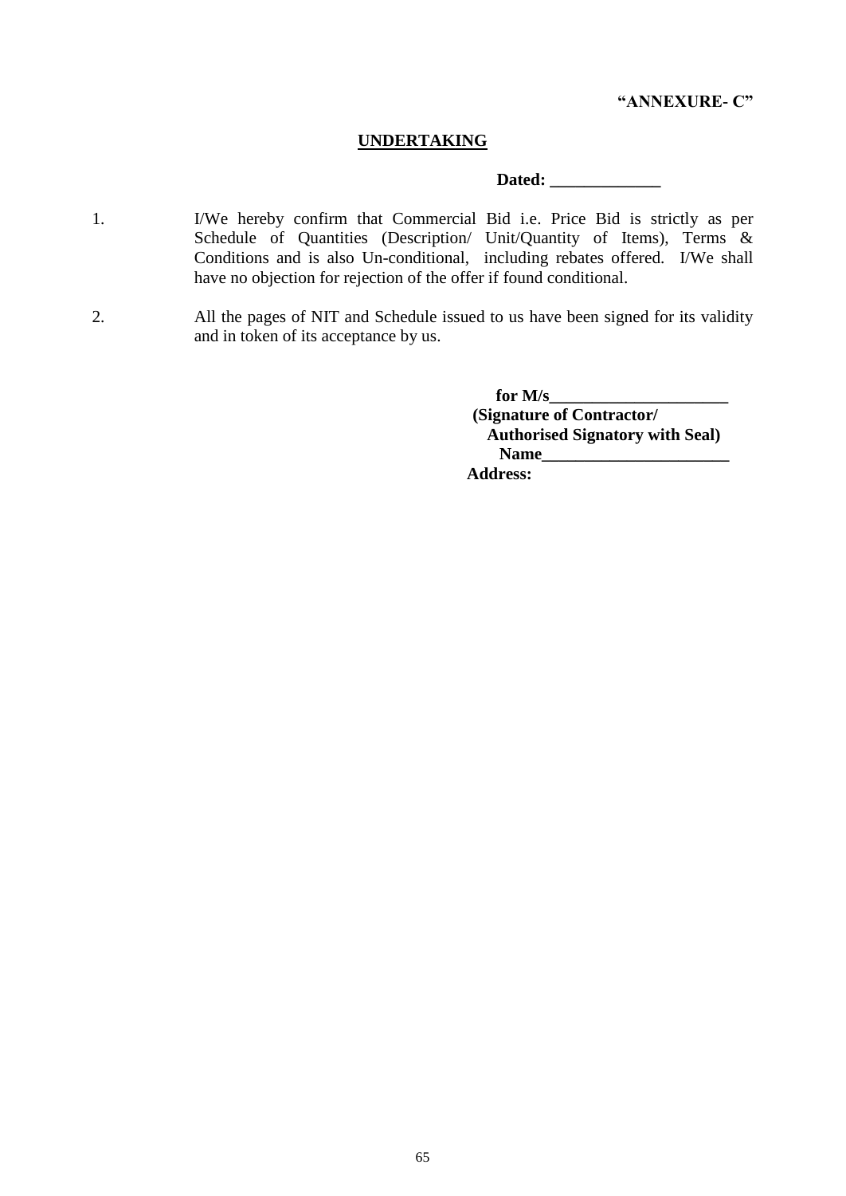**"ANNEXURE- C"**

## UNDERTAKING

**Dated: _____________**

1. I/We hereby confirm that Commercial Bid i.e. Price Bid is strictly as per Schedule of Quantities (Description/ Unit/Quantity of Items), Terms & Conditions and is also Un-conditional, including rebates offered. I/We shall have no objection for rejection of the offer if found conditional.

2. All the pages of NIT and Schedule issued to us have been signed for its validity and in token of its acceptance by us.

**for M/s_____________________**
**(Signature of Contractor/**
**Authorised Signatory with Seal)**
**Name______________________**
**Address:**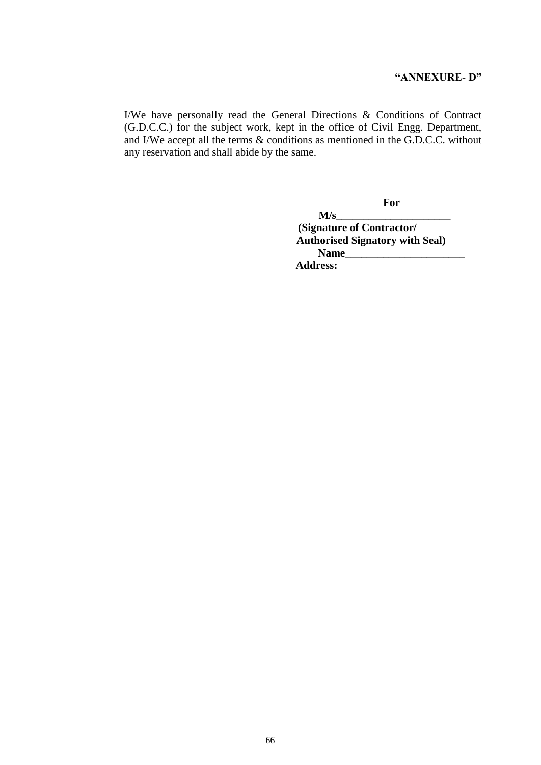**"ANNEXURE- D"**

I/We have personally read the General Directions & Conditions of Contract (G.D.C.C.) for the subject work, kept in the office of Civil Engg. Department, and I/We accept all the terms & conditions as mentioned in the G.D.C.C. without any reservation and shall abide by the same.

**For**

**M/s______________________**

**(Signature of Contractor/**
**Authorised Signatory with Seal)**

**Name_______________________**

**Address:**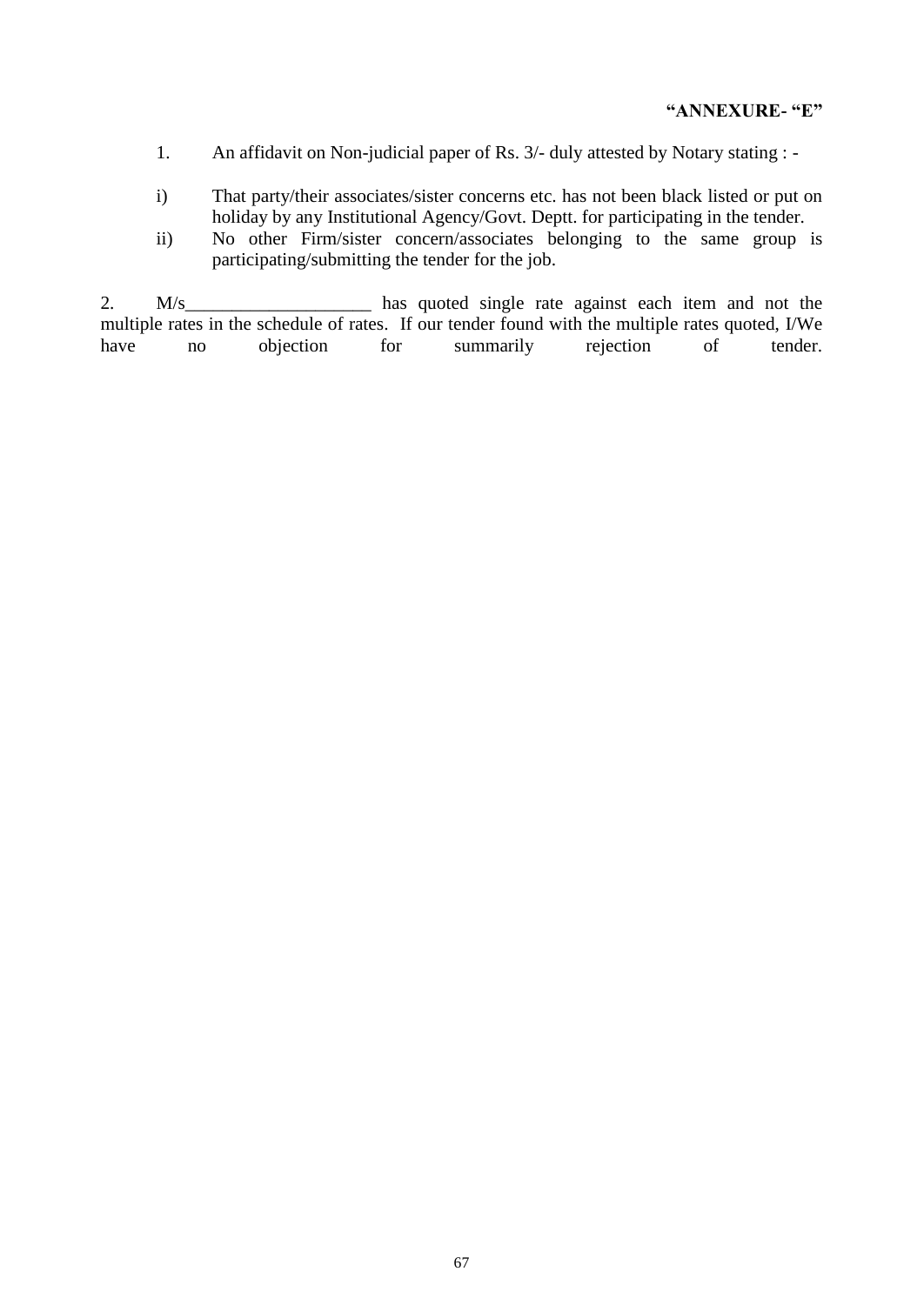**"ANNEXURE- "E"**

1. An affidavit on Non-judicial paper of Rs. 3/- duly attested by Notary stating : -

i) That party/their associates/sister concerns etc. has not been black listed or put on holiday by any Institutional Agency/Govt. Deptt. for participating in the tender.

ii) No other Firm/sister concern/associates belonging to the same group is participating/submitting the tender for the job.

2. M/s____________________ has quoted single rate against each item and not the multiple rates in the schedule of rates. If our tender found with the multiple rates quoted, I/We have no objection for summarily rejection of tender.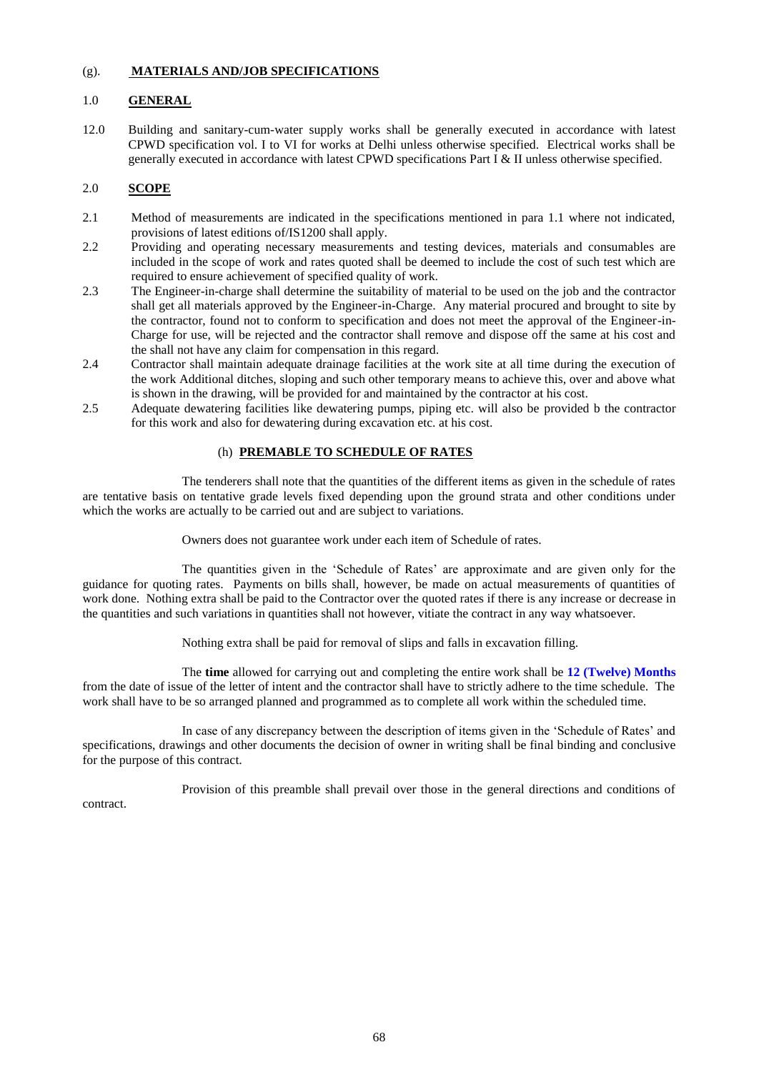## (g). MATERIALS AND/JOB SPECIFICATIONS

### 1.0 GENERAL

12.0 Building and sanitary-cum-water supply works shall be generally executed in accordance with latest CPWD specification vol. I to VI for works at Delhi unless otherwise specified. Electrical works shall be generally executed in accordance with latest CPWD specifications Part I & II unless otherwise specified.

### 2.0 SCOPE

2.1 Method of measurements are indicated in the specifications mentioned in para 1.1 where not indicated, provisions of latest editions of/IS1200 shall apply.

2.2 Providing and operating necessary measurements and testing devices, materials and consumables are included in the scope of work and rates quoted shall be deemed to include the cost of such test which are required to ensure achievement of specified quality of work.

2.3 The Engineer-in-charge shall determine the suitability of material to be used on the job and the contractor shall get all materials approved by the Engineer-in-Charge. Any material procured and brought to site by the contractor, found not to conform to specification and does not meet the approval of the Engineer-in-Charge for use, will be rejected and the contractor shall remove and dispose off the same at his cost and the shall not have any claim for compensation in this regard.

2.4 Contractor shall maintain adequate drainage facilities at the work site at all time during the execution of the work Additional ditches, sloping and such other temporary means to achieve this, over and above what is shown in the drawing, will be provided for and maintained by the contractor at his cost.

2.5 Adequate dewatering facilities like dewatering pumps, piping etc. will also be provided b the contractor for this work and also for dewatering during excavation etc. at his cost.

## (h) PREMABLE TO SCHEDULE OF RATES

The tenderers shall note that the quantities of the different items as given in the schedule of rates are tentative basis on tentative grade levels fixed depending upon the ground strata and other conditions under which the works are actually to be carried out and are subject to variations.

Owners does not guarantee work under each item of Schedule of rates.

The quantities given in the 'Schedule of Rates' are approximate and are given only for the guidance for quoting rates. Payments on bills shall, however, be made on actual measurements of quantities of work done. Nothing extra shall be paid to the Contractor over the quoted rates if there is any increase or decrease in the quantities and such variations in quantities shall not however, vitiate the contract in any way whatsoever.

Nothing extra shall be paid for removal of slips and falls in excavation filling.

The **time** allowed for carrying out and completing the entire work shall be **12 (Twelve) Months** from the date of issue of the letter of intent and the contractor shall have to strictly adhere to the time schedule. The work shall have to be so arranged planned and programmed as to complete all work within the scheduled time.

In case of any discrepancy between the description of items given in the 'Schedule of Rates' and specifications, drawings and other documents the decision of owner in writing shall be final binding and conclusive for the purpose of this contract.

Provision of this preamble shall prevail over those in the general directions and conditions of contract.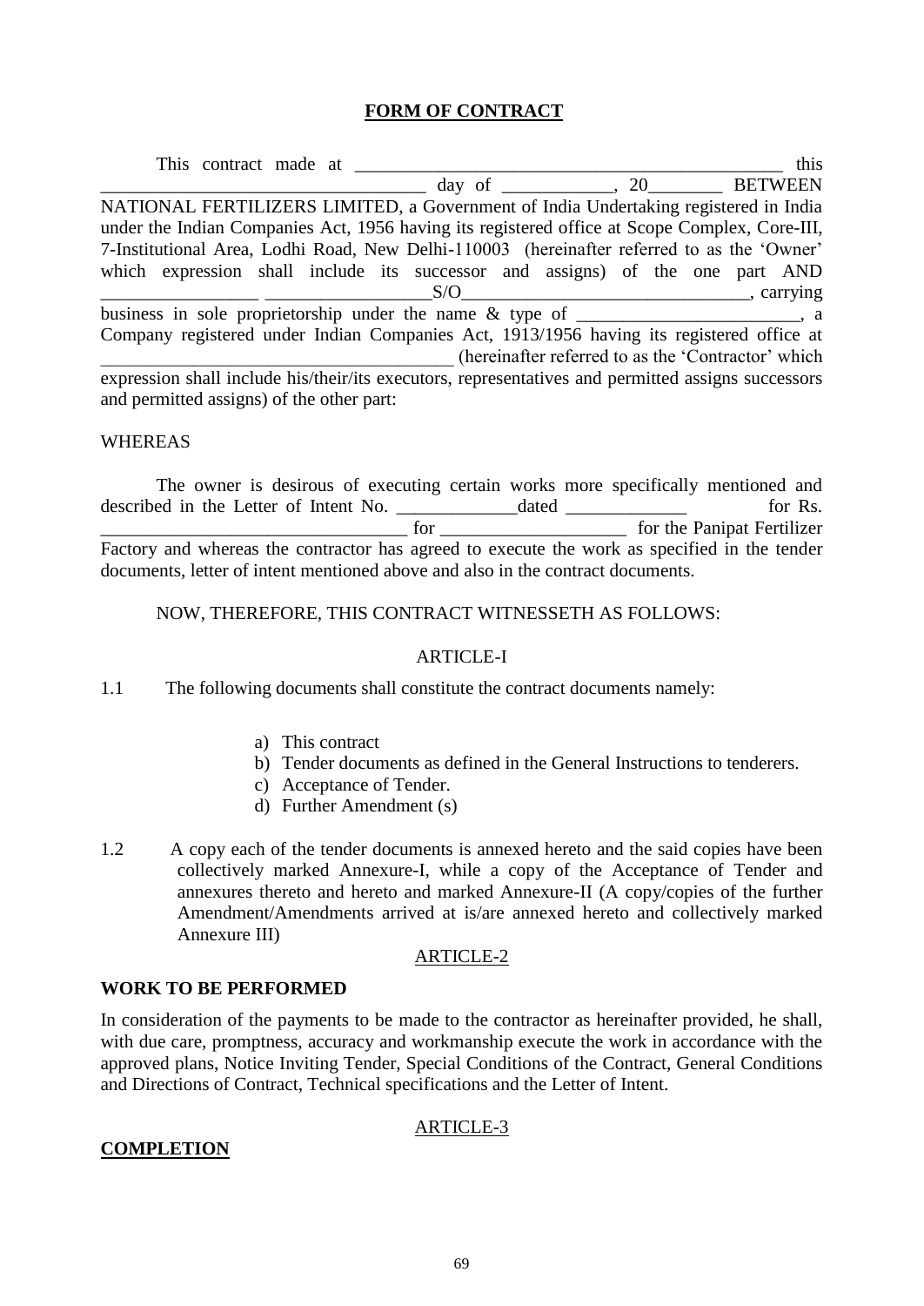## **FORM OF CONTRACT**

This contract made at ______________________________________________ this __________________________________ day of ___________, 20________ BETWEEN NATIONAL FERTILIZERS LIMITED, a Government of India Undertaking registered in India under the Indian Companies Act, 1956 having its registered office at Scope Complex, Core-III, 7-Institutional Area, Lodhi Road, New Delhi-110003 (hereinafter referred to as the 'Owner' which expression shall include its successor and assigns) of the one part AND ________________ _________________S/O______________________________, carrying business in sole proprietorship under the name & type of _______________________, a Company registered under Indian Companies Act, 1913/1956 having its registered office at _____________________________________ (hereinafter referred to as the 'Contractor' which expression shall include his/their/its executors, representatives and permitted assigns successors and permitted assigns) of the other part:

WHEREAS

The owner is desirous of executing certain works more specifically mentioned and described in the Letter of Intent No. ____________dated ____________ for Rs. ________________________________ for ___________________ for the Panipat Fertilizer Factory and whereas the contractor has agreed to execute the work as specified in the tender documents, letter of intent mentioned above and also in the contract documents.

NOW, THEREFORE, THIS CONTRACT WITNESSETH AS FOLLOWS:

ARTICLE-I

1.1 The following documents shall constitute the contract documents namely:

a) This contract
b) Tender documents as defined in the General Instructions to tenderers.
c) Acceptance of Tender.
d) Further Amendment (s)

1.2 A copy each of the tender documents is annexed hereto and the said copies have been collectively marked Annexure-I, while a copy of the Acceptance of Tender and annexures thereto and hereto and marked Annexure-II (A copy/copies of the further Amendment/Amendments arrived at is/are annexed hereto and collectively marked Annexure III)

ARTICLE-2

**WORK TO BE PERFORMED**

In consideration of the payments to be made to the contractor as hereinafter provided, he shall, with due care, promptness, accuracy and workmanship execute the work in accordance with the approved plans, Notice Inviting Tender, Special Conditions of the Contract, General Conditions and Directions of Contract, Technical specifications and the Letter of Intent.

ARTICLE-3

**COMPLETION**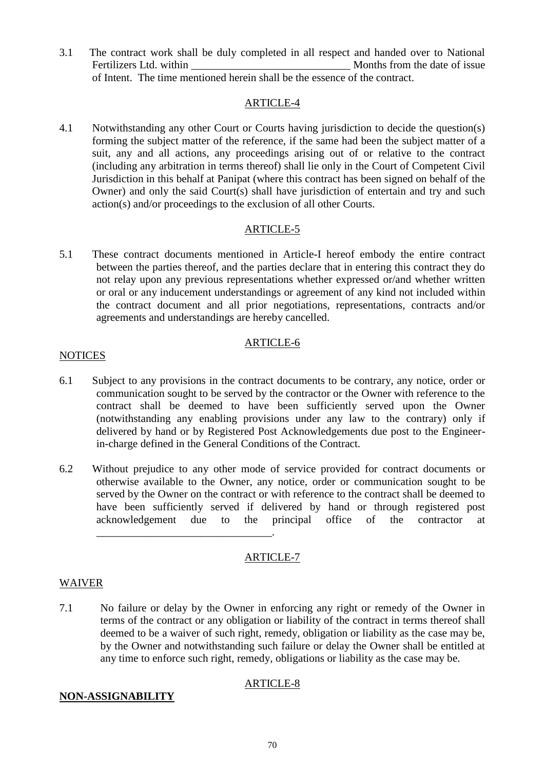3.1 The contract work shall be duly completed in all respect and handed over to National Fertilizers Ltd. within ____________________________ Months from the date of issue of Intent. The time mentioned herein shall be the essence of the contract.

## ARTICLE-4

4.1 Notwithstanding any other Court or Courts having jurisdiction to decide the question(s) forming the subject matter of the reference, if the same had been the subject matter of a suit, any and all actions, any proceedings arising out of or relative to the contract (including any arbitration in terms thereof) shall lie only in the Court of Competent Civil Jurisdiction in this behalf at Panipat (where this contract has been signed on behalf of the Owner) and only the said Court(s) shall have jurisdiction of entertain and try and such action(s) and/or proceedings to the exclusion of all other Courts.

## ARTICLE-5

5.1 These contract documents mentioned in Article-I hereof embody the entire contract between the parties thereof, and the parties declare that in entering this contract they do not relay upon any previous representations whether expressed or/and whether written or oral or any inducement understandings or agreement of any kind not included within the contract document and all prior negotiations, representations, contracts and/or agreements and understandings are hereby cancelled.

## ARTICLE-6

NOTICES

6.1 Subject to any provisions in the contract documents to be contrary, any notice, order or communication sought to be served by the contractor or the Owner with reference to the contract shall be deemed to have been sufficiently served upon the Owner (notwithstanding any enabling provisions under any law to the contrary) only if delivered by hand or by Registered Post Acknowledgements due post to the Engineer-in-charge defined in the General Conditions of the Contract.

6.2 Without prejudice to any other mode of service provided for contract documents or otherwise available to the Owner, any notice, order or communication sought to be served by the Owner on the contract or with reference to the contract shall be deemed to have been sufficiently served if delivered by hand or through registered post acknowledgement due to the principal office of the contractor at ________________________________.

## ARTICLE-7

WAIVER

7.1 No failure or delay by the Owner in enforcing any right or remedy of the Owner in terms of the contract or any obligation or liability of the contract in terms thereof shall deemed to be a waiver of such right, remedy, obligation or liability as the case may be, by the Owner and notwithstanding such failure or delay the Owner shall be entitled at any time to enforce such right, remedy, obligations or liability as the case may be.

## ARTICLE-8

**NON-ASSIGNABILITY**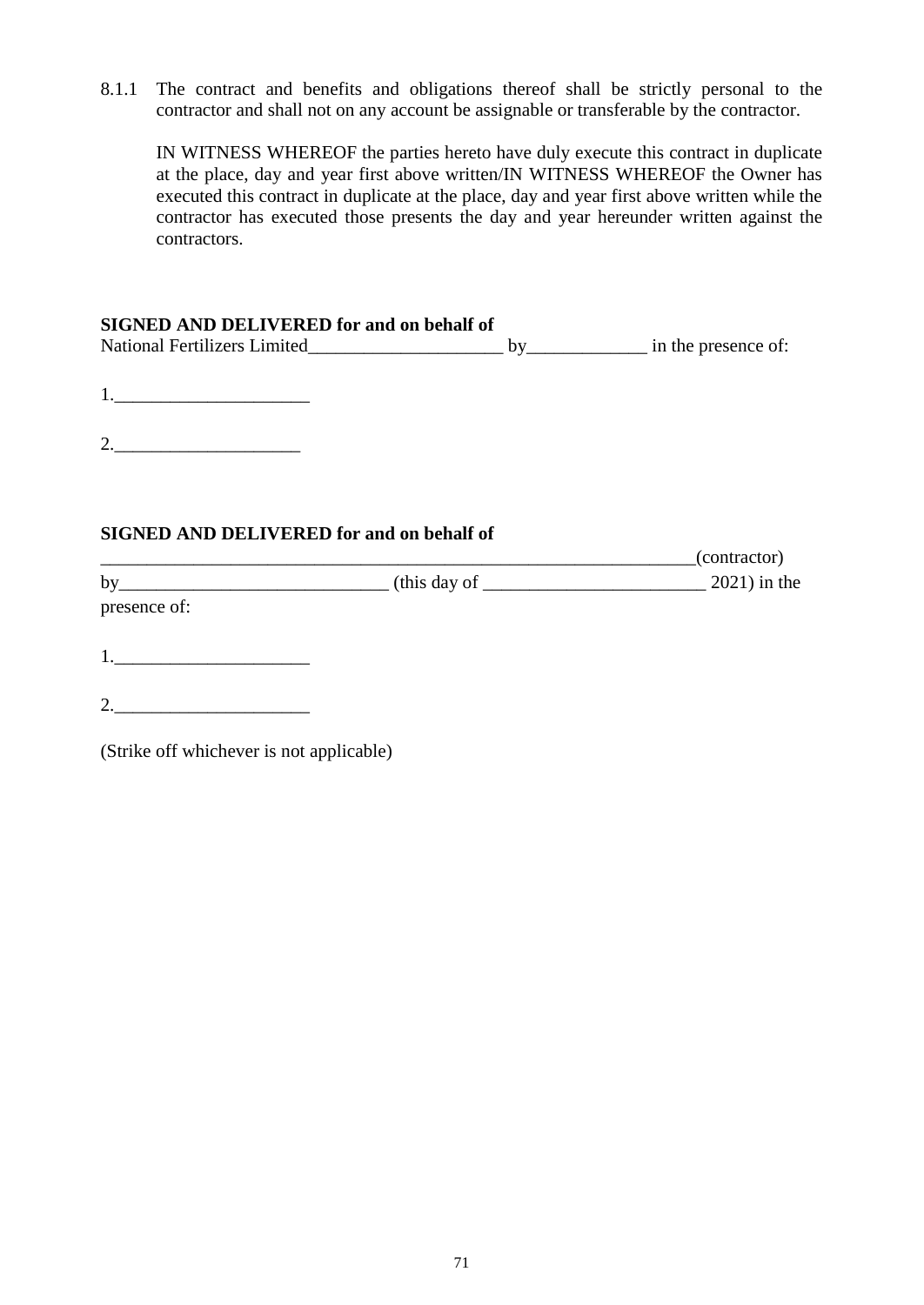8.1.1 The contract and benefits and obligations thereof shall be strictly personal to the contractor and shall not on any account be assignable or transferable by the contractor.

IN WITNESS WHEREOF the parties hereto have duly execute this contract in duplicate at the place, day and year first above written/IN WITNESS WHEREOF the Owner has executed this contract in duplicate at the place, day and year first above written while the contractor has executed those presents the day and year hereunder written against the contractors.

**SIGNED AND DELIVERED for and on behalf of**
National Fertilizers Limited_____________________ by_____________ in the presence of:

1._____________________

2.____________________

**SIGNED AND DELIVERED for and on behalf of**
_________________________________________________________________(contractor)
by_____________________________ (this day of ________________________ 2021) in the presence of:

1._____________________

2._____________________

(Strike off whichever is not applicable)